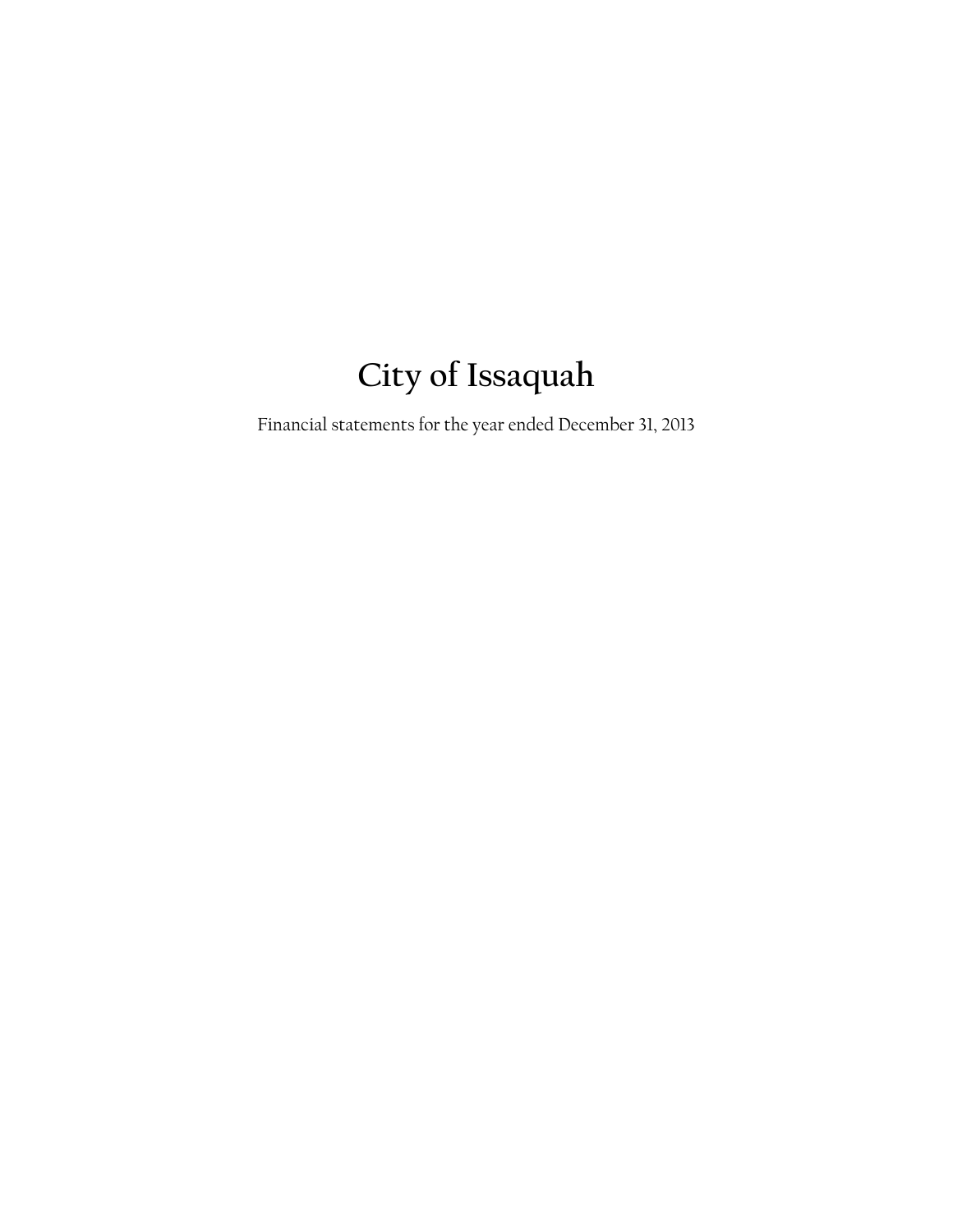# City of Issaquah

Financial statements for the year ended December 31, 2013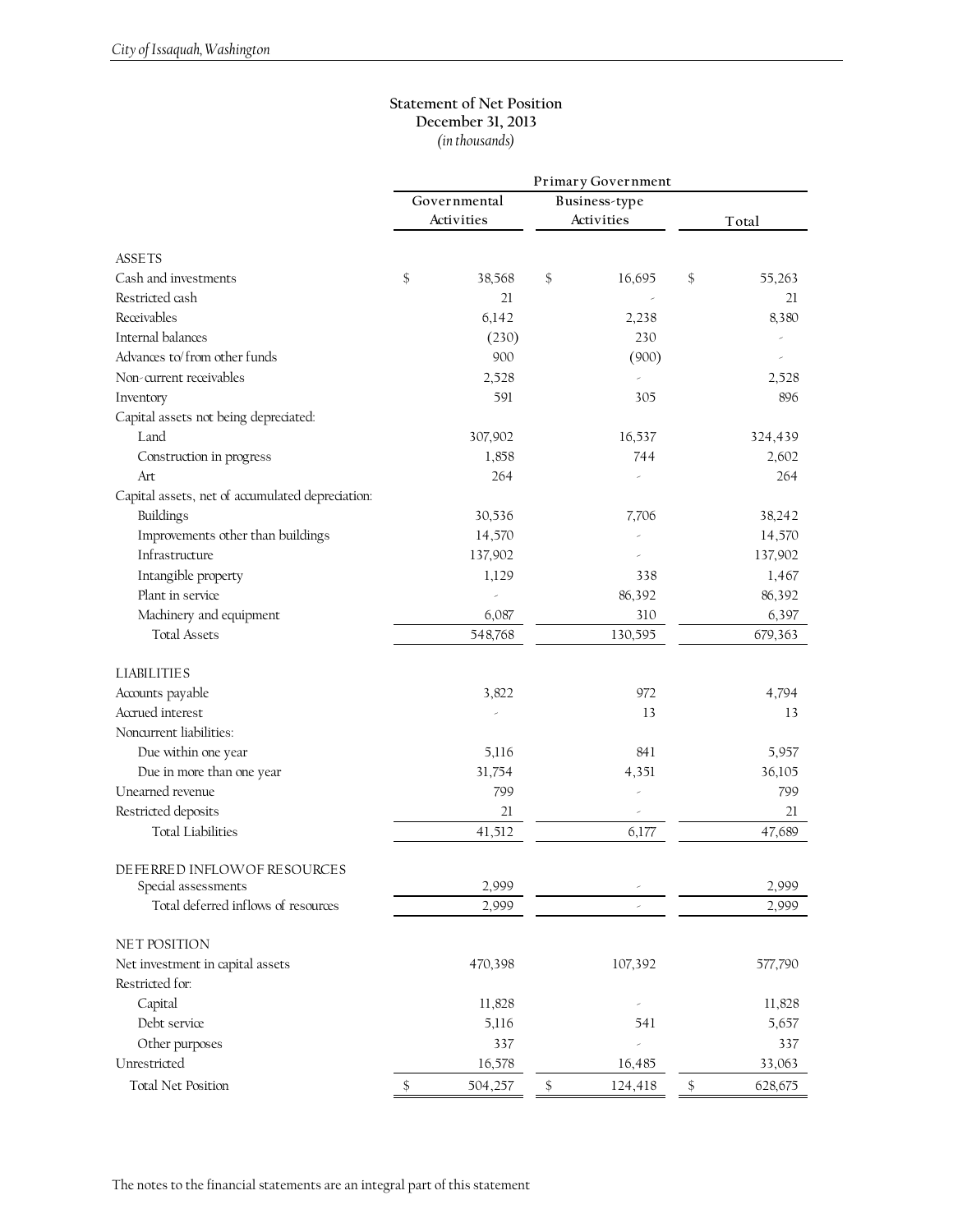# Statement of Net Position

## December 31, 2013

*(in thousands)*

| | Primary Government | | |
|---|---|---|---|
| | Governmental Activities | Business-type Activities | Total |
| **ASSETS** | | | |
| Cash and investments | $ 38,568 | $ 16,695 | $ 55,263 |
| Restricted cash | 21 | - | 21 |
| Receivables | 6,142 | 2,238 | 8,380 |
| Internal balances | (230) | 230 | - |
| Advances to/from other funds | 900 | (900) | - |
| Non-current receivables | 2,528 | - | 2,528 |
| Inventory | 591 | 305 | 896 |
| Capital assets not being depreciated: | | | |
| Land | 307,902 | 16,537 | 324,439 |
| Construction in progress | 1,858 | 744 | 2,602 |
| Art | 264 | - | 264 |
| Capital assets, net of accumulated depreciation: | | | |
| Buildings | 30,536 | 7,706 | 38,242 |
| Improvements other than buildings | 14,570 | - | 14,570 |
| Infrastructure | 137,902 | - | 137,902 |
| Intangible property | 1,129 | 338 | 1,467 |
| Plant in service | - | 86,392 | 86,392 |
| Machinery and equipment | 6,087 | 310 | 6,397 |
| Total Assets | 548,768 | 130,595 | 679,363 |
| **LIABILITIES** | | | |
| Accounts payable | 3,822 | 972 | 4,794 |
| Accrued interest | - | 13 | 13 |
| Noncurrent liabilities: | | | |
| Due within one year | 5,116 | 841 | 5,957 |
| Due in more than one year | 31,754 | 4,351 | 36,105 |
| Unearned revenue | 799 | - | 799 |
| Restricted deposits | 21 | - | 21 |
| Total Liabilities | 41,512 | 6,177 | 47,689 |
| **DEFERRED INFLOW OF RESOURCES** | | | |
| Special assessments | 2,999 | - | 2,999 |
| Total deferred inflows of resources | 2,999 | - | 2,999 |
| **NET POSITION** | | | |
| Net investment in capital assets | 470,398 | 107,392 | 577,790 |
| Restricted for: | | | |
| Capital | 11,828 | - | 11,828 |
| Debt service | 5,116 | 541 | 5,657 |
| Other purposes | 337 | - | 337 |
| Unrestricted | 16,578 | 16,485 | 33,063 |
| Total Net Position | $ 504,257 | $ 124,418 | $ 628,675 |

The notes to the financial statements are an integral part of this statement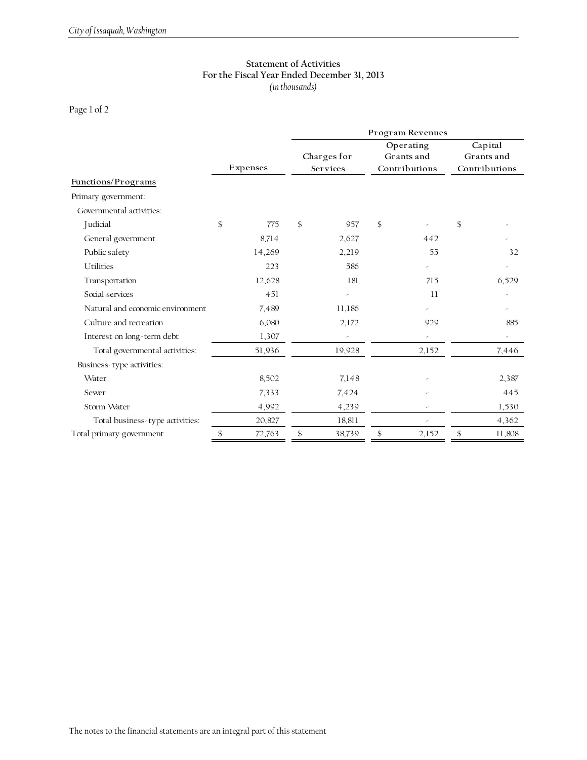## Statement of Activities
### For the Fiscal Year Ended December 31, 2013
*(in thousands)*

Page 1 of 2

| | | Program Revenues | | |
|---|---|---|---|---|
| **Functions/Programs** | Expenses | Charges for Services | Operating Grants and Contributions | Capital Grants and Contributions |
| Primary government: | | | | |
| Governmental activities: | | | | |
| Judicial | $ 775 | $ 957 | $ - | $ - |
| General government | 8,714 | 2,627 | 442 | - |
| Public safety | 14,269 | 2,219 | 55 | 32 |
| Utilities | 223 | 586 | - | - |
| Transportation | 12,628 | 181 | 715 | 6,529 |
| Social services | 451 | - | 11 | - |
| Natural and economic environment | 7,489 | 11,186 | - | - |
| Culture and recreation | 6,080 | 2,172 | 929 | 885 |
| Interest on long-term debt | 1,307 | - | - | - |
| Total governmental activities: | 51,936 | 19,928 | 2,152 | 7,446 |
| Business-type activities: | | | | |
| Water | 8,502 | 7,148 | - | 2,387 |
| Sewer | 7,333 | 7,424 | - | 445 |
| Storm Water | 4,992 | 4,239 | - | 1,530 |
| Total business-type activities: | 20,827 | 18,811 | - | 4,362 |
| Total primary government | $ 72,763 | $ 38,739 | $ 2,152 | $ 11,808 |

The notes to the financial statements are an integral part of this statement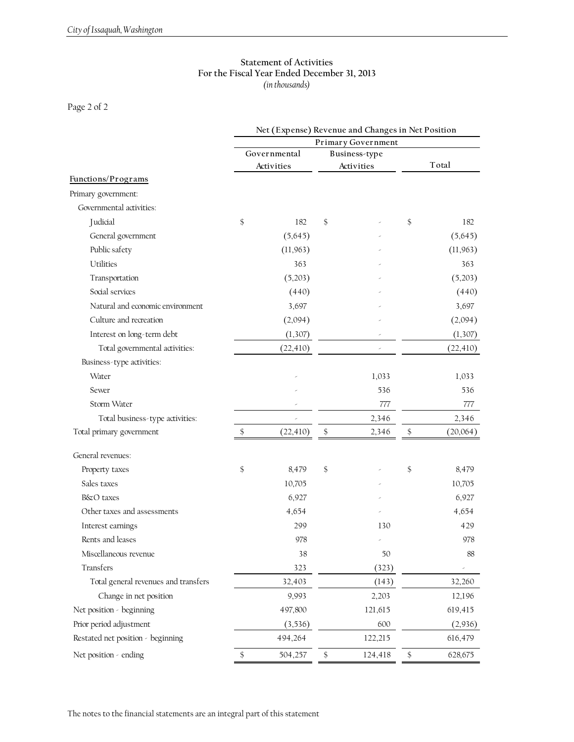## Statement of Activities
### For the Fiscal Year Ended December 31, 2013
*(in thousands)*

Page 2 of 2

| | Net (Expense) Revenue and Changes in Net Position | | |
|---|---|---|---|
| | Primary Government | | |
| | Governmental Activities | Business-type Activities | Total |
| **Functions/Programs** | | | |
| Primary government: | | | |
| Governmental activities: | | | |
| Judicial | $ 182 | $ - | $ 182 |
| General government | (5,645) | - | (5,645) |
| Public safety | (11,963) | - | (11,963) |
| Utilities | 363 | - | 363 |
| Transportation | (5,203) | - | (5,203) |
| Social services | (440) | - | (440) |
| Natural and economic environment | 3,697 | - | 3,697 |
| Culture and recreation | (2,094) | - | (2,094) |
| Interest on long-term debt | (1,307) | - | (1,307) |
| Total governmental activities: | (22,410) | - | (22,410) |
| Business-type activities: | | | |
| Water | - | 1,033 | 1,033 |
| Sewer | - | 536 | 536 |
| Storm Water | - | 777 | 777 |
| Total business-type activities: | - | 2,346 | 2,346 |
| Total primary government | $ (22,410) | $ 2,346 | $ (20,064) |
| General revenues: | | | |
| Property taxes | $ 8,479 | $ - | $ 8,479 |
| Sales taxes | 10,705 | - | 10,705 |
| B&O taxes | 6,927 | - | 6,927 |
| Other taxes and assessments | 4,654 | - | 4,654 |
| Interest earnings | 299 | 130 | 429 |
| Rents and leases | 978 | - | 978 |
| Miscellaneous revenue | 38 | 50 | 88 |
| Transfers | 323 | (323) | - |
| Total general revenues and transfers | 32,403 | (143) | 32,260 |
| Change in net position | 9,993 | 2,203 | 12,196 |
| Net position - beginning | 497,800 | 121,615 | 619,415 |
| Prior period adjustment | (3,536) | 600 | (2,936) |
| Restated net position - beginning | 494,264 | 122,215 | 616,479 |
| Net position - ending | $ 504,257 | $ 124,418 | $ 628,675 |

The notes to the financial statements are an integral part of this statement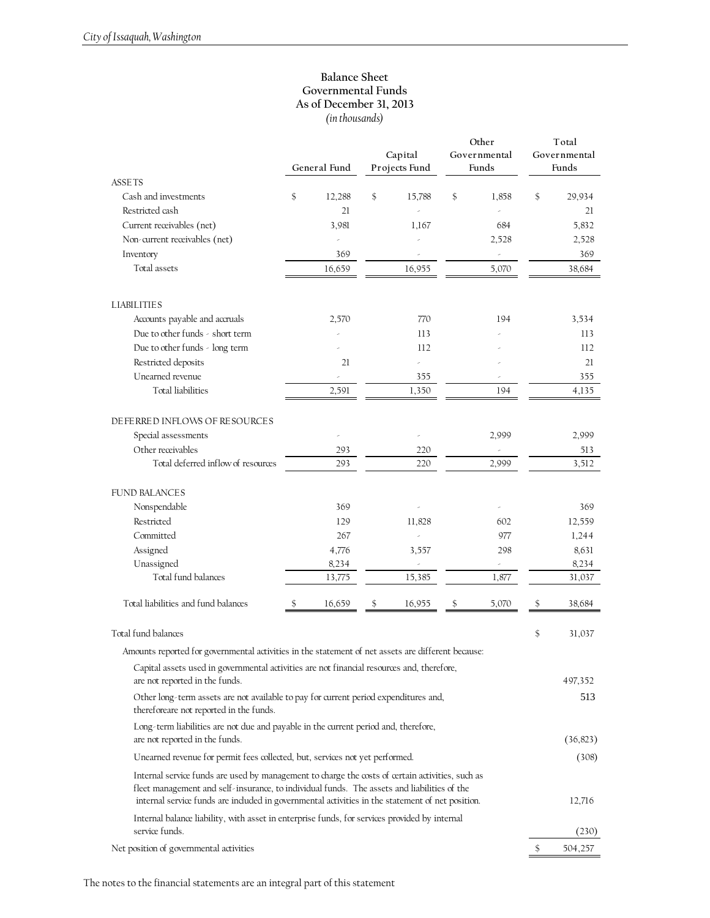## Balance Sheet
## Governmental Funds
## As of December 31, 2013
*(in thousands)*

| | General Fund | Capital Projects Fund | Other Governmental Funds | Total Governmental Funds |
|---|---|---|---|---|
| **ASSETS** | | | | |
| Cash and investments | $ 12,288 | $ 15,788 | $ 1,858 | $ 29,934 |
| Restricted cash | 21 | - | - | 21 |
| Current receivables (net) | 3,981 | 1,167 | 684 | 5,832 |
| Non-current receivables (net) | - | - | 2,528 | 2,528 |
| Inventory | 369 | - | - | 369 |
| Total assets | 16,659 | 16,955 | 5,070 | 38,684 |
| **LIABILITIES** | | | | |
| Accounts payable and accruals | 2,570 | 770 | 194 | 3,534 |
| Due to other funds - short term | - | 113 | - | 113 |
| Due to other funds - long term | - | 112 | - | 112 |
| Restricted deposits | 21 | - | - | 21 |
| Unearned revenue | - | 355 | - | 355 |
| Total liabilities | 2,591 | 1,350 | 194 | 4,135 |
| **DEFERRED INFLOWS OF RESOURCES** | | | | |
| Special assessments | - | - | 2,999 | 2,999 |
| Other receivables | 293 | 220 | - | 513 |
| Total deferred inflow of resources | 293 | 220 | 2,999 | 3,512 |
| **FUND BALANCES** | | | | |
| Nonspendable | 369 | - | - | 369 |
| Restricted | 129 | 11,828 | 602 | 12,559 |
| Committed | 267 | - | 977 | 1,244 |
| Assigned | 4,776 | 3,557 | 298 | 8,631 |
| Unassigned | 8,234 | - | - | 8,234 |
| Total fund balances | 13,775 | 15,385 | 1,877 | 31,037 |
| Total liabilities and fund balances | $ 16,659 | $ 16,955 | $ 5,070 | $ 38,684 |

| | |
|---|---|
| Total fund balances | $ 31,037 |
| Amounts reported for governmental activities in the statement of net assets are different because: | |
| Capital assets used in governmental activities are not financial resources and, therefore, are not reported in the funds. | 497,352 |
| Other long-term assets are not available to pay for current period expenditures and, thereforeare not reported in the funds. | 513 |
| Long-term liabilities are not due and payable in the current period and, therefore, are not reported in the funds. | (36,823) |
| Unearned revenue for permit fees collected, but, services not yet performed. | (308) |
| Internal service funds are used by management to charge the costs of certain activities, such as fleet management and self-insurance, to individual funds. The assets and liabilities of the internal service funds are included in governmental activities in the statement of net position. | 12,716 |
| Internal balance liability, with asset in enterprise funds, for services provided by internal service funds. | (230) |
| Net position of governmental activities | $ 504,257 |

The notes to the financial statements are an integral part of this statement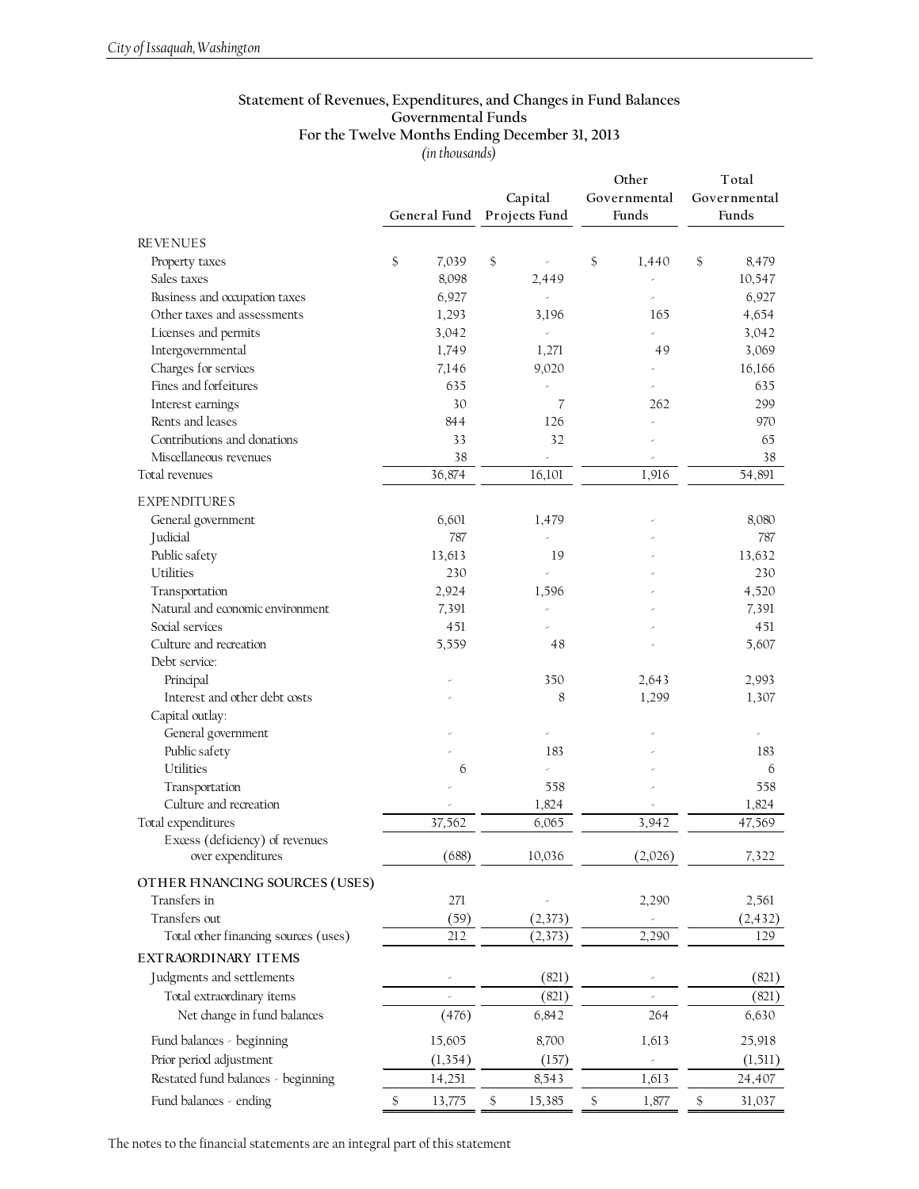## Statement of Revenues, Expenditures, and Changes in Fund Balances
## Governmental Funds
## For the Twelve Months Ending December 31, 2013
*(in thousands)*

| | General Fund | Capital Projects Fund | Other Governmental Funds | Total Governmental Funds |
|---|---|---|---|---|
| **REVENUES** | | | | |
| Property taxes | $ 7,039 | $ - | $ 1,440 | $ 8,479 |
| Sales taxes | 8,098 | 2,449 | - | 10,547 |
| Business and occupation taxes | 6,927 | - | - | 6,927 |
| Other taxes and assessments | 1,293 | 3,196 | 165 | 4,654 |
| Licenses and permits | 3,042 | - | - | 3,042 |
| Intergovernmental | 1,749 | 1,271 | 49 | 3,069 |
| Charges for services | 7,146 | 9,020 | - | 16,166 |
| Fines and forfeitures | 635 | - | - | 635 |
| Interest earnings | 30 | 7 | 262 | 299 |
| Rents and leases | 844 | 126 | - | 970 |
| Contributions and donations | 33 | 32 | - | 65 |
| Miscellaneous revenues | 38 | - | - | 38 |
| Total revenues | 36,874 | 16,101 | 1,916 | 54,891 |
| **EXPENDITURES** | | | | |
| General government | 6,601 | 1,479 | - | 8,080 |
| Judicial | 787 | - | - | 787 |
| Public safety | 13,613 | 19 | - | 13,632 |
| Utilities | 230 | - | - | 230 |
| Transportation | 2,924 | 1,596 | - | 4,520 |
| Natural and economic environment | 7,391 | - | - | 7,391 |
| Social services | 451 | - | - | 451 |
| Culture and recreation | 5,559 | 48 | - | 5,607 |
| Debt service: | | | | |
| Principal | - | 350 | 2,643 | 2,993 |
| Interest and other debt costs | - | 8 | 1,299 | 1,307 |
| Capital outlay: | | | | |
| General government | - | - | - | - |
| Public safety | - | 183 | - | 183 |
| Utilities | 6 | - | - | 6 |
| Transportation | - | 558 | - | 558 |
| Culture and recreation | - | 1,824 | - | 1,824 |
| Total expenditures | 37,562 | 6,065 | 3,942 | 47,569 |
| Excess (deficiency) of revenues over expenditures | (688) | 10,036 | (2,026) | 7,322 |
| **OTHER FINANCING SOURCES (USES)** | | | | |
| Transfers in | 271 | - | 2,290 | 2,561 |
| Transfers out | (59) | (2,373) | - | (2,432) |
| Total other financing sources (uses) | 212 | (2,373) | 2,290 | 129 |
| **EXTRAORDINARY ITEMS** | | | | |
| Judgments and settlements | - | (821) | - | (821) |
| Total extraordinary items | - | (821) | - | (821) |
| Net change in fund balances | (476) | 6,842 | 264 | 6,630 |
| Fund balances - beginning | 15,605 | 8,700 | 1,613 | 25,918 |
| Prior period adjustment | (1,354) | (157) | - | (1,511) |
| Restated fund balances - beginning | 14,251 | 8,543 | 1,613 | 24,407 |
| Fund balances - ending | $ 13,775 | $ 15,385 | $ 1,877 | $ 31,037 |

The notes to the financial statements are an integral part of this statement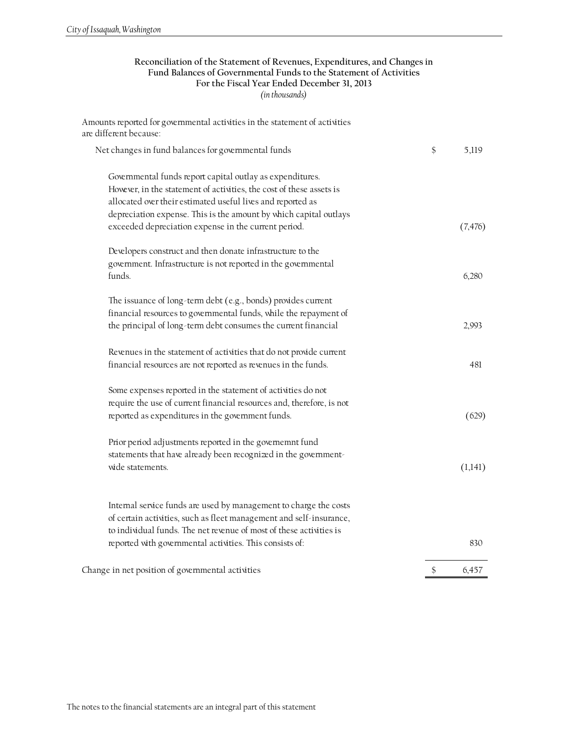## Reconciliation of the Statement of Revenues, Expenditures, and Changes in Fund Balances of Governmental Funds to the Statement of Activities

### For the Fiscal Year Ended December 31, 2013

*(in thousands)*

| | | |
|---|---|---|
| Amounts reported for governmental activities in the statement of activities are different because: | | |
| Net changes in fund balances for governmental funds | $ | 5,119 |
| Governmental funds report capital outlay as expenditures. However, in the statement of activities, the cost of these assets is allocated over their estimated useful lives and reported as depreciation expense. This is the amount by which capital outlays exceeded depreciation expense in the current period. | | (7,476) |
| Developers construct and then donate infrastructure to the government. Infrastructure is not reported in the governmental funds. | | 6,280 |
| The issuance of long-term debt (e.g., bonds) provides current financial resources to governmental funds, while the repayment of the principal of long-term debt consumes the current financial | | 2,993 |
| Revenues in the statement of activities that do not provide current financial resources are not reported as revenues in the funds. | | 481 |
| Some expenses reported in the statement of activities do not require the use of current financial resources and, therefore, is not reported as expenditures in the government funds. | | (629) |
| Prior period adjustments reported in the governemnt fund statements that have already been recognized in the government-wide statements. | | (1,141) |
| Internal service funds are used by management to charge the costs of certain activities, such as fleet management and self-insurance, to individual funds. The net revenue of most of these activities is reported with governmental activities. This consists of: | | 830 |
| Change in net position of governmental activities | $ | 6,457 |

The notes to the financial statements are an integral part of this statement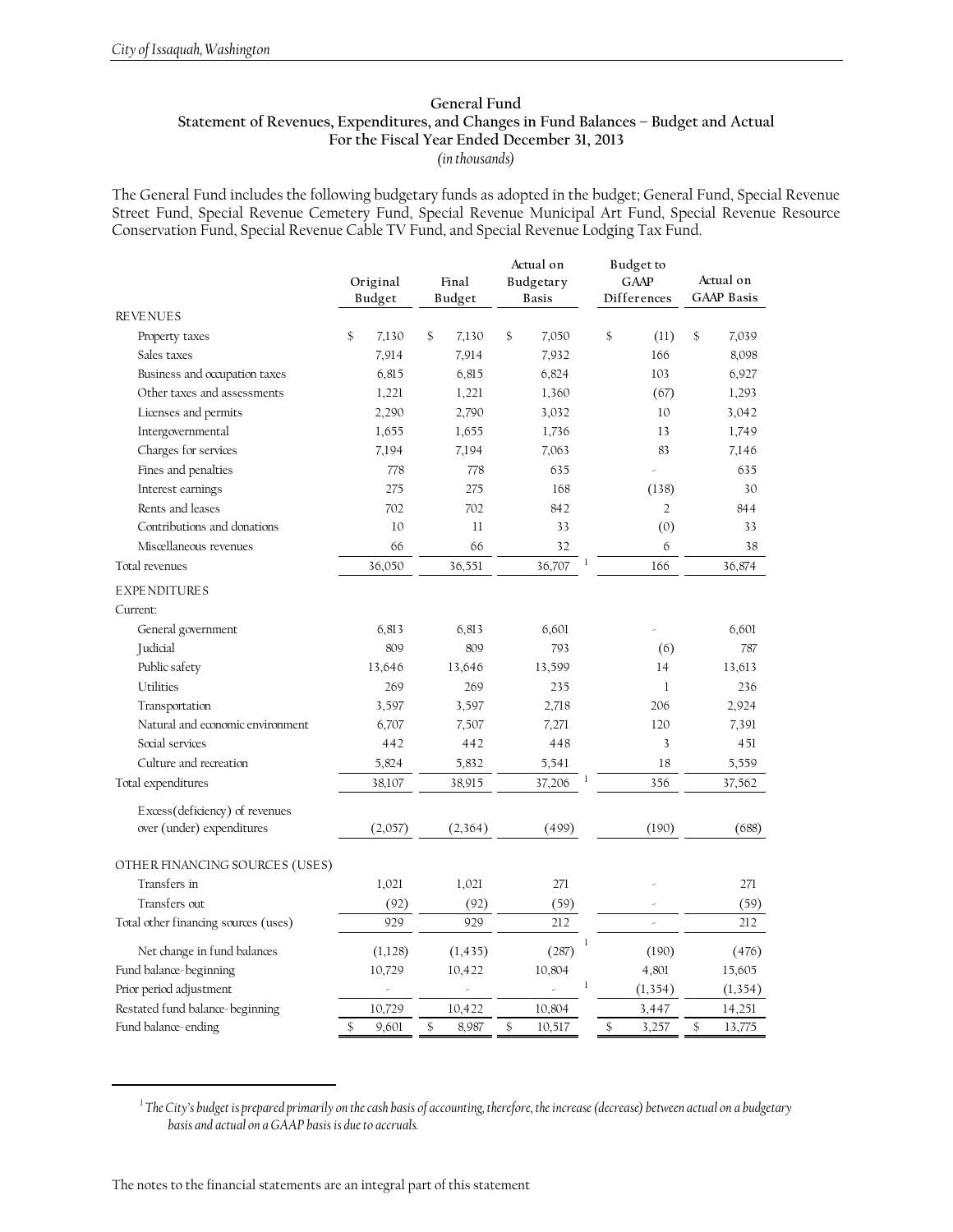## General Fund

## Statement of Revenues, Expenditures, and Changes in Fund Balances – Budget and Actual

## For the Fiscal Year Ended December 31, 2013

*(in thousands)*

The General Fund includes the following budgetary funds as adopted in the budget; General Fund, Special Revenue Street Fund, Special Revenue Cemetery Fund, Special Revenue Municipal Art Fund, Special Revenue Resource Conservation Fund, Special Revenue Cable TV Fund, and Special Revenue Lodging Tax Fund.

| | Original Budget | Final Budget | Actual on Budgetary Basis | Budget to GAAP Differences | Actual on GAAP Basis |
|---|---|---|---|---|---|
| REVENUES | | | | | |
| Property taxes | $ 7,130 | $ 7,130 | $ 7,050 | $ (11) | $ 7,039 |
| Sales taxes | 7,914 | 7,914 | 7,932 | 166 | 8,098 |
| Business and occupation taxes | 6,815 | 6,815 | 6,824 | 103 | 6,927 |
| Other taxes and assessments | 1,221 | 1,221 | 1,360 | (67) | 1,293 |
| Licenses and permits | 2,290 | 2,790 | 3,032 | 10 | 3,042 |
| Intergovernmental | 1,655 | 1,655 | 1,736 | 13 | 1,749 |
| Charges for services | 7,194 | 7,194 | 7,063 | 83 | 7,146 |
| Fines and penalties | 778 | 778 | 635 | - | 635 |
| Interest earnings | 275 | 275 | 168 | (138) | 30 |
| Rents and leases | 702 | 702 | 842 | 2 | 844 |
| Contributions and donations | 10 | 11 | 33 | (0) | 33 |
| Miscellaneous revenues | 66 | 66 | 32 | 6 | 38 |
| Total revenues | 36,050 | 36,551 | 36,707 [1] | 166 | 36,874 |
| EXPENDITURES | | | | | |
| Current: | | | | | |
| General government | 6,813 | 6,813 | 6,601 | - | 6,601 |
| Judicial | 809 | 809 | 793 | (6) | 787 |
| Public safety | 13,646 | 13,646 | 13,599 | 14 | 13,613 |
| Utilities | 269 | 269 | 235 | 1 | 236 |
| Transportation | 3,597 | 3,597 | 2,718 | 206 | 2,924 |
| Natural and economic environment | 6,707 | 7,507 | 7,271 | 120 | 7,391 |
| Social services | 442 | 442 | 448 | 3 | 451 |
| Culture and recreation | 5,824 | 5,832 | 5,541 | 18 | 5,559 |
| Total expenditures | 38,107 | 38,915 | 37,206 [1] | 356 | 37,562 |
| Excess(deficiency) of revenues over (under) expenditures | (2,057) | (2,364) | (499) | (190) | (688) |
| OTHER FINANCING SOURCES (USES) | | | | | |
| Transfers in | 1,021 | 1,021 | 271 | - | 271 |
| Transfers out | (92) | (92) | (59) | - | (59) |
| Total other financing sources (uses) | 929 | 929 | 212 | - | 212 |
| Net change in fund balances | (1,128) | (1,435) | (287) [1] | (190) | (476) |
| Fund balance-beginning | 10,729 | 10,422 | 10,804 | 4,801 | 15,605 |
| Prior period adjustment | - | - | - [1] | (1,354) | (1,354) |
| Restated fund balance-beginning | 10,729 | 10,422 | 10,804 | 3,447 | 14,251 |
| Fund balance-ending | $ 9,601 | $ 8,987 | $ 10,517 | $ 3,257 | $ 13,775 |

[1] *The City's budget is prepared primarily on the cash basis of accounting, therefore, the increase (decrease) between actual on a budgetary basis and actual on a GAAP basis is due to accruals.*

The notes to the financial statements are an integral part of this statement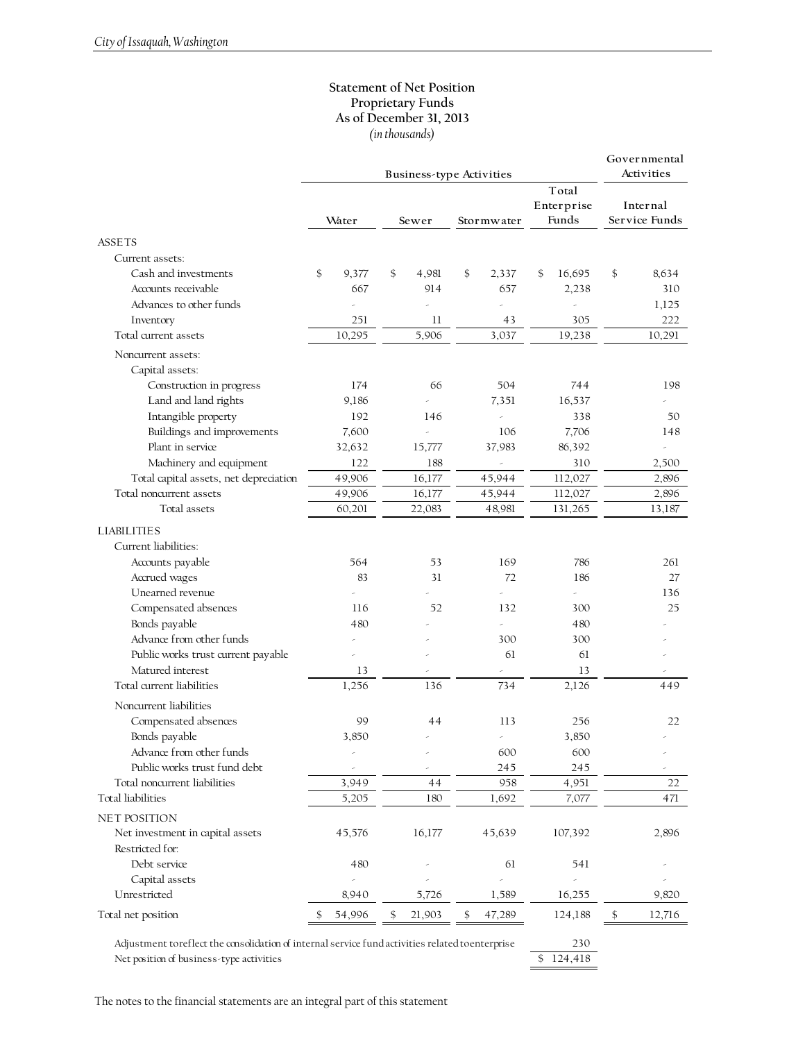# Statement of Net Position
## Proprietary Funds
## As of December 31, 2013
*(in thousands)*

| | Business-type Activities | | | | Governmental Activities |
|---|---|---|---|---|---|
| | Water | Sewer | Stormwater | Total Enterprise Funds | Internal Service Funds |
| **ASSETS** | | | | | |
| Current assets: | | | | | |
| Cash and investments | $ 9,377 | $ 4,981 | $ 2,337 | $ 16,695 | $ 8,634 |
| Accounts receivable | 667 | 914 | 657 | 2,238 | 310 |
| Advances to other funds | - | - | - | - | 1,125 |
| Inventory | 251 | 11 | 43 | 305 | 222 |
| Total current assets | 10,295 | 5,906 | 3,037 | 19,238 | 10,291 |
| Noncurrent assets: | | | | | |
| Capital assets: | | | | | |
| Construction in progress | 174 | 66 | 504 | 744 | 198 |
| Land and land rights | 9,186 | - | 7,351 | 16,537 | - |
| Intangible property | 192 | 146 | - | 338 | 50 |
| Buildings and improvements | 7,600 | - | 106 | 7,706 | 148 |
| Plant in service | 32,632 | 15,777 | 37,983 | 86,392 | - |
| Machinery and equipment | 122 | 188 | - | 310 | 2,500 |
| Total capital assets, net depreciation | 49,906 | 16,177 | 45,944 | 112,027 | 2,896 |
| Total noncurrent assets | 49,906 | 16,177 | 45,944 | 112,027 | 2,896 |
| Total assets | 60,201 | 22,083 | 48,981 | 131,265 | 13,187 |
| **LIABILITIES** | | | | | |
| Current liabilities: | | | | | |
| Accounts payable | 564 | 53 | 169 | 786 | 261 |
| Accrued wages | 83 | 31 | 72 | 186 | 27 |
| Unearned revenue | - | - | - | - | 136 |
| Compensated absences | 116 | 52 | 132 | 300 | 25 |
| Bonds payable | 480 | - | - | 480 | - |
| Advance from other funds | - | - | 300 | 300 | - |
| Public works trust current payable | - | - | 61 | 61 | - |
| Matured interest | 13 | - | - | 13 | - |
| Total current liabilities | 1,256 | 136 | 734 | 2,126 | 449 |
| Noncurrent liabilities | | | | | |
| Compensated absences | 99 | 44 | 113 | 256 | 22 |
| Bonds payable | 3,850 | - | - | 3,850 | - |
| Advance from other funds | - | - | 600 | 600 | - |
| Public works trust fund debt | - | - | 245 | 245 | - |
| Total noncurrent liabilities | 3,949 | 44 | 958 | 4,951 | 22 |
| Total liabilities | 5,205 | 180 | 1,692 | 7,077 | 471 |
| **NET POSITION** | | | | | |
| Net investment in capital assets | 45,576 | 16,177 | 45,639 | 107,392 | 2,896 |
| Restricted for: | | | | | |
| Debt service | 480 | - | 61 | 541 | - |
| Capital assets | - | - | - | - | - |
| Unrestricted | 8,940 | 5,726 | 1,589 | 16,255 | 9,820 |
| Total net position | $ 54,996 | $ 21,903 | $ 47,289 | 124,188 | $ 12,716 |
| Adjustment to reflect the consolidation of internal service fund activities related to enterprise | | | | 230 | |
| Net position of business-type activities | | | | $ 124,418 | |

The notes to the financial statements are an integral part of this statement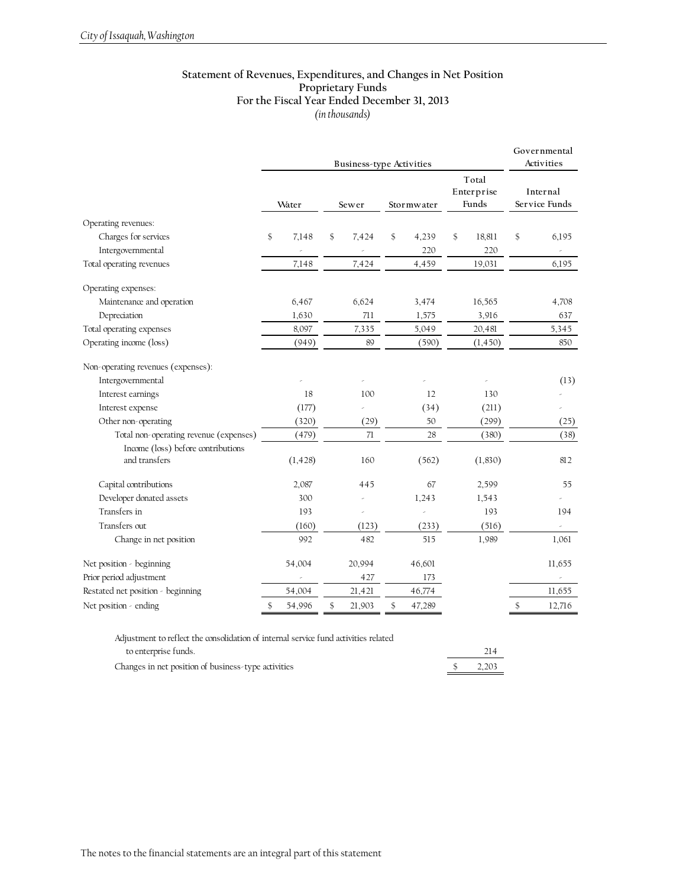# Statement of Revenues, Expenditures, and Changes in Net Position
## Proprietary Funds
## For the Fiscal Year Ended December 31, 2013
*(in thousands)*

| | Business-type Activities | | | | Governmental Activities |
|---|---|---|---|---|---|
| | Water | Sewer | Stormwater | Total Enterprise Funds | Internal Service Funds |
| Operating revenues: | | | | | |
| Charges for services | $ 7,148 | $ 7,424 | $ 4,239 | $ 18,811 | $ 6,195 |
| Intergovernmental | - | - | 220 | 220 | - |
| Total operating revenues | 7,148 | 7,424 | 4,459 | 19,031 | 6,195 |
| Operating expenses: | | | | | |
| Maintenance and operation | 6,467 | 6,624 | 3,474 | 16,565 | 4,708 |
| Depreciation | 1,630 | 711 | 1,575 | 3,916 | 637 |
| Total operating expenses | 8,097 | 7,335 | 5,049 | 20,481 | 5,345 |
| Operating income (loss) | (949) | 89 | (590) | (1,450) | 850 |
| Non-operating revenues (expenses): | | | | | |
| Intergovernmental | - | - | - | - | (13) |
| Interest earnings | 18 | 100 | 12 | 130 | - |
| Interest expense | (177) | - | (34) | (211) | - |
| Other non-operating | (320) | (29) | 50 | (299) | (25) |
| Total non-operating revenue (expenses) | (479) | 71 | 28 | (380) | (38) |
| Income (loss) before contributions and transfers | (1,428) | 160 | (562) | (1,830) | 812 |
| Capital contributions | 2,087 | 445 | 67 | 2,599 | 55 |
| Developer donated assets | 300 | - | 1,243 | 1,543 | - |
| Transfers in | 193 | - | - | 193 | 194 |
| Transfers out | (160) | (123) | (233) | (516) | - |
| Change in net position | 992 | 482 | 515 | 1,989 | 1,061 |
| Net position - beginning | 54,004 | 20,994 | 46,601 | | 11,655 |
| Prior period adjustment | - | 427 | 173 | | - |
| Restated net position - beginning | 54,004 | 21,421 | 46,774 | | 11,655 |
| Net position - ending | $ 54,996 | $ 21,903 | $ 47,289 | | $ 12,716 |

| | |
|---|---|
| Adjustment to reflect the consolidation of internal service fund activities related to enterprise funds. | 214 |
| Changes in net position of business-type activities | $ 2,203 |

The notes to the financial statements are an integral part of this statement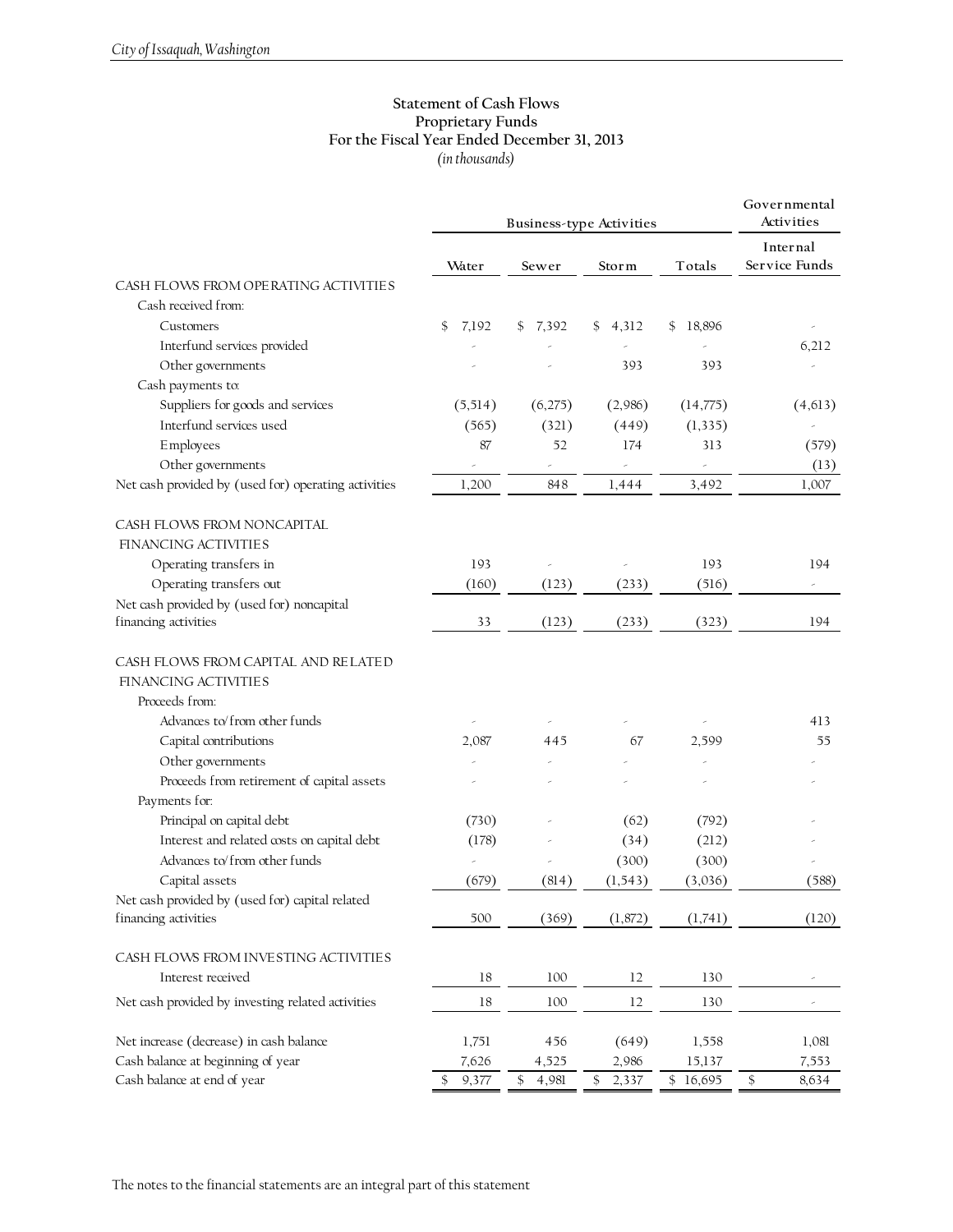## Statement of Cash Flows
## Proprietary Funds
## For the Fiscal Year Ended December 31, 2013
*(in thousands)*

| | Business-type Activities | | | | Governmental Activities |
|---|---|---|---|---|---|
| | Water | Sewer | Storm | Totals | Internal Service Funds |
| CASH FLOWS FROM OPERATING ACTIVITIES | | | | | |
| Cash received from: | | | | | |
| Customers | $ 7,192 | $ 7,392 | $ 4,312 | $ 18,896 | - |
| Interfund services provided | - | - | - | - | 6,212 |
| Other governments | - | - | 393 | 393 | - |
| Cash payments to: | | | | | |
| Suppliers for goods and services | (5,514) | (6,275) | (2,986) | (14,775) | (4,613) |
| Interfund services used | (565) | (321) | (449) | (1,335) | - |
| Employees | 87 | 52 | 174 | 313 | (579) |
| Other governments | - | - | - | - | (13) |
| Net cash provided by (used for) operating activities | 1,200 | 848 | 1,444 | 3,492 | 1,007 |
| CASH FLOWS FROM NONCAPITAL FINANCING ACTIVITIES | | | | | |
| Operating transfers in | 193 | - | - | 193 | 194 |
| Operating transfers out | (160) | (123) | (233) | (516) | - |
| Net cash provided by (used for) noncapital financing activities | 33 | (123) | (233) | (323) | 194 |
| CASH FLOWS FROM CAPITAL AND RELATED FINANCING ACTIVITIES | | | | | |
| Proceeds from: | | | | | |
| Advances to/from other funds | - | - | - | - | 413 |
| Capital contributions | 2,087 | 445 | 67 | 2,599 | 55 |
| Other governments | - | - | - | - | - |
| Proceeds from retirement of capital assets | - | - | - | - | - |
| Payments for: | | | | | |
| Principal on capital debt | (730) | - | (62) | (792) | - |
| Interest and related costs on capital debt | (178) | - | (34) | (212) | - |
| Advances to/from other funds | - | - | (300) | (300) | - |
| Capital assets | (679) | (814) | (1,543) | (3,036) | (588) |
| Net cash provided by (used for) capital related financing activities | 500 | (369) | (1,872) | (1,741) | (120) |
| CASH FLOWS FROM INVESTING ACTIVITIES | | | | | |
| Interest received | 18 | 100 | 12 | 130 | - |
| Net cash provided by investing related activities | 18 | 100 | 12 | 130 | - |
| Net increase (decrease) in cash balance | 1,751 | 456 | (649) | 1,558 | 1,081 |
| Cash balance at beginning of year | 7,626 | 4,525 | 2,986 | 15,137 | 7,553 |
| Cash balance at end of year | $ 9,377 | $ 4,981 | $ 2,337 | $ 16,695 | $ 8,634 |

The notes to the financial statements are an integral part of this statement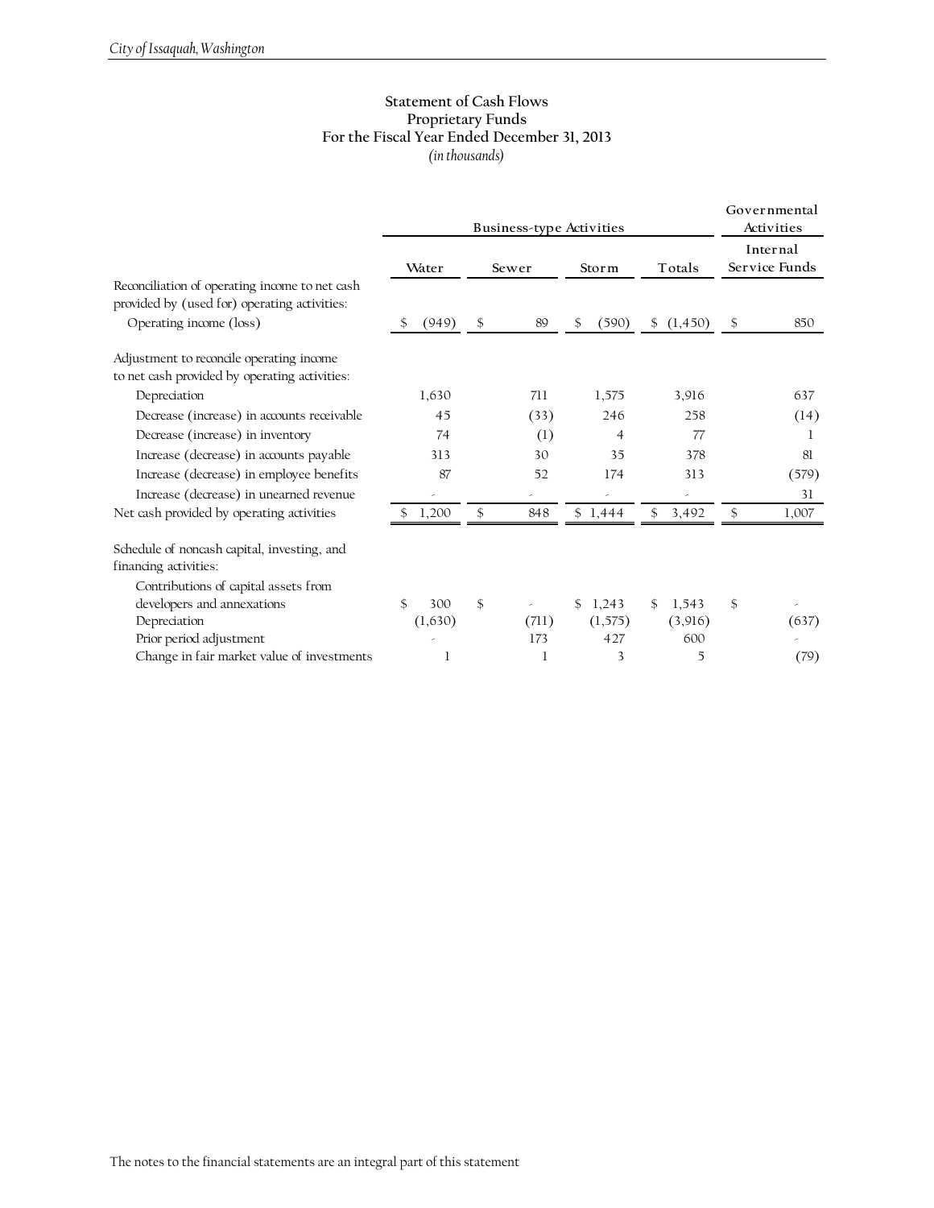# Statement of Cash Flows
## Proprietary Funds
## For the Fiscal Year Ended December 31, 2013
*(in thousands)*

| | Business-type Activities | | | | Governmental Activities |
|---|---|---|---|---|---|
| | Water | Sewer | Storm | Totals | Internal Service Funds |
| Reconciliation of operating income to net cash provided by (used for) operating activities: | | | | | |
| Operating income (loss) | $ (949) | $ 89 | $ (590) | $ (1,450) | $ 850 |
| Adjustment to reconcile operating income to net cash provided by operating activities: | | | | | |
| Depreciation | 1,630 | 711 | 1,575 | 3,916 | 637 |
| Decrease (increase) in accounts receivable | 45 | (33) | 246 | 258 | (14) |
| Decrease (increase) in inventory | 74 | (1) | 4 | 77 | 1 |
| Increase (decrease) in accounts payable | 313 | 30 | 35 | 378 | 81 |
| Increase (decrease) in employee benefits | 87 | 52 | 174 | 313 | (579) |
| Increase (decrease) in unearned revenue | - | - | - | - | 31 |
| Net cash provided by operating activities | $ 1,200 | $ 848 | $ 1,444 | $ 3,492 | $ 1,007 |
| Schedule of noncash capital, investing, and financing activities: | | | | | |
| Contributions of capital assets from developers and annexations | $ 300 | $ - | $ 1,243 | $ 1,543 | $ - |
| Depreciation | (1,630) | (711) | (1,575) | (3,916) | (637) |
| Prior period adjustment | - | 173 | 427 | 600 | - |
| Change in fair market value of investments | 1 | 1 | 3 | 5 | (79) |

The notes to the financial statements are an integral part of this statement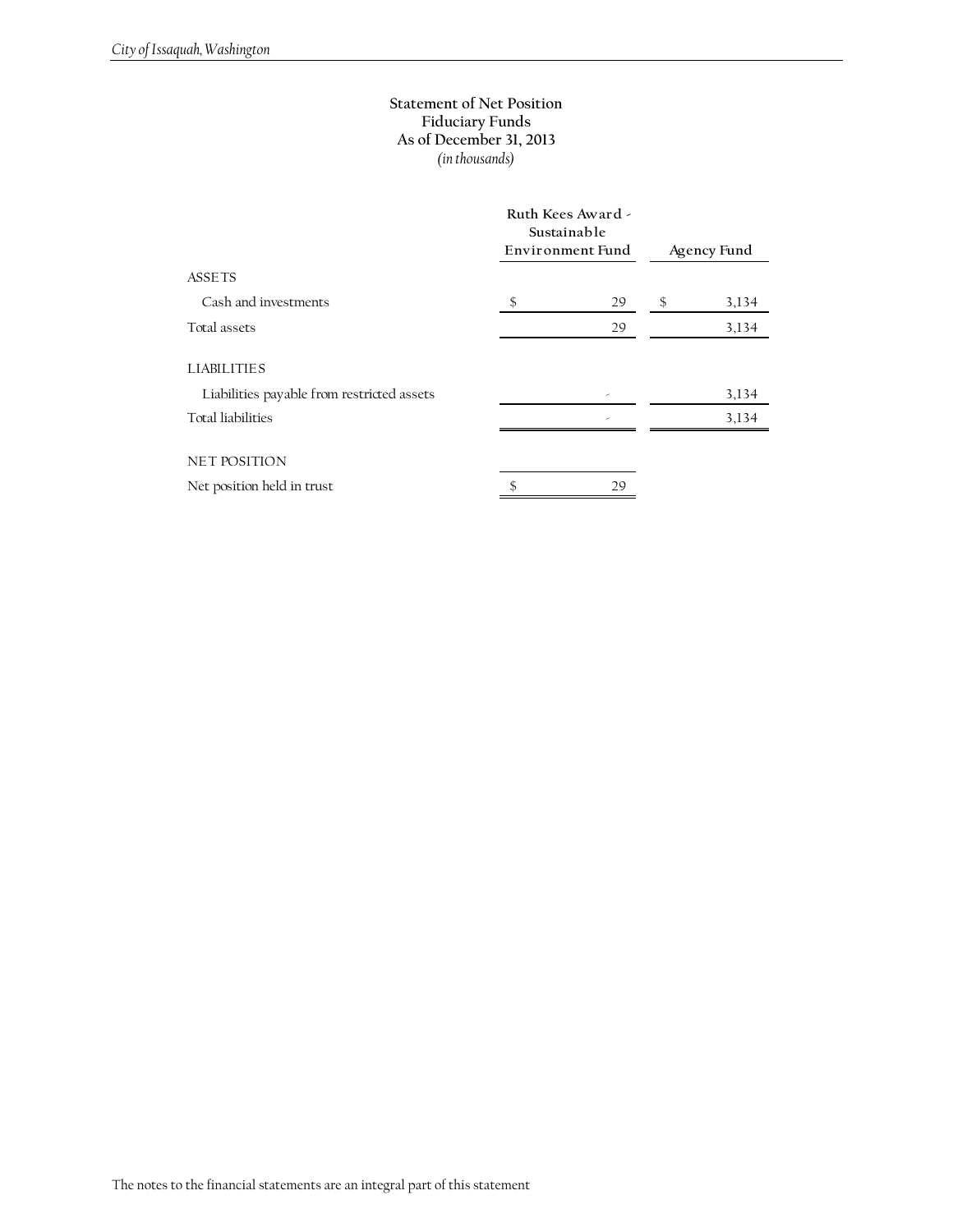# Statement of Net Position
## Fiduciary Funds
## As of December 31, 2013
*(in thousands)*

| | Ruth Kees Award - Sustainable Environment Fund | Agency Fund |
|---|---|---|
| ASSETS | | |
| Cash and investments | $ 29 | $ 3,134 |
| Total assets | 29 | 3,134 |
| LIABILITIES | | |
| Liabilities payable from restricted assets | - | 3,134 |
| Total liabilities | - | 3,134 |
| NET POSITION | | |
| Net position held in trust | $ 29 | |

The notes to the financial statements are an integral part of this statement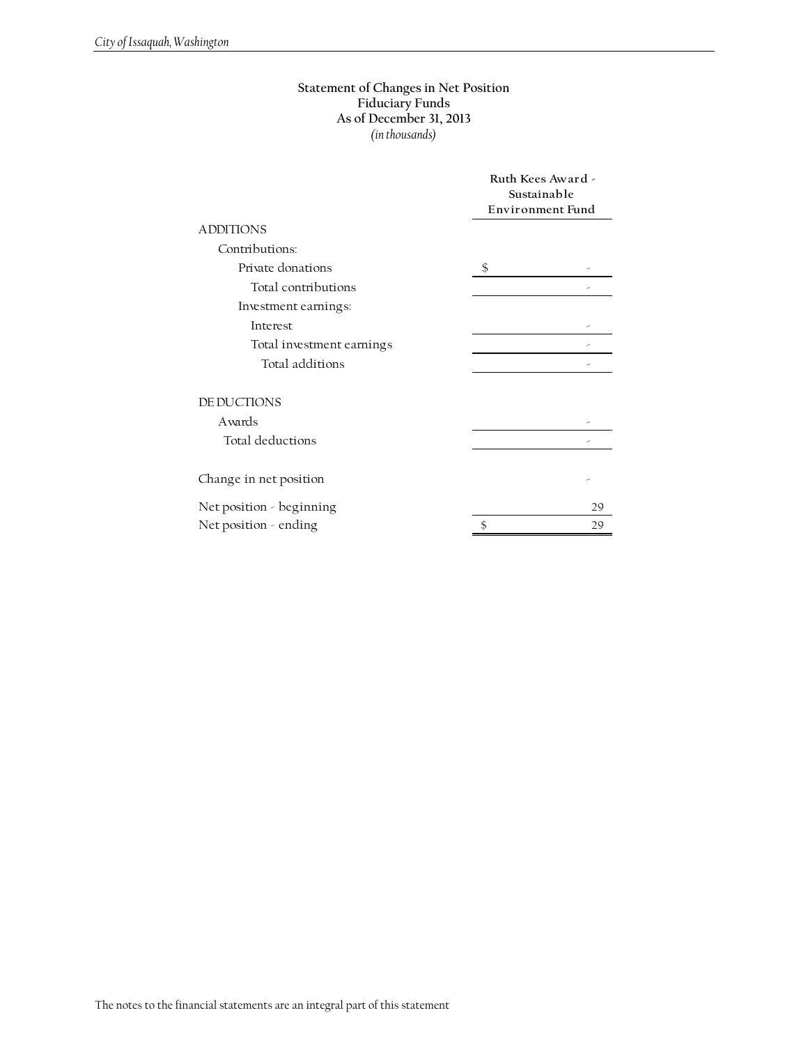**Statement of Changes in Net Position**
**Fiduciary Funds**
**As of December 31, 2013**
*(in thousands)*

| | Ruth Kees Award - Sustainable Environment Fund |
|---|---|
| ADDITIONS | |
| Contributions: | |
| Private donations | $ - |
| Total contributions | - |
| Investment earnings: | |
| Interest | - |
| Total investment earnings | - |
| Total additions | - |
| | |
| DEDUCTIONS | |
| Awards | - |
| Total deductions | - |
| | |
| Change in net position | - |
| Net position - beginning | 29 |
| Net position - ending | $ 29 |

The notes to the financial statements are an integral part of this statement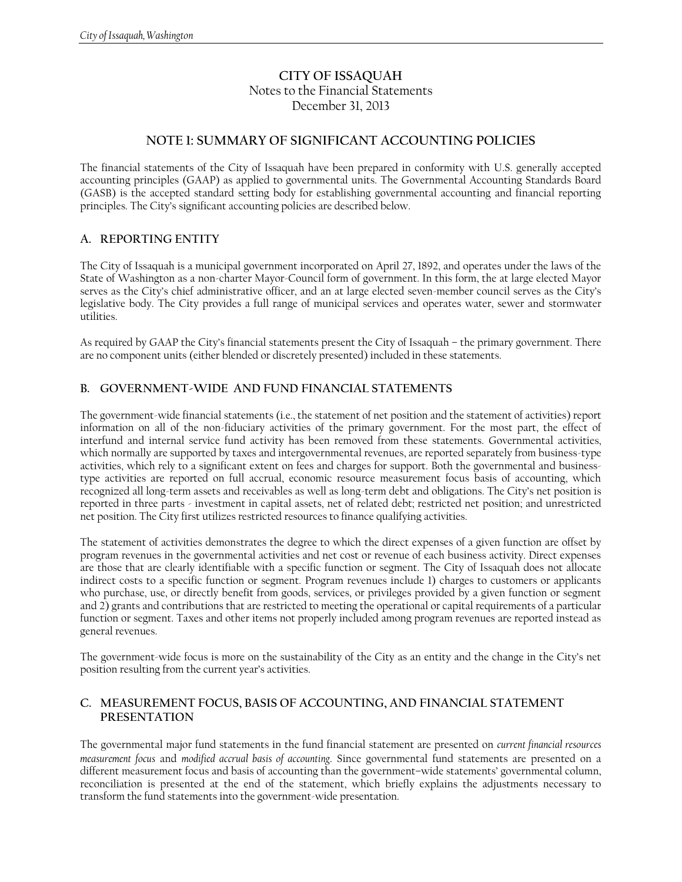# CITY OF ISSAQUAH

Notes to the Financial Statements
December 31, 2013

## NOTE 1: SUMMARY OF SIGNIFICANT ACCOUNTING POLICIES

The financial statements of the City of Issaquah have been prepared in conformity with U.S. generally accepted accounting principles (GAAP) as applied to governmental units. The Governmental Accounting Standards Board (GASB) is the accepted standard setting body for establishing governmental accounting and financial reporting principles. The City's significant accounting policies are described below.

### A. REPORTING ENTITY

The City of Issaquah is a municipal government incorporated on April 27, 1892, and operates under the laws of the State of Washington as a non-charter Mayor-Council form of government. In this form, the at large elected Mayor serves as the City's chief administrative officer, and an at large elected seven-member council serves as the City's legislative body. The City provides a full range of municipal services and operates water, sewer and stormwater utilities.

As required by GAAP the City's financial statements present the City of Issaquah – the primary government. There are no component units (either blended or discretely presented) included in these statements.

### B. GOVERNMENT-WIDE AND FUND FINANCIAL STATEMENTS

The government-wide financial statements (i.e., the statement of net position and the statement of activities) report information on all of the non-fiduciary activities of the primary government. For the most part, the effect of interfund and internal service fund activity has been removed from these statements. Governmental activities, which normally are supported by taxes and intergovernmental revenues, are reported separately from business-type activities, which rely to a significant extent on fees and charges for support. Both the governmental and business-type activities are reported on full accrual, economic resource measurement focus basis of accounting, which recognized all long-term assets and receivables as well as long-term debt and obligations. The City's net position is reported in three parts - investment in capital assets, net of related debt; restricted net position; and unrestricted net position. The City first utilizes restricted resources to finance qualifying activities.

The statement of activities demonstrates the degree to which the direct expenses of a given function are offset by program revenues in the governmental activities and net cost or revenue of each business activity. Direct expenses are those that are clearly identifiable with a specific function or segment. The City of Issaquah does not allocate indirect costs to a specific function or segment. Program revenues include 1) charges to customers or applicants who purchase, use, or directly benefit from goods, services, or privileges provided by a given function or segment and 2) grants and contributions that are restricted to meeting the operational or capital requirements of a particular function or segment. Taxes and other items not properly included among program revenues are reported instead as general revenues.

The government-wide focus is more on the sustainability of the City as an entity and the change in the City's net position resulting from the current year's activities.

### C. MEASUREMENT FOCUS, BASIS OF ACCOUNTING, AND FINANCIAL STATEMENT PRESENTATION

The governmental major fund statements in the fund financial statement are presented on *current financial resources measurement focus* and *modified accrual basis of accounting*. Since governmental fund statements are presented on a different measurement focus and basis of accounting than the government–wide statements' governmental column, reconciliation is presented at the end of the statement, which briefly explains the adjustments necessary to transform the fund statements into the government-wide presentation.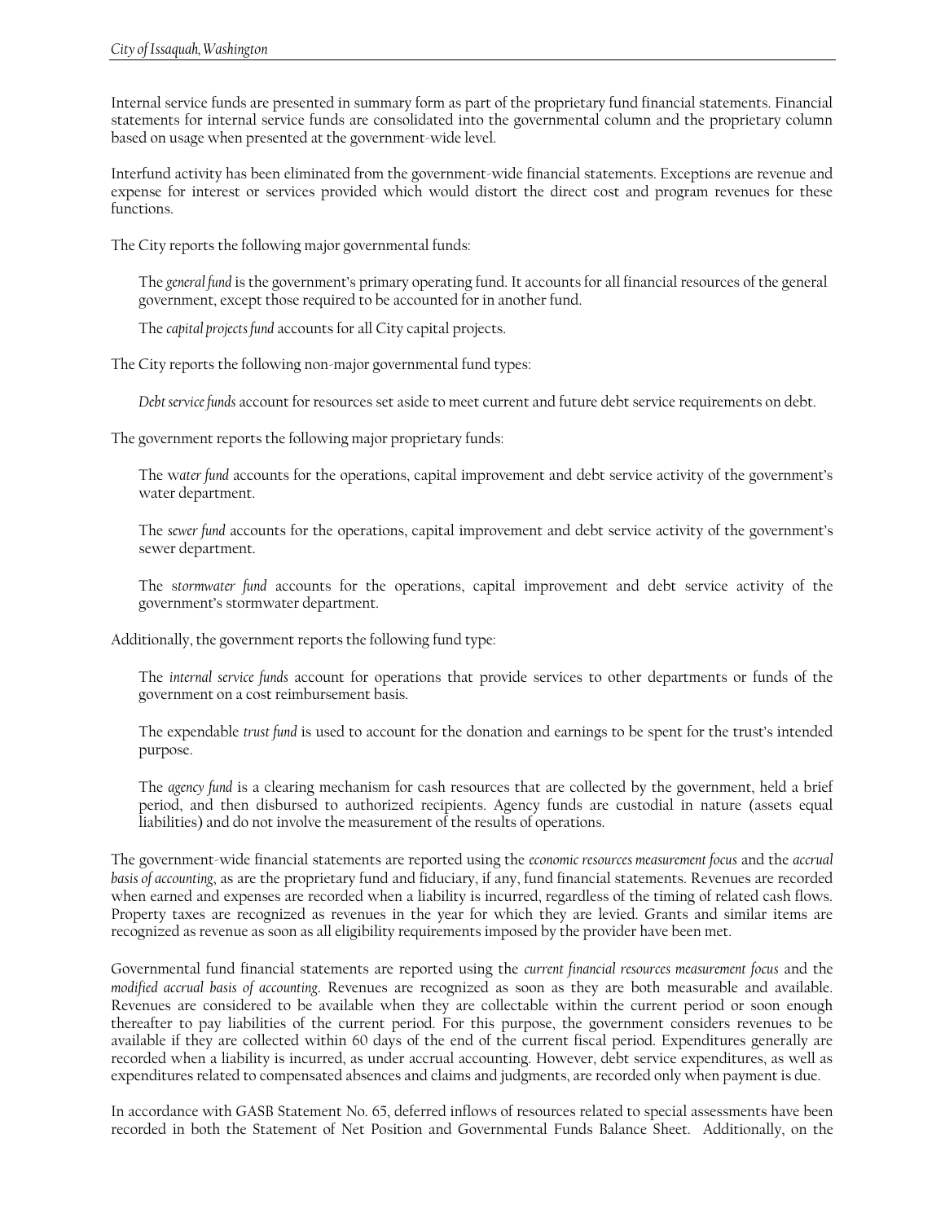Internal service funds are presented in summary form as part of the proprietary fund financial statements. Financial statements for internal service funds are consolidated into the governmental column and the proprietary column based on usage when presented at the government-wide level.

Interfund activity has been eliminated from the government-wide financial statements. Exceptions are revenue and expense for interest or services provided which would distort the direct cost and program revenues for these functions.

The City reports the following major governmental funds:

> The *general fund* is the government's primary operating fund. It accounts for all financial resources of the general government, except those required to be accounted for in another fund.
>
> The *capital projects fund* accounts for all City capital projects.

The City reports the following non-major governmental fund types:

> *Debt service funds* account for resources set aside to meet current and future debt service requirements on debt.

The government reports the following major proprietary funds:

> The w*ater fund* accounts for the operations, capital improvement and debt service activity of the government's water department.
>
> The *sewer fund* accounts for the operations, capital improvement and debt service activity of the government's sewer department.
>
> The s*tormwater fund* accounts for the operations, capital improvement and debt service activity of the government's stormwater department.

Additionally, the government reports the following fund type:

> The *internal service funds* account for operations that provide services to other departments or funds of the government on a cost reimbursement basis.
>
> The expendable *trust fund* is used to account for the donation and earnings to be spent for the trust's intended purpose.
>
> The *agency fund* is a clearing mechanism for cash resources that are collected by the government, held a brief period, and then disbursed to authorized recipients. Agency funds are custodial in nature (assets equal liabilities) and do not involve the measurement of the results of operations.

The government-wide financial statements are reported using the *economic resources measurement focus* and the *accrual basis of accounting*, as are the proprietary fund and fiduciary, if any, fund financial statements. Revenues are recorded when earned and expenses are recorded when a liability is incurred, regardless of the timing of related cash flows. Property taxes are recognized as revenues in the year for which they are levied. Grants and similar items are recognized as revenue as soon as all eligibility requirements imposed by the provider have been met.

Governmental fund financial statements are reported using the *current financial resources measurement focus* and the *modified accrual basis of accounting*. Revenues are recognized as soon as they are both measurable and available. Revenues are considered to be available when they are collectable within the current period or soon enough thereafter to pay liabilities of the current period. For this purpose, the government considers revenues to be available if they are collected within 60 days of the end of the current fiscal period. Expenditures generally are recorded when a liability is incurred, as under accrual accounting. However, debt service expenditures, as well as expenditures related to compensated absences and claims and judgments, are recorded only when payment is due.

In accordance with GASB Statement No. 65, deferred inflows of resources related to special assessments have been recorded in both the Statement of Net Position and Governmental Funds Balance Sheet. Additionally, on the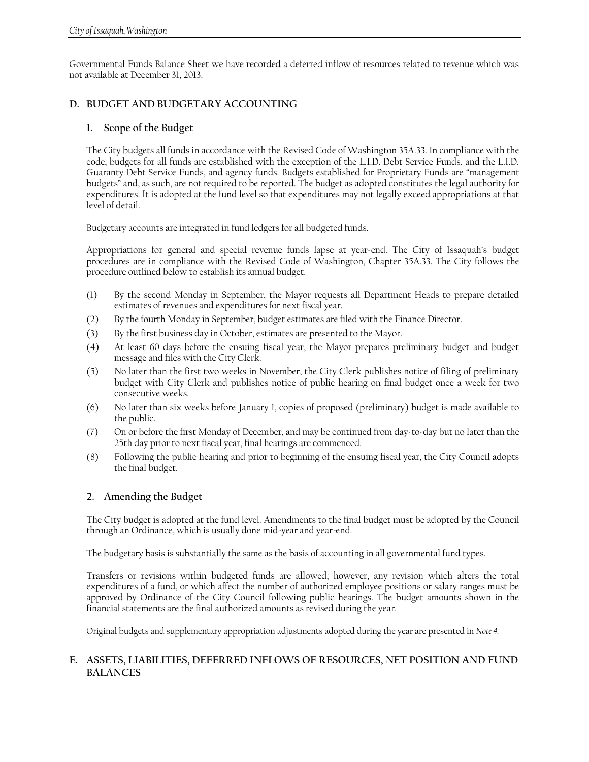Governmental Funds Balance Sheet we have recorded a deferred inflow of resources related to revenue which was not available at December 31, 2013.

## D. BUDGET AND BUDGETARY ACCOUNTING

### 1. Scope of the Budget

The City budgets all funds in accordance with the Revised Code of Washington 35A.33. In compliance with the code, budgets for all funds are established with the exception of the L.I.D. Debt Service Funds, and the L.I.D. Guaranty Debt Service Funds, and agency funds. Budgets established for Proprietary Funds are "management budgets" and, as such, are not required to be reported. The budget as adopted constitutes the legal authority for expenditures. It is adopted at the fund level so that expenditures may not legally exceed appropriations at that level of detail.

Budgetary accounts are integrated in fund ledgers for all budgeted funds.

Appropriations for general and special revenue funds lapse at year-end. The City of Issaquah's budget procedures are in compliance with the Revised Code of Washington, Chapter 35A.33. The City follows the procedure outlined below to establish its annual budget.

(1) By the second Monday in September, the Mayor requests all Department Heads to prepare detailed estimates of revenues and expenditures for next fiscal year.

(2) By the fourth Monday in September, budget estimates are filed with the Finance Director.

(3) By the first business day in October, estimates are presented to the Mayor.

(4) At least 60 days before the ensuing fiscal year, the Mayor prepares preliminary budget and budget message and files with the City Clerk.

(5) No later than the first two weeks in November, the City Clerk publishes notice of filing of preliminary budget with City Clerk and publishes notice of public hearing on final budget once a week for two consecutive weeks.

(6) No later than six weeks before January 1, copies of proposed (preliminary) budget is made available to the public.

(7) On or before the first Monday of December, and may be continued from day-to-day but no later than the 25th day prior to next fiscal year, final hearings are commenced.

(8) Following the public hearing and prior to beginning of the ensuing fiscal year, the City Council adopts the final budget.

### 2. Amending the Budget

The City budget is adopted at the fund level. Amendments to the final budget must be adopted by the Council through an Ordinance, which is usually done mid-year and year-end.

The budgetary basis is substantially the same as the basis of accounting in all governmental fund types.

Transfers or revisions within budgeted funds are allowed; however, any revision which alters the total expenditures of a fund, or which affect the number of authorized employee positions or salary ranges must be approved by Ordinance of the City Council following public hearings. The budget amounts shown in the financial statements are the final authorized amounts as revised during the year.

Original budgets and supplementary appropriation adjustments adopted during the year are presented in *Note 4.*

## E. ASSETS, LIABILITIES, DEFERRED INFLOWS OF RESOURCES, NET POSITION AND FUND BALANCES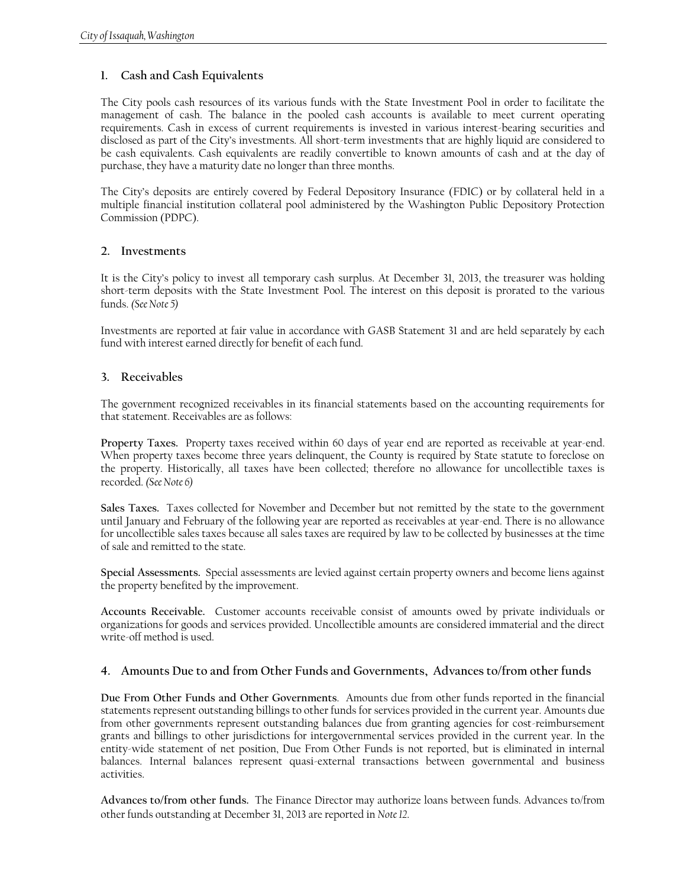## 1. Cash and Cash Equivalents

The City pools cash resources of its various funds with the State Investment Pool in order to facilitate the management of cash. The balance in the pooled cash accounts is available to meet current operating requirements. Cash in excess of current requirements is invested in various interest-bearing securities and disclosed as part of the City's investments. All short-term investments that are highly liquid are considered to be cash equivalents. Cash equivalents are readily convertible to known amounts of cash and at the day of purchase, they have a maturity date no longer than three months.

The City's deposits are entirely covered by Federal Depository Insurance (FDIC) or by collateral held in a multiple financial institution collateral pool administered by the Washington Public Depository Protection Commission (PDPC).

## 2. Investments

It is the City's policy to invest all temporary cash surplus. At December 31, 2013, the treasurer was holding short-term deposits with the State Investment Pool. The interest on this deposit is prorated to the various funds. *(See Note 5)*

Investments are reported at fair value in accordance with GASB Statement 31 and are held separately by each fund with interest earned directly for benefit of each fund.

## 3. Receivables

The government recognized receivables in its financial statements based on the accounting requirements for that statement. Receivables are as follows:

**Property Taxes.** Property taxes received within 60 days of year end are reported as receivable at year-end. When property taxes become three years delinquent, the County is required by State statute to foreclose on the property. Historically, all taxes have been collected; therefore no allowance for uncollectible taxes is recorded. *(See Note 6)*

**Sales Taxes.** Taxes collected for November and December but not remitted by the state to the government until January and February of the following year are reported as receivables at year-end. There is no allowance for uncollectible sales taxes because all sales taxes are required by law to be collected by businesses at the time of sale and remitted to the state.

**Special Assessments.** Special assessments are levied against certain property owners and become liens against the property benefited by the improvement.

**Accounts Receivable.** Customer accounts receivable consist of amounts owed by private individuals or organizations for goods and services provided. Uncollectible amounts are considered immaterial and the direct write-off method is used.

## 4. Amounts Due to and from Other Funds and Governments, Advances to/from other funds

**Due From Other Funds and Other Governments**. Amounts due from other funds reported in the financial statements represent outstanding billings to other funds for services provided in the current year. Amounts due from other governments represent outstanding balances due from granting agencies for cost-reimbursement grants and billings to other jurisdictions for intergovernmental services provided in the current year. In the entity-wide statement of net position, Due From Other Funds is not reported, but is eliminated in internal balances. Internal balances represent quasi-external transactions between governmental and business activities.

**Advances to/from other funds.** The Finance Director may authorize loans between funds. Advances to/from other funds outstanding at December 31, 2013 are reported in *Note 12*.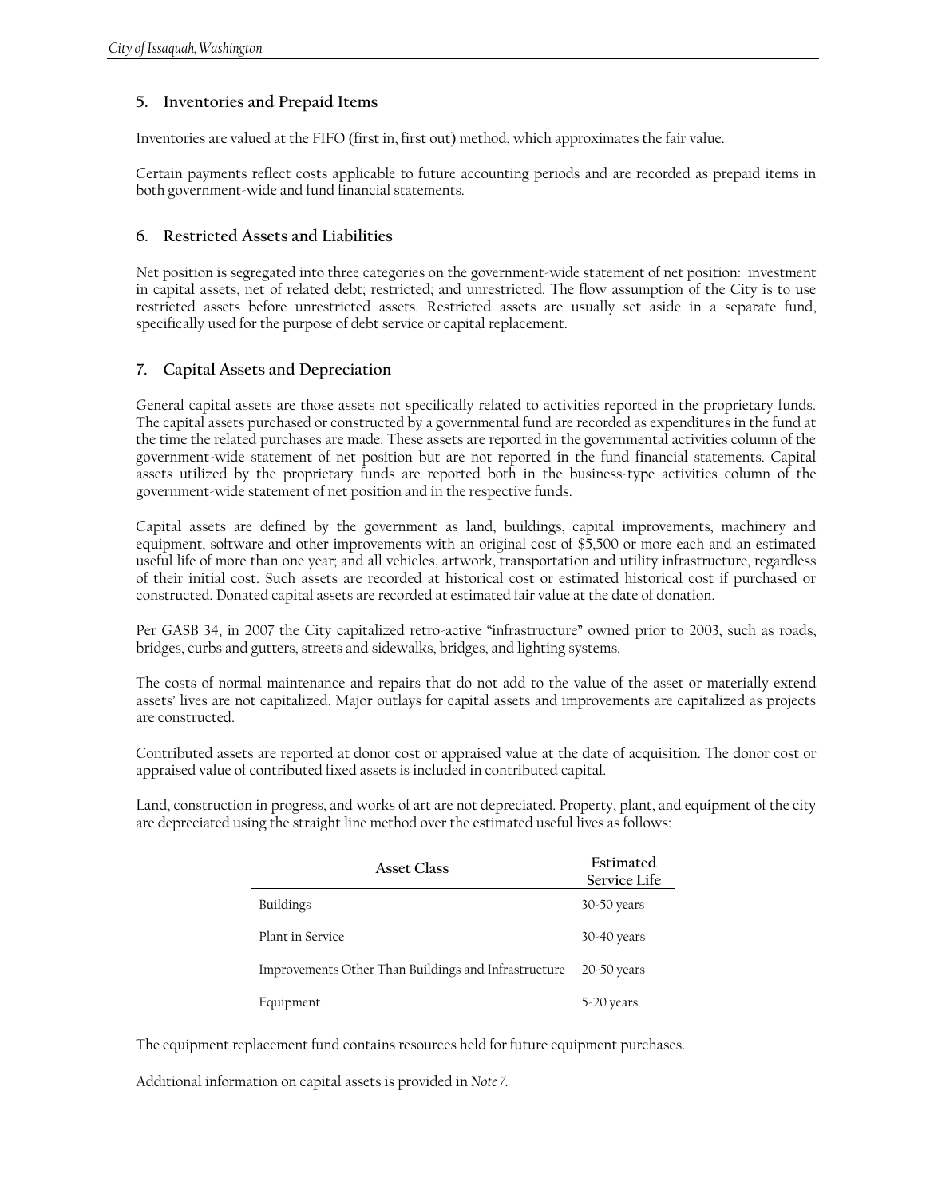### 5. Inventories and Prepaid Items

Inventories are valued at the FIFO (first in, first out) method, which approximates the fair value.

Certain payments reflect costs applicable to future accounting periods and are recorded as prepaid items in both government-wide and fund financial statements.

### 6. Restricted Assets and Liabilities

Net position is segregated into three categories on the government-wide statement of net position: investment in capital assets, net of related debt; restricted; and unrestricted. The flow assumption of the City is to use restricted assets before unrestricted assets. Restricted assets are usually set aside in a separate fund, specifically used for the purpose of debt service or capital replacement.

### 7. Capital Assets and Depreciation

General capital assets are those assets not specifically related to activities reported in the proprietary funds. The capital assets purchased or constructed by a governmental fund are recorded as expenditures in the fund at the time the related purchases are made. These assets are reported in the governmental activities column of the government-wide statement of net position but are not reported in the fund financial statements. Capital assets utilized by the proprietary funds are reported both in the business-type activities column of the government-wide statement of net position and in the respective funds.

Capital assets are defined by the government as land, buildings, capital improvements, machinery and equipment, software and other improvements with an original cost of $5,500 or more each and an estimated useful life of more than one year; and all vehicles, artwork, transportation and utility infrastructure, regardless of their initial cost. Such assets are recorded at historical cost or estimated historical cost if purchased or constructed. Donated capital assets are recorded at estimated fair value at the date of donation.

Per GASB 34, in 2007 the City capitalized retro-active "infrastructure" owned prior to 2003, such as roads, bridges, curbs and gutters, streets and sidewalks, bridges, and lighting systems.

The costs of normal maintenance and repairs that do not add to the value of the asset or materially extend assets' lives are not capitalized. Major outlays for capital assets and improvements are capitalized as projects are constructed.

Contributed assets are reported at donor cost or appraised value at the date of acquisition. The donor cost or appraised value of contributed fixed assets is included in contributed capital.

Land, construction in progress, and works of art are not depreciated. Property, plant, and equipment of the city are depreciated using the straight line method over the estimated useful lives as follows:

| Asset Class | Estimated Service Life |
|---|---|
| Buildings | 30-50 years |
| Plant in Service | 30-40 years |
| Improvements Other Than Buildings and Infrastructure | 20-50 years |
| Equipment | 5-20 years |

The equipment replacement fund contains resources held for future equipment purchases.

Additional information on capital assets is provided in *Note 7.*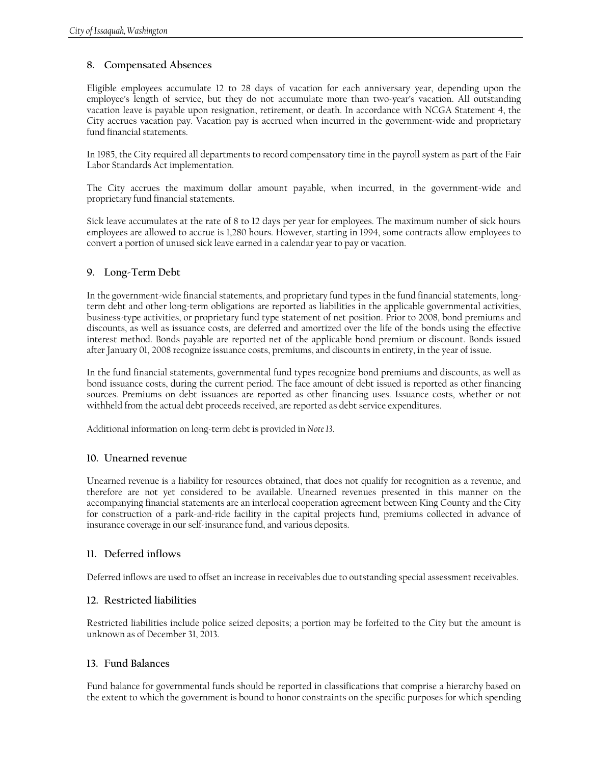### 8. Compensated Absences

Eligible employees accumulate 12 to 28 days of vacation for each anniversary year, depending upon the employee's length of service, but they do not accumulate more than two-year's vacation. All outstanding vacation leave is payable upon resignation, retirement, or death. In accordance with NCGA Statement 4, the City accrues vacation pay. Vacation pay is accrued when incurred in the government-wide and proprietary fund financial statements.

In 1985, the City required all departments to record compensatory time in the payroll system as part of the Fair Labor Standards Act implementation.

The City accrues the maximum dollar amount payable, when incurred, in the government-wide and proprietary fund financial statements.

Sick leave accumulates at the rate of 8 to 12 days per year for employees. The maximum number of sick hours employees are allowed to accrue is 1,280 hours. However, starting in 1994, some contracts allow employees to convert a portion of unused sick leave earned in a calendar year to pay or vacation.

### 9. Long-Term Debt

In the government-wide financial statements, and proprietary fund types in the fund financial statements, long-term debt and other long-term obligations are reported as liabilities in the applicable governmental activities, business-type activities, or proprietary fund type statement of net position. Prior to 2008, bond premiums and discounts, as well as issuance costs, are deferred and amortized over the life of the bonds using the effective interest method. Bonds payable are reported net of the applicable bond premium or discount. Bonds issued after January 01, 2008 recognize issuance costs, premiums, and discounts in entirety, in the year of issue.

In the fund financial statements, governmental fund types recognize bond premiums and discounts, as well as bond issuance costs, during the current period. The face amount of debt issued is reported as other financing sources. Premiums on debt issuances are reported as other financing uses. Issuance costs, whether or not withheld from the actual debt proceeds received, are reported as debt service expenditures.

Additional information on long-term debt is provided in *Note 13*.

### 10. Unearned revenue

Unearned revenue is a liability for resources obtained, that does not qualify for recognition as a revenue, and therefore are not yet considered to be available. Unearned revenues presented in this manner on the accompanying financial statements are an interlocal cooperation agreement between King County and the City for construction of a park-and-ride facility in the capital projects fund, premiums collected in advance of insurance coverage in our self-insurance fund, and various deposits.

### 11. Deferred inflows

Deferred inflows are used to offset an increase in receivables due to outstanding special assessment receivables.

### 12. Restricted liabilities

Restricted liabilities include police seized deposits; a portion may be forfeited to the City but the amount is unknown as of December 31, 2013.

### 13. Fund Balances

Fund balance for governmental funds should be reported in classifications that comprise a hierarchy based on the extent to which the government is bound to honor constraints on the specific purposes for which spending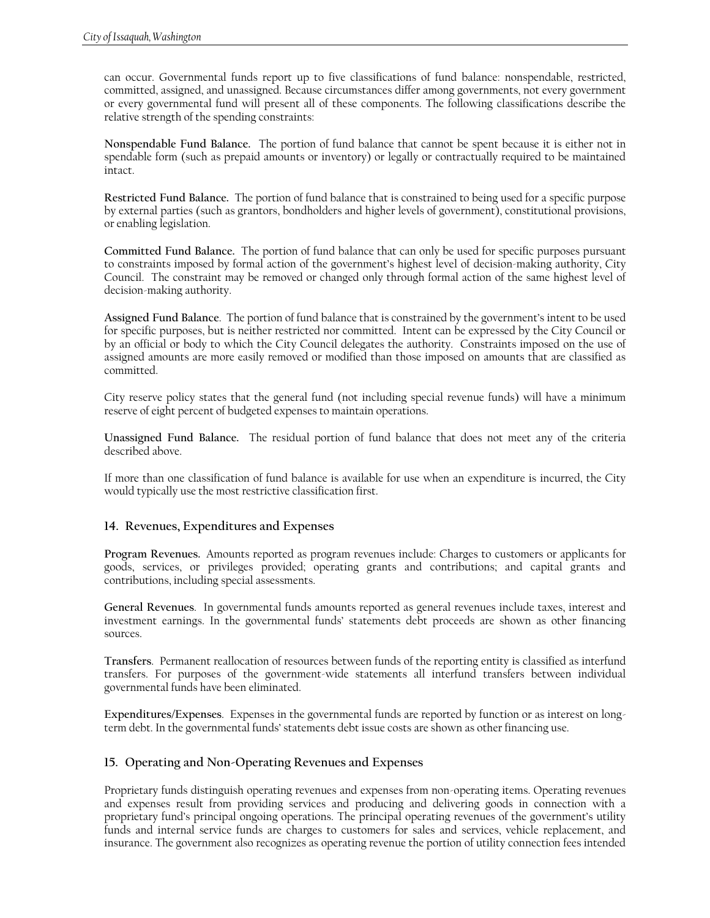can occur. Governmental funds report up to five classifications of fund balance: nonspendable, restricted, committed, assigned, and unassigned. Because circumstances differ among governments, not every government or every governmental fund will present all of these components. The following classifications describe the relative strength of the spending constraints:

**Nonspendable Fund Balance.** The portion of fund balance that cannot be spent because it is either not in spendable form (such as prepaid amounts or inventory) or legally or contractually required to be maintained intact.

**Restricted Fund Balance.** The portion of fund balance that is constrained to being used for a specific purpose by external parties (such as grantors, bondholders and higher levels of government), constitutional provisions, or enabling legislation.

**Committed Fund Balance.** The portion of fund balance that can only be used for specific purposes pursuant to constraints imposed by formal action of the government's highest level of decision-making authority, City Council. The constraint may be removed or changed only through formal action of the same highest level of decision-making authority.

**Assigned Fund Balance**. The portion of fund balance that is constrained by the government's intent to be used for specific purposes, but is neither restricted nor committed. Intent can be expressed by the City Council or by an official or body to which the City Council delegates the authority. Constraints imposed on the use of assigned amounts are more easily removed or modified than those imposed on amounts that are classified as committed.

City reserve policy states that the general fund (not including special revenue funds) will have a minimum reserve of eight percent of budgeted expenses to maintain operations.

**Unassigned Fund Balance.** The residual portion of fund balance that does not meet any of the criteria described above.

If more than one classification of fund balance is available for use when an expenditure is incurred, the City would typically use the most restrictive classification first.

### 14. Revenues, Expenditures and Expenses

**Program Revenues.** Amounts reported as program revenues include: Charges to customers or applicants for goods, services, or privileges provided; operating grants and contributions; and capital grants and contributions, including special assessments.

**General Revenues**. In governmental funds amounts reported as general revenues include taxes, interest and investment earnings. In the governmental funds' statements debt proceeds are shown as other financing sources.

**Transfers**. Permanent reallocation of resources between funds of the reporting entity is classified as interfund transfers. For purposes of the government-wide statements all interfund transfers between individual governmental funds have been eliminated.

**Expenditures/Expenses**. Expenses in the governmental funds are reported by function or as interest on long-term debt. In the governmental funds' statements debt issue costs are shown as other financing use.

### 15. Operating and Non-Operating Revenues and Expenses

Proprietary funds distinguish operating revenues and expenses from non-operating items. Operating revenues and expenses result from providing services and producing and delivering goods in connection with a proprietary fund's principal ongoing operations. The principal operating revenues of the government's utility funds and internal service funds are charges to customers for sales and services, vehicle replacement, and insurance. The government also recognizes as operating revenue the portion of utility connection fees intended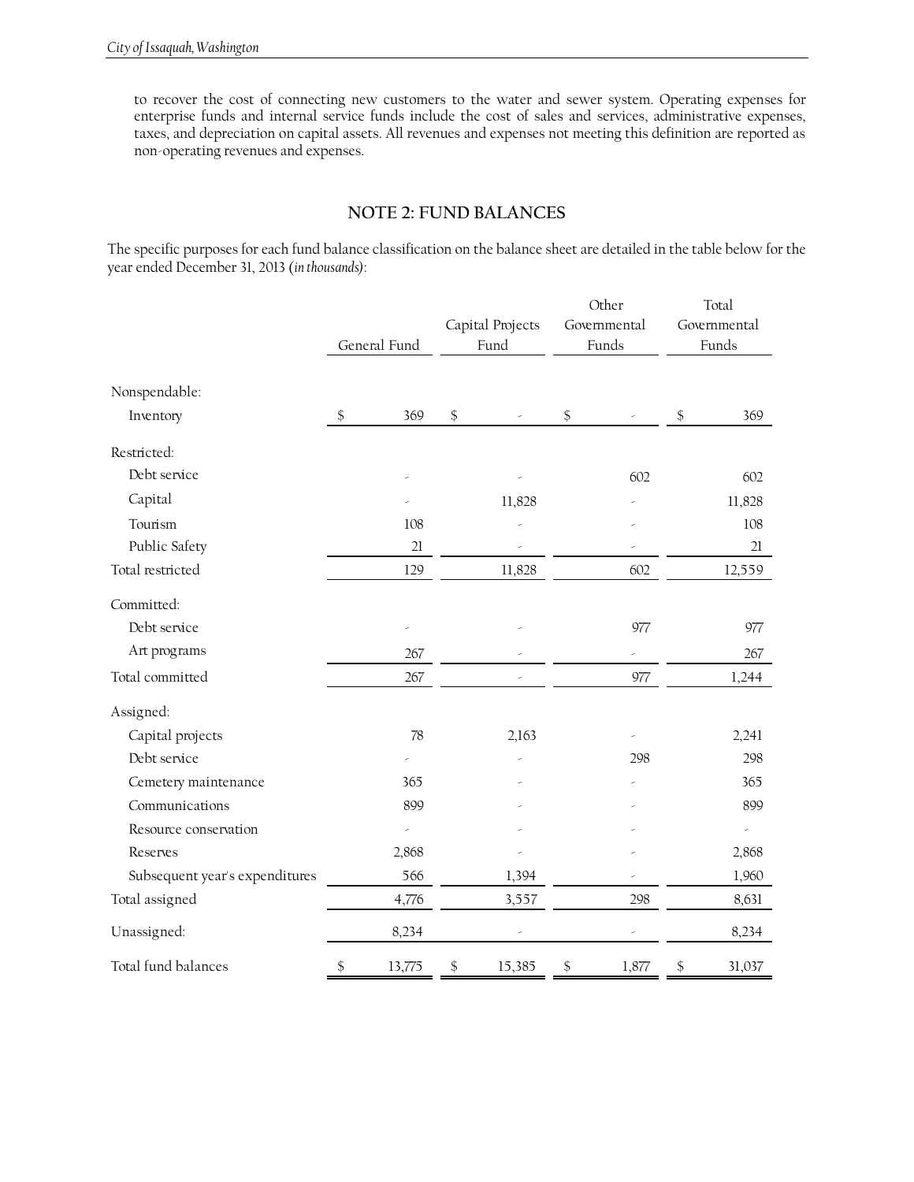to recover the cost of connecting new customers to the water and sewer system. Operating expenses for enterprise funds and internal service funds include the cost of sales and services, administrative expenses, taxes, and depreciation on capital assets. All revenues and expenses not meeting this definition are reported as non-operating revenues and expenses.

## NOTE 2: FUND BALANCES

The specific purposes for each fund balance classification on the balance sheet are detailed in the table below for the year ended December 31, 2013 (*in thousands*):

| | General Fund | Capital Projects Fund | Other Governmental Funds | Total Governmental Funds |
|---|---|---|---|---|
| Nonspendable: | | | | |
| Inventory | $ 369 | $ - | $ - | $ 369 |
| Restricted: | | | | |
| Debt service | - | - | 602 | 602 |
| Capital | - | 11,828 | - | 11,828 |
| Tourism | 108 | - | - | 108 |
| Public Safety | 21 | - | - | 21 |
| Total restricted | 129 | 11,828 | 602 | 12,559 |
| Committed: | | | | |
| Debt service | - | - | 977 | 977 |
| Art programs | 267 | - | - | 267 |
| Total committed | 267 | - | 977 | 1,244 |
| Assigned: | | | | |
| Capital projects | 78 | 2,163 | - | 2,241 |
| Debt service | - | - | 298 | 298 |
| Cemetery maintenance | 365 | - | - | 365 |
| Communications | 899 | - | - | 899 |
| Resource conservation | - | - | - | - |
| Reserves | 2,868 | - | - | 2,868 |
| Subsequent year's expenditures | 566 | 1,394 | - | 1,960 |
| Total assigned | 4,776 | 3,557 | 298 | 8,631 |
| Unassigned: | 8,234 | - | - | 8,234 |
| Total fund balances | $ 13,775 | $ 15,385 | $ 1,877 | $ 31,037 |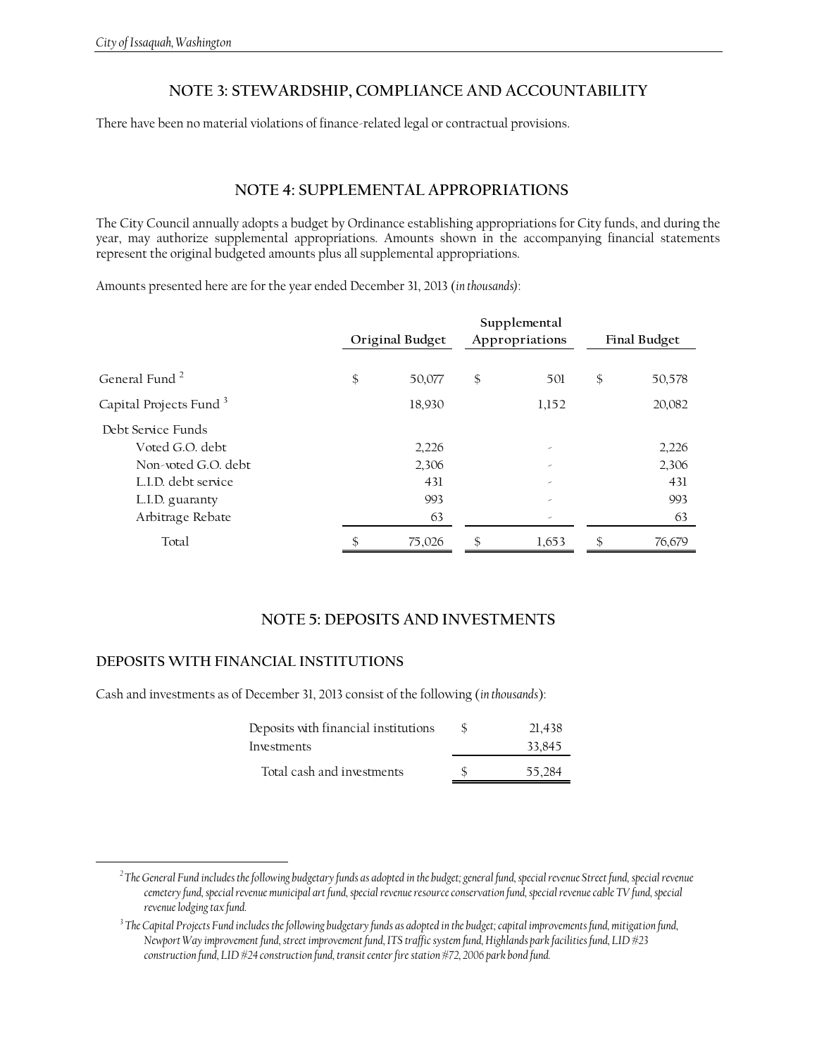## NOTE 3: STEWARDSHIP, COMPLIANCE AND ACCOUNTABILITY

There have been no material violations of finance-related legal or contractual provisions.

## NOTE 4: SUPPLEMENTAL APPROPRIATIONS

The City Council annually adopts a budget by Ordinance establishing appropriations for City funds, and during the year, may authorize supplemental appropriations. Amounts shown in the accompanying financial statements represent the original budgeted amounts plus all supplemental appropriations.

Amounts presented here are for the year ended December 31, 2013 (*in thousands*):

| | Original Budget | Supplemental Appropriations | Final Budget |
|---|---|---|---|
| General Fund [2] | $ 50,077 | $ 501 | $ 50,578 |
| Capital Projects Fund [3] | 18,930 | 1,152 | 20,082 |
| Debt Service Funds | | | |
| Voted G.O. debt | 2,226 | - | 2,226 |
| Non-voted G.O. debt | 2,306 | - | 2,306 |
| L.I.D. debt service | 431 | - | 431 |
| L.I.D. guaranty | 993 | - | 993 |
| Arbitrage Rebate | 63 | - | 63 |
| Total | $ 75,026 | $ 1,653 | $ 76,679 |

## NOTE 5: DEPOSITS AND INVESTMENTS

### DEPOSITS WITH FINANCIAL INSTITUTIONS

Cash and investments as of December 31, 2013 consist of the following (*in thousands*):

| | |
|---|---|
| Deposits with financial institutions | $ 21,438 |
| Investments | 33,845 |
| Total cash and investments | $ 55,284 |

---

[2] *The General Fund includes the following budgetary funds as adopted in the budget; general fund, special revenue Street fund, special revenue cemetery fund, special revenue municipal art fund, special revenue resource conservation fund, special revenue cable TV fund, special revenue lodging tax fund.*

[3] *The Capital Projects Fund includes the following budgetary funds as adopted in the budget; capital improvements fund, mitigation fund, Newport Way improvement fund, street improvement fund, ITS traffic system fund, Highlands park facilities fund, LID #23 construction fund, LID #24 construction fund, transit center fire station #72, 2006 park bond fund.*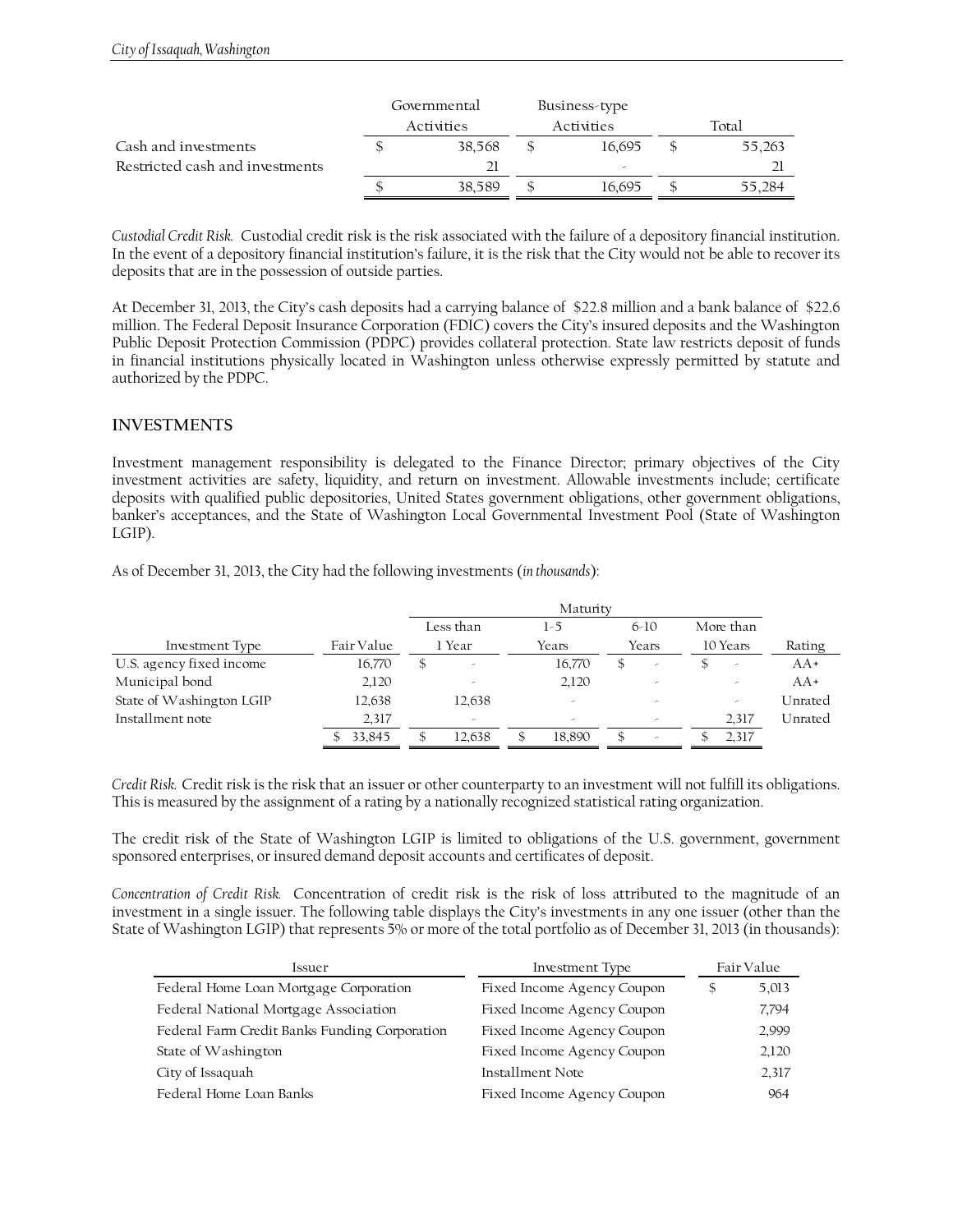| | Governmental Activities | Business-type Activities | Total |
|---|---|---|---|
| Cash and investments | $ 38,568 | $ 16,695 | $ 55,263 |
| Restricted cash and investments | 21 | - | 21 |
| | $ 38,589 | $ 16,695 | $ 55,284 |

*Custodial Credit Risk.* Custodial credit risk is the risk associated with the failure of a depository financial institution. In the event of a depository financial institution's failure, it is the risk that the City would not be able to recover its deposits that are in the possession of outside parties.

At December 31, 2013, the City's cash deposits had a carrying balance of $22.8 million and a bank balance of $22.6 million. The Federal Deposit Insurance Corporation (FDIC) covers the City's insured deposits and the Washington Public Deposit Protection Commission (PDPC) provides collateral protection. State law restricts deposit of funds in financial institutions physically located in Washington unless otherwise expressly permitted by statute and authorized by the PDPC.

## INVESTMENTS

Investment management responsibility is delegated to the Finance Director; primary objectives of the City investment activities are safety, liquidity, and return on investment. Allowable investments include; certificate deposits with qualified public depositories, United States government obligations, other government obligations, banker's acceptances, and the State of Washington Local Governmental Investment Pool (State of Washington LGIP).

As of December 31, 2013, the City had the following investments (*in thousands*):

| | | Maturity | | | | |
|---|---|---|---|---|---|---|
| Investment Type | Fair Value | Less than 1 Year | 1-5 Years | 6-10 Years | More than 10 Years | Rating |
| U.S. agency fixed income | 16,770 | $ - | 16,770 | $ - | $ - | AA+ |
| Municipal bond | 2,120 | - | 2,120 | - | - | AA+ |
| State of Washington LGIP | 12,638 | 12,638 | - | - | - | Unrated |
| Installment note | 2,317 | - | - | - | 2,317 | Unrated |
| | $ 33,845 | $ 12,638 | $ 18,890 | $ - | $ 2,317 | |

*Credit Risk.* Credit risk is the risk that an issuer or other counterparty to an investment will not fulfill its obligations. This is measured by the assignment of a rating by a nationally recognized statistical rating organization.

The credit risk of the State of Washington LGIP is limited to obligations of the U.S. government, government sponsored enterprises, or insured demand deposit accounts and certificates of deposit.

*Concentration of Credit Risk.* Concentration of credit risk is the risk of loss attributed to the magnitude of an investment in a single issuer. The following table displays the City's investments in any one issuer (other than the State of Washington LGIP) that represents 5% or more of the total portfolio as of December 31, 2013 (in thousands):

| Issuer | Investment Type | Fair Value |
|---|---|---|
| Federal Home Loan Mortgage Corporation | Fixed Income Agency Coupon | $ 5,013 |
| Federal National Mortgage Association | Fixed Income Agency Coupon | 7,794 |
| Federal Farm Credit Banks Funding Corporation | Fixed Income Agency Coupon | 2,999 |
| State of Washington | Fixed Income Agency Coupon | 2,120 |
| City of Issaquah | Installment Note | 2,317 |
| Federal Home Loan Banks | Fixed Income Agency Coupon | 964 |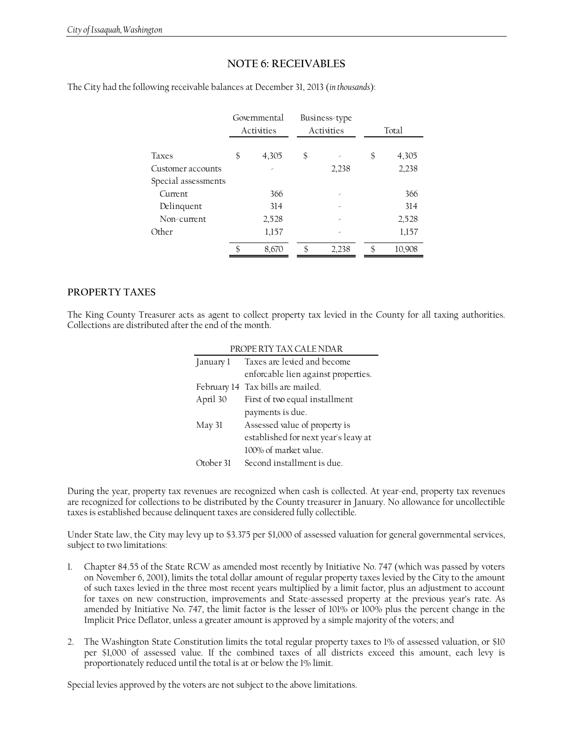## NOTE 6: RECEIVABLES

The City had the following receivable balances at December 31, 2013 (*in thousands*):

| | Governmental Activities | Business-type Activities | Total |
|---|---|---|---|
| Taxes | $ 4,305 | $ - | $ 4,305 |
| Customer accounts | - | 2,238 | 2,238 |
| Special assessments | | | |
| Current | 366 | - | 366 |
| Delinquent | 314 | - | 314 |
| Non-current | 2,528 | - | 2,528 |
| Other | 1,157 | - | 1,157 |
| | $ 8,670 | $ 2,238 | $ 10,908 |

### PROPERTY TAXES

The King County Treasurer acts as agent to collect property tax levied in the County for all taxing authorities. Collections are distributed after the end of the month.

| PROPERTY TAX CALENDAR | |
|---|---|
| January 1 | Taxes are levied and become enforcable lien against properties. |
| February 14 | Tax bills are mailed. |
| April 30 | First of two equal installment payments is due. |
| May 31 | Assessed value of property is established for next year's leavy at 100% of market value. |
| Otober 31 | Second installment is due. |

During the year, property tax revenues are recognized when cash is collected. At year-end, property tax revenues are recognized for collections to be distributed by the County treasurer in January. No allowance for uncollectible taxes is established because delinquent taxes are considered fully collectible.

Under State law, the City may levy up to $3.375 per $1,000 of assessed valuation for general governmental services, subject to two limitations:

1. Chapter 84.55 of the State RCW as amended most recently by Initiative No. 747 (which was passed by voters on November 6, 2001), limits the total dollar amount of regular property taxes levied by the City to the amount of such taxes levied in the three most recent years multiplied by a limit factor, plus an adjustment to account for taxes on new construction, improvements and State-assessed property at the previous year's rate. As amended by Initiative No. 747, the limit factor is the lesser of 101% or 100% plus the percent change in the Implicit Price Deflator, unless a greater amount is approved by a simple majority of the voters; and

2. The Washington State Constitution limits the total regular property taxes to 1% of assessed valuation, or $10 per $1,000 of assessed value. If the combined taxes of all districts exceed this amount, each levy is proportionately reduced until the total is at or below the 1% limit.

Special levies approved by the voters are not subject to the above limitations.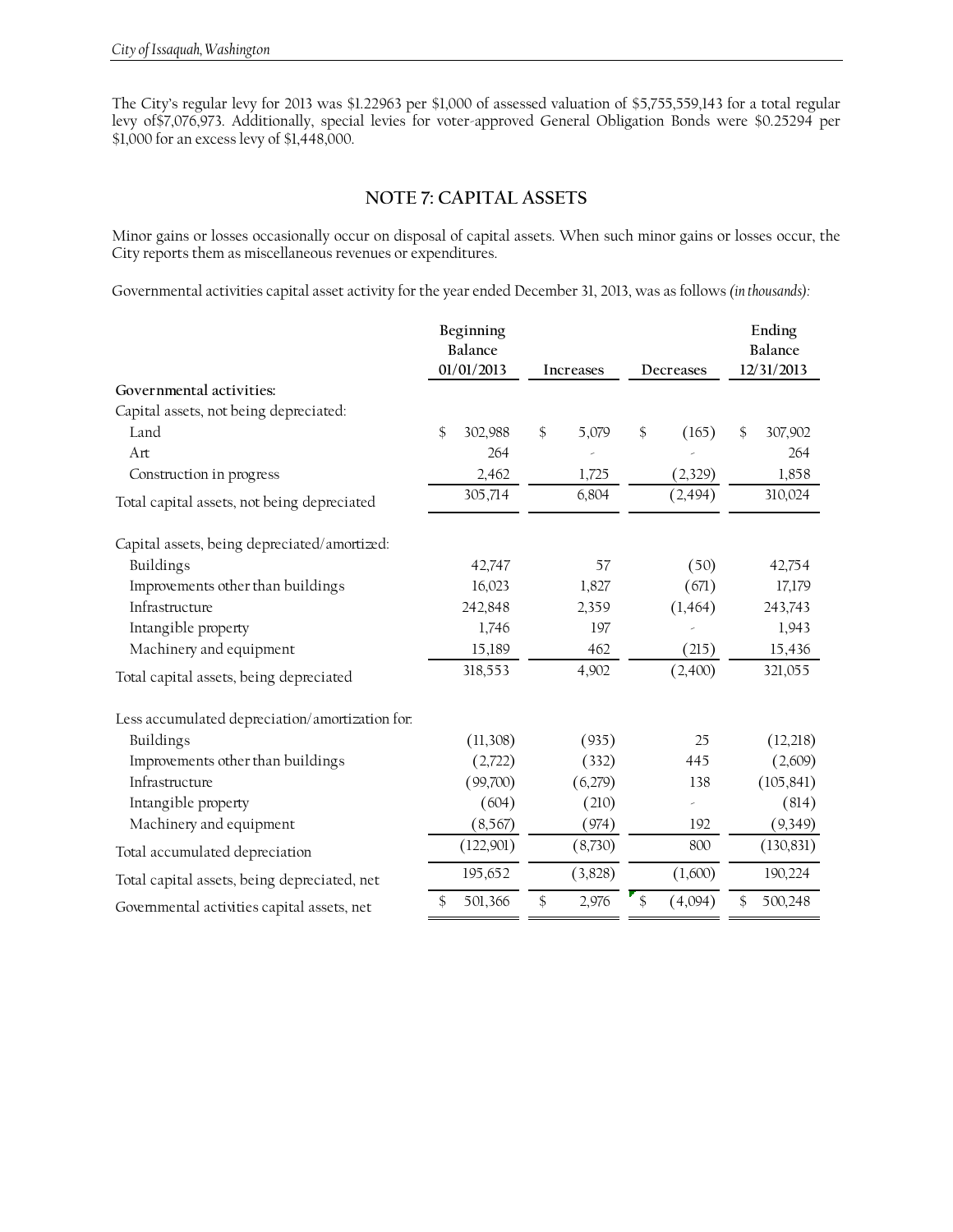The City's regular levy for 2013 was $1.22963 per $1,000 of assessed valuation of $5,755,559,143 for a total regular levy of$7,076,973. Additionally, special levies for voter-approved General Obligation Bonds were $0.25294 per $1,000 for an excess levy of $1,448,000.

## NOTE 7: CAPITAL ASSETS

Minor gains or losses occasionally occur on disposal of capital assets. When such minor gains or losses occur, the City reports them as miscellaneous revenues or expenditures.

Governmental activities capital asset activity for the year ended December 31, 2013, was as follows *(in thousands):*

| | Beginning Balance 01/01/2013 | Increases | Decreases | Ending Balance 12/31/2013 |
|---|---|---|---|---|
| **Governmental activities:** | | | | |
| Capital assets, not being depreciated: | | | | |
| Land | $ 302,988 | $ 5,079 | $ (165) | $ 307,902 |
| Art | 264 | - | - | 264 |
| Construction in progress | 2,462 | 1,725 | (2,329) | 1,858 |
| Total capital assets, not being depreciated | 305,714 | 6,804 | (2,494) | 310,024 |
| Capital assets, being depreciated/amortized: | | | | |
| Buildings | 42,747 | 57 | (50) | 42,754 |
| Improvements other than buildings | 16,023 | 1,827 | (671) | 17,179 |
| Infrastructure | 242,848 | 2,359 | (1,464) | 243,743 |
| Intangible property | 1,746 | 197 | - | 1,943 |
| Machinery and equipment | 15,189 | 462 | (215) | 15,436 |
| Total capital assets, being depreciated | 318,553 | 4,902 | (2,400) | 321,055 |
| Less accumulated depreciation/amortization for: | | | | |
| Buildings | (11,308) | (935) | 25 | (12,218) |
| Improvements other than buildings | (2,722) | (332) | 445 | (2,609) |
| Infrastructure | (99,700) | (6,279) | 138 | (105,841) |
| Intangible property | (604) | (210) | - | (814) |
| Machinery and equipment | (8,567) | (974) | 192 | (9,349) |
| Total accumulated depreciation | (122,901) | (8,730) | 800 | (130,831) |
| Total capital assets, being depreciated, net | 195,652 | (3,828) | (1,600) | 190,224 |
| Governmental activities capital assets, net | $ 501,366 | $ 2,976 | $ (4,094) | $ 500,248 |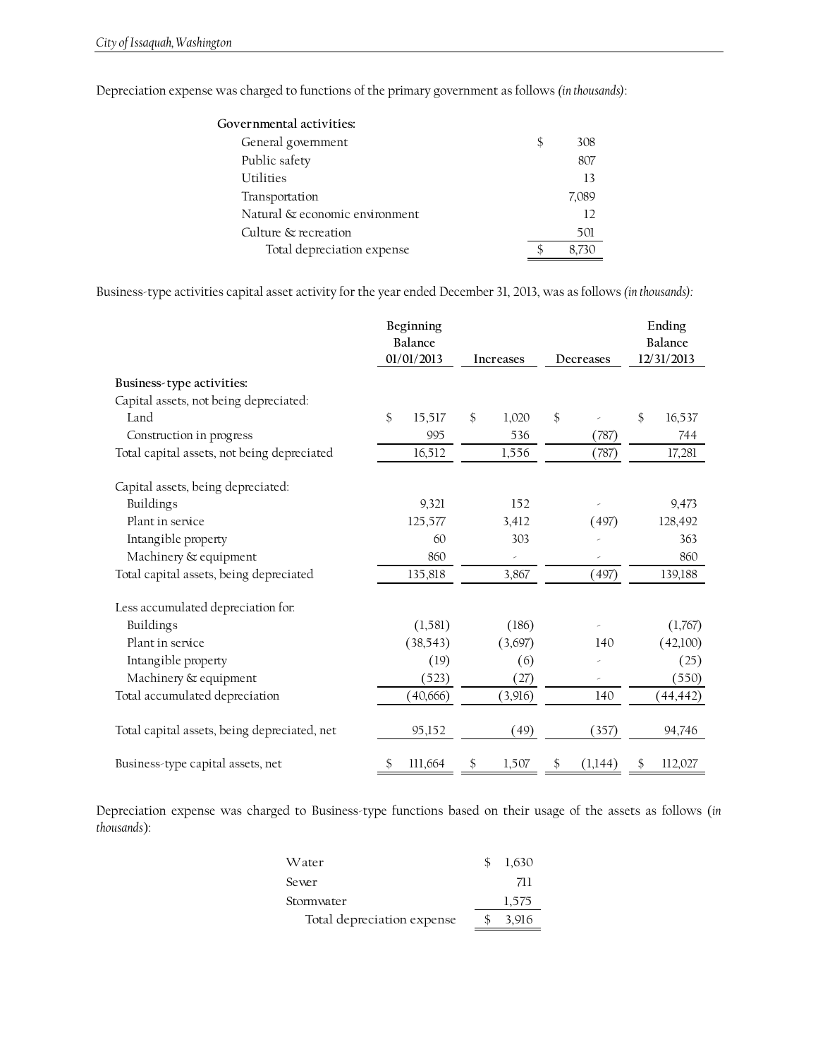Depreciation expense was charged to functions of the primary government as follows *(in thousands)*:

| | |
|---|---|
| **Governmental activities:** | |
| General government | $ 308 |
| Public safety | 807 |
| Utilities | 13 |
| Transportation | 7,089 |
| Natural & economic environment | 12 |
| Culture & recreation | 501 |
| Total depreciation expense | $ 8,730 |

Business-type activities capital asset activity for the year ended December 31, 2013, was as follows *(in thousands)*:

| | Beginning Balance 01/01/2013 | Increases | Decreases | Ending Balance 12/31/2013 |
|---|---|---|---|---|
| **Business-type activities:** | | | | |
| Capital assets, not being depreciated: | | | | |
| Land | $ 15,517 | $ 1,020 | $ - | $ 16,537 |
| Construction in progress | 995 | 536 | (787) | 744 |
| Total capital assets, not being depreciated | 16,512 | 1,556 | (787) | 17,281 |
| Capital assets, being depreciated: | | | | |
| Buildings | 9,321 | 152 | - | 9,473 |
| Plant in service | 125,577 | 3,412 | (497) | 128,492 |
| Intangible property | 60 | 303 | - | 363 |
| Machinery & equipment | 860 | - | - | 860 |
| Total capital assets, being depreciated | 135,818 | 3,867 | (497) | 139,188 |
| Less accumulated depreciation for: | | | | |
| Buildings | (1,581) | (186) | - | (1,767) |
| Plant in service | (38,543) | (3,697) | 140 | (42,100) |
| Intangible property | (19) | (6) | - | (25) |
| Machinery & equipment | (523) | (27) | - | (550) |
| Total accumulated depreciation | (40,666) | (3,916) | 140 | (44,442) |
| Total capital assets, being depreciated, net | 95,152 | (49) | (357) | 94,746 |
| Business-type capital assets, net | $ 111,664 | $ 1,507 | $ (1,144) | $ 112,027 |

Depreciation expense was charged to Business-type functions based on their usage of the assets as follows (*in thousands*):

| | |
|---|---|
| Water | $ 1,630 |
| Sewer | 711 |
| Stormwater | 1,575 |
| Total depreciation expense | $ 3,916 |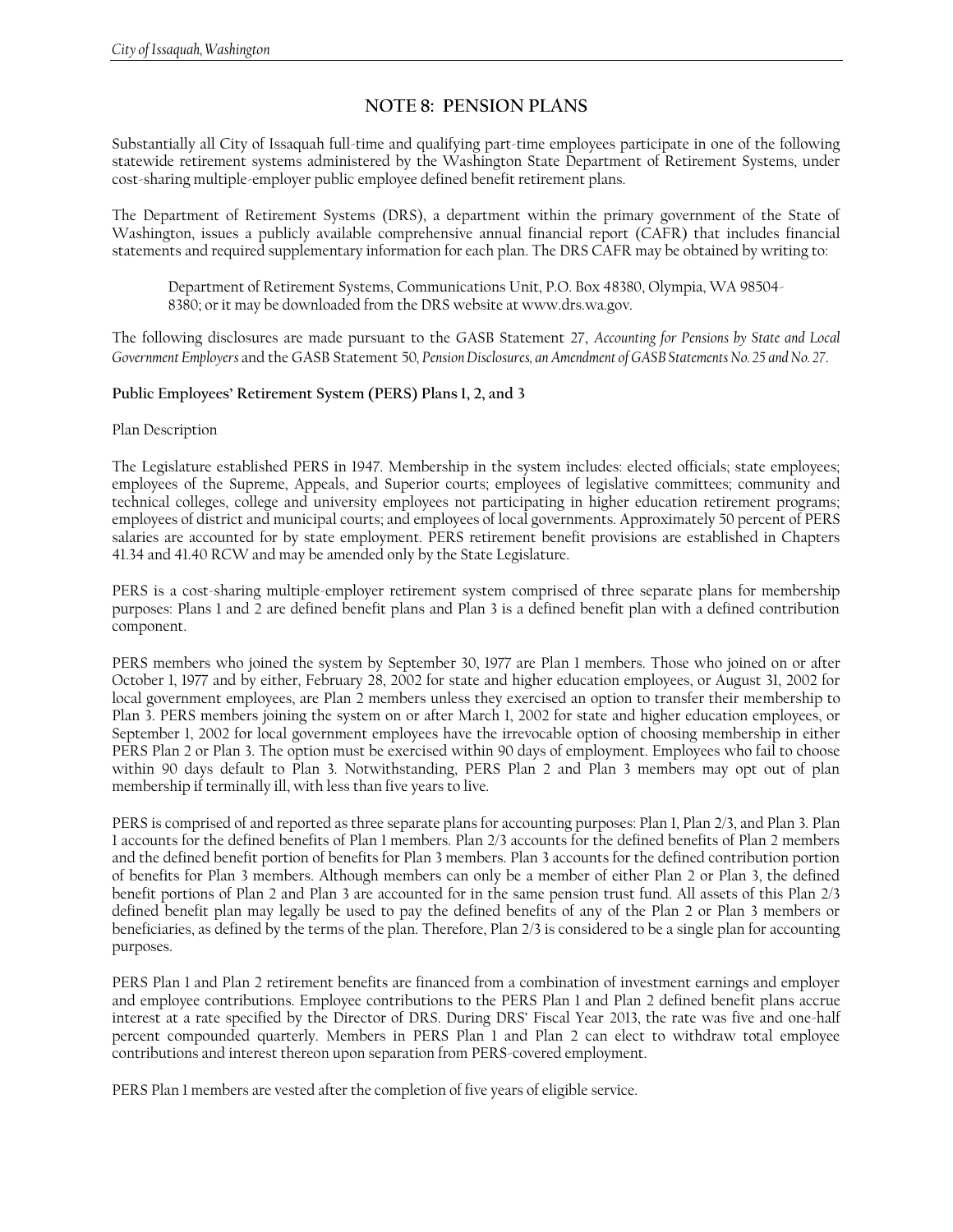## NOTE 8: PENSION PLANS

Substantially all City of Issaquah full-time and qualifying part-time employees participate in one of the following statewide retirement systems administered by the Washington State Department of Retirement Systems, under cost-sharing multiple-employer public employee defined benefit retirement plans.

The Department of Retirement Systems (DRS), a department within the primary government of the State of Washington, issues a publicly available comprehensive annual financial report (CAFR) that includes financial statements and required supplementary information for each plan. The DRS CAFR may be obtained by writing to:

> Department of Retirement Systems, Communications Unit, P.O. Box 48380, Olympia, WA 98504-8380; or it may be downloaded from the DRS website at www.drs.wa.gov.

The following disclosures are made pursuant to the GASB Statement 27, *Accounting for Pensions by State and Local Government Employers* and the GASB Statement 50, *Pension Disclosures, an Amendment of GASB Statements No. 25 and No. 27*.

### Public Employees' Retirement System (PERS) Plans 1, 2, and 3

Plan Description

The Legislature established PERS in 1947. Membership in the system includes: elected officials; state employees; employees of the Supreme, Appeals, and Superior courts; employees of legislative committees; community and technical colleges, college and university employees not participating in higher education retirement programs; employees of district and municipal courts; and employees of local governments. Approximately 50 percent of PERS salaries are accounted for by state employment. PERS retirement benefit provisions are established in Chapters 41.34 and 41.40 RCW and may be amended only by the State Legislature.

PERS is a cost-sharing multiple-employer retirement system comprised of three separate plans for membership purposes: Plans 1 and 2 are defined benefit plans and Plan 3 is a defined benefit plan with a defined contribution component.

PERS members who joined the system by September 30, 1977 are Plan 1 members. Those who joined on or after October 1, 1977 and by either, February 28, 2002 for state and higher education employees, or August 31, 2002 for local government employees, are Plan 2 members unless they exercised an option to transfer their membership to Plan 3. PERS members joining the system on or after March 1, 2002 for state and higher education employees, or September 1, 2002 for local government employees have the irrevocable option of choosing membership in either PERS Plan 2 or Plan 3. The option must be exercised within 90 days of employment. Employees who fail to choose within 90 days default to Plan 3. Notwithstanding, PERS Plan 2 and Plan 3 members may opt out of plan membership if terminally ill, with less than five years to live.

PERS is comprised of and reported as three separate plans for accounting purposes: Plan 1, Plan 2/3, and Plan 3. Plan 1 accounts for the defined benefits of Plan 1 members. Plan 2/3 accounts for the defined benefits of Plan 2 members and the defined benefit portion of benefits for Plan 3 members. Plan 3 accounts for the defined contribution portion of benefits for Plan 3 members. Although members can only be a member of either Plan 2 or Plan 3, the defined benefit portions of Plan 2 and Plan 3 are accounted for in the same pension trust fund. All assets of this Plan 2/3 defined benefit plan may legally be used to pay the defined benefits of any of the Plan 2 or Plan 3 members or beneficiaries, as defined by the terms of the plan. Therefore, Plan 2/3 is considered to be a single plan for accounting purposes.

PERS Plan 1 and Plan 2 retirement benefits are financed from a combination of investment earnings and employer and employee contributions. Employee contributions to the PERS Plan 1 and Plan 2 defined benefit plans accrue interest at a rate specified by the Director of DRS. During DRS' Fiscal Year 2013, the rate was five and one-half percent compounded quarterly. Members in PERS Plan 1 and Plan 2 can elect to withdraw total employee contributions and interest thereon upon separation from PERS-covered employment.

PERS Plan 1 members are vested after the completion of five years of eligible service.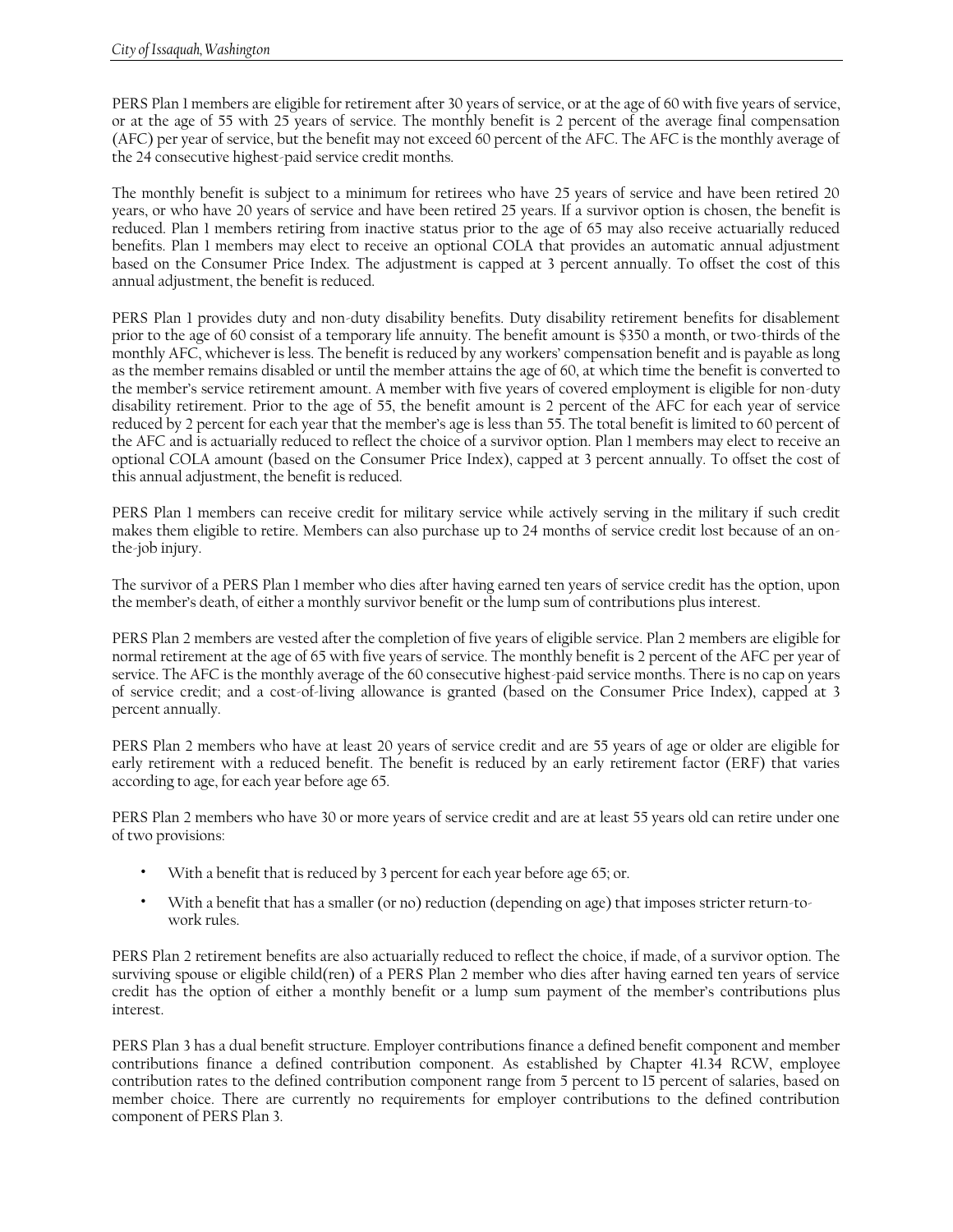PERS Plan 1 members are eligible for retirement after 30 years of service, or at the age of 60 with five years of service, or at the age of 55 with 25 years of service. The monthly benefit is 2 percent of the average final compensation (AFC) per year of service, but the benefit may not exceed 60 percent of the AFC. The AFC is the monthly average of the 24 consecutive highest-paid service credit months.

The monthly benefit is subject to a minimum for retirees who have 25 years of service and have been retired 20 years, or who have 20 years of service and have been retired 25 years. If a survivor option is chosen, the benefit is reduced. Plan 1 members retiring from inactive status prior to the age of 65 may also receive actuarially reduced benefits. Plan 1 members may elect to receive an optional COLA that provides an automatic annual adjustment based on the Consumer Price Index. The adjustment is capped at 3 percent annually. To offset the cost of this annual adjustment, the benefit is reduced.

PERS Plan 1 provides duty and non-duty disability benefits. Duty disability retirement benefits for disablement prior to the age of 60 consist of a temporary life annuity. The benefit amount is $350 a month, or two-thirds of the monthly AFC, whichever is less. The benefit is reduced by any workers' compensation benefit and is payable as long as the member remains disabled or until the member attains the age of 60, at which time the benefit is converted to the member's service retirement amount. A member with five years of covered employment is eligible for non-duty disability retirement. Prior to the age of 55, the benefit amount is 2 percent of the AFC for each year of service reduced by 2 percent for each year that the member's age is less than 55. The total benefit is limited to 60 percent of the AFC and is actuarially reduced to reflect the choice of a survivor option. Plan 1 members may elect to receive an optional COLA amount (based on the Consumer Price Index), capped at 3 percent annually. To offset the cost of this annual adjustment, the benefit is reduced.

PERS Plan 1 members can receive credit for military service while actively serving in the military if such credit makes them eligible to retire. Members can also purchase up to 24 months of service credit lost because of an on-the-job injury.

The survivor of a PERS Plan 1 member who dies after having earned ten years of service credit has the option, upon the member's death, of either a monthly survivor benefit or the lump sum of contributions plus interest.

PERS Plan 2 members are vested after the completion of five years of eligible service. Plan 2 members are eligible for normal retirement at the age of 65 with five years of service. The monthly benefit is 2 percent of the AFC per year of service. The AFC is the monthly average of the 60 consecutive highest-paid service months. There is no cap on years of service credit; and a cost-of-living allowance is granted (based on the Consumer Price Index), capped at 3 percent annually.

PERS Plan 2 members who have at least 20 years of service credit and are 55 years of age or older are eligible for early retirement with a reduced benefit. The benefit is reduced by an early retirement factor (ERF) that varies according to age, for each year before age 65.

PERS Plan 2 members who have 30 or more years of service credit and are at least 55 years old can retire under one of two provisions:

- With a benefit that is reduced by 3 percent for each year before age 65; or.
- With a benefit that has a smaller (or no) reduction (depending on age) that imposes stricter return-to-work rules.

PERS Plan 2 retirement benefits are also actuarially reduced to reflect the choice, if made, of a survivor option. The surviving spouse or eligible child(ren) of a PERS Plan 2 member who dies after having earned ten years of service credit has the option of either a monthly benefit or a lump sum payment of the member's contributions plus interest.

PERS Plan 3 has a dual benefit structure. Employer contributions finance a defined benefit component and member contributions finance a defined contribution component. As established by Chapter 41.34 RCW, employee contribution rates to the defined contribution component range from 5 percent to 15 percent of salaries, based on member choice. There are currently no requirements for employer contributions to the defined contribution component of PERS Plan 3.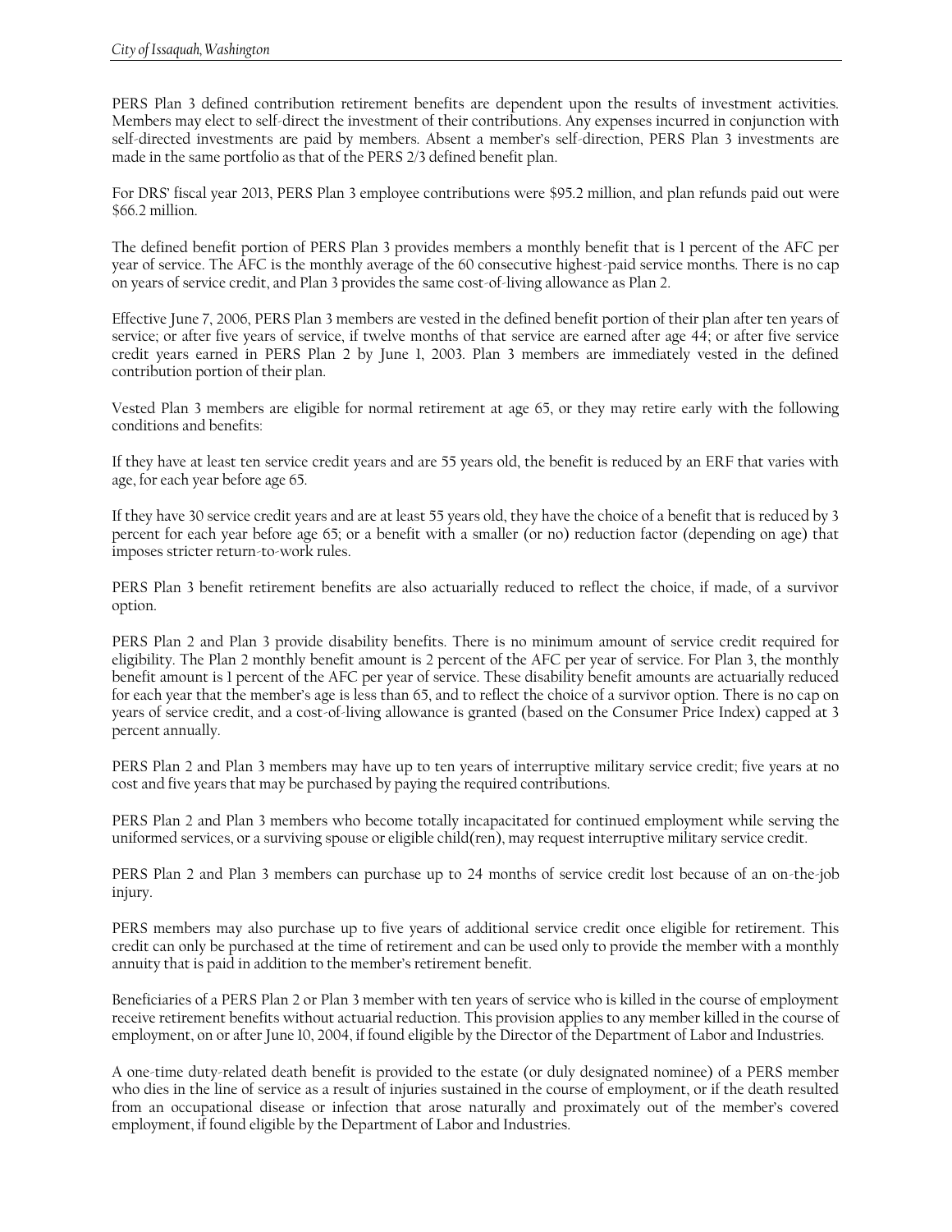PERS Plan 3 defined contribution retirement benefits are dependent upon the results of investment activities. Members may elect to self-direct the investment of their contributions. Any expenses incurred in conjunction with self-directed investments are paid by members. Absent a member's self-direction, PERS Plan 3 investments are made in the same portfolio as that of the PERS 2/3 defined benefit plan.

For DRS' fiscal year 2013, PERS Plan 3 employee contributions were $95.2 million, and plan refunds paid out were $66.2 million.

The defined benefit portion of PERS Plan 3 provides members a monthly benefit that is 1 percent of the AFC per year of service. The AFC is the monthly average of the 60 consecutive highest-paid service months. There is no cap on years of service credit, and Plan 3 provides the same cost-of-living allowance as Plan 2.

Effective June 7, 2006, PERS Plan 3 members are vested in the defined benefit portion of their plan after ten years of service; or after five years of service, if twelve months of that service are earned after age 44; or after five service credit years earned in PERS Plan 2 by June 1, 2003. Plan 3 members are immediately vested in the defined contribution portion of their plan.

Vested Plan 3 members are eligible for normal retirement at age 65, or they may retire early with the following conditions and benefits:

If they have at least ten service credit years and are 55 years old, the benefit is reduced by an ERF that varies with age, for each year before age 65.

If they have 30 service credit years and are at least 55 years old, they have the choice of a benefit that is reduced by 3 percent for each year before age 65; or a benefit with a smaller (or no) reduction factor (depending on age) that imposes stricter return-to-work rules.

PERS Plan 3 benefit retirement benefits are also actuarially reduced to reflect the choice, if made, of a survivor option.

PERS Plan 2 and Plan 3 provide disability benefits. There is no minimum amount of service credit required for eligibility. The Plan 2 monthly benefit amount is 2 percent of the AFC per year of service. For Plan 3, the monthly benefit amount is 1 percent of the AFC per year of service. These disability benefit amounts are actuarially reduced for each year that the member's age is less than 65, and to reflect the choice of a survivor option. There is no cap on years of service credit, and a cost-of-living allowance is granted (based on the Consumer Price Index) capped at 3 percent annually.

PERS Plan 2 and Plan 3 members may have up to ten years of interruptive military service credit; five years at no cost and five years that may be purchased by paying the required contributions.

PERS Plan 2 and Plan 3 members who become totally incapacitated for continued employment while serving the uniformed services, or a surviving spouse or eligible child(ren), may request interruptive military service credit.

PERS Plan 2 and Plan 3 members can purchase up to 24 months of service credit lost because of an on-the-job injury.

PERS members may also purchase up to five years of additional service credit once eligible for retirement. This credit can only be purchased at the time of retirement and can be used only to provide the member with a monthly annuity that is paid in addition to the member's retirement benefit.

Beneficiaries of a PERS Plan 2 or Plan 3 member with ten years of service who is killed in the course of employment receive retirement benefits without actuarial reduction. This provision applies to any member killed in the course of employment, on or after June 10, 2004, if found eligible by the Director of the Department of Labor and Industries.

A one-time duty-related death benefit is provided to the estate (or duly designated nominee) of a PERS member who dies in the line of service as a result of injuries sustained in the course of employment, or if the death resulted from an occupational disease or infection that arose naturally and proximately out of the member's covered employment, if found eligible by the Department of Labor and Industries.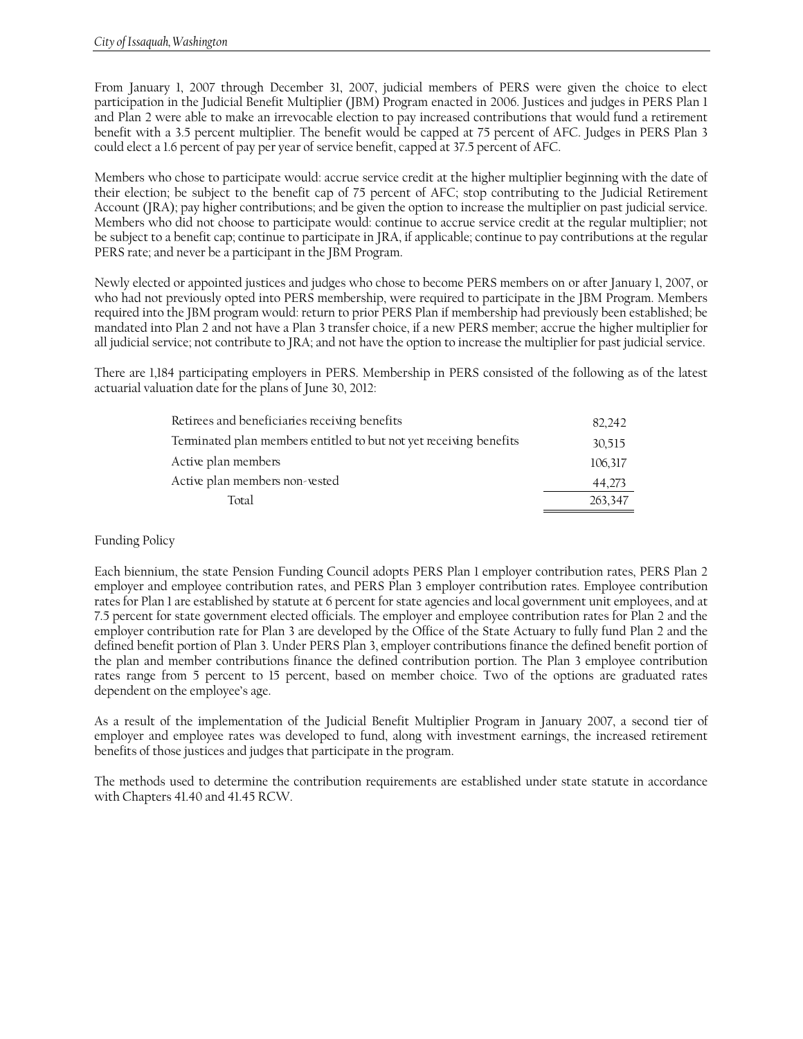From January 1, 2007 through December 31, 2007, judicial members of PERS were given the choice to elect participation in the Judicial Benefit Multiplier (JBM) Program enacted in 2006. Justices and judges in PERS Plan 1 and Plan 2 were able to make an irrevocable election to pay increased contributions that would fund a retirement benefit with a 3.5 percent multiplier. The benefit would be capped at 75 percent of AFC. Judges in PERS Plan 3 could elect a 1.6 percent of pay per year of service benefit, capped at 37.5 percent of AFC.

Members who chose to participate would: accrue service credit at the higher multiplier beginning with the date of their election; be subject to the benefit cap of 75 percent of AFC; stop contributing to the Judicial Retirement Account (JRA); pay higher contributions; and be given the option to increase the multiplier on past judicial service. Members who did not choose to participate would: continue to accrue service credit at the regular multiplier; not be subject to a benefit cap; continue to participate in JRA, if applicable; continue to pay contributions at the regular PERS rate; and never be a participant in the JBM Program.

Newly elected or appointed justices and judges who chose to become PERS members on or after January 1, 2007, or who had not previously opted into PERS membership, were required to participate in the JBM Program. Members required into the JBM program would: return to prior PERS Plan if membership had previously been established; be mandated into Plan 2 and not have a Plan 3 transfer choice, if a new PERS member; accrue the higher multiplier for all judicial service; not contribute to JRA; and not have the option to increase the multiplier for past judicial service.

There are 1,184 participating employers in PERS. Membership in PERS consisted of the following as of the latest actuarial valuation date for the plans of June 30, 2012:

| | |
|---|---|
| Retirees and beneficiaries receiving benefits | 82,242 |
| Terminated plan members entitled to but not yet receiving benefits | 30,515 |
| Active plan members | 106,317 |
| Active plan members non-vested | 44,273 |
| Total | 263,347 |

Funding Policy

Each biennium, the state Pension Funding Council adopts PERS Plan 1 employer contribution rates, PERS Plan 2 employer and employee contribution rates, and PERS Plan 3 employer contribution rates. Employee contribution rates for Plan 1 are established by statute at 6 percent for state agencies and local government unit employees, and at 7.5 percent for state government elected officials. The employer and employee contribution rates for Plan 2 and the employer contribution rate for Plan 3 are developed by the Office of the State Actuary to fully fund Plan 2 and the defined benefit portion of Plan 3. Under PERS Plan 3, employer contributions finance the defined benefit portion of the plan and member contributions finance the defined contribution portion. The Plan 3 employee contribution rates range from 5 percent to 15 percent, based on member choice. Two of the options are graduated rates dependent on the employee's age.

As a result of the implementation of the Judicial Benefit Multiplier Program in January 2007, a second tier of employer and employee rates was developed to fund, along with investment earnings, the increased retirement benefits of those justices and judges that participate in the program.

The methods used to determine the contribution requirements are established under state statute in accordance with Chapters 41.40 and 41.45 RCW.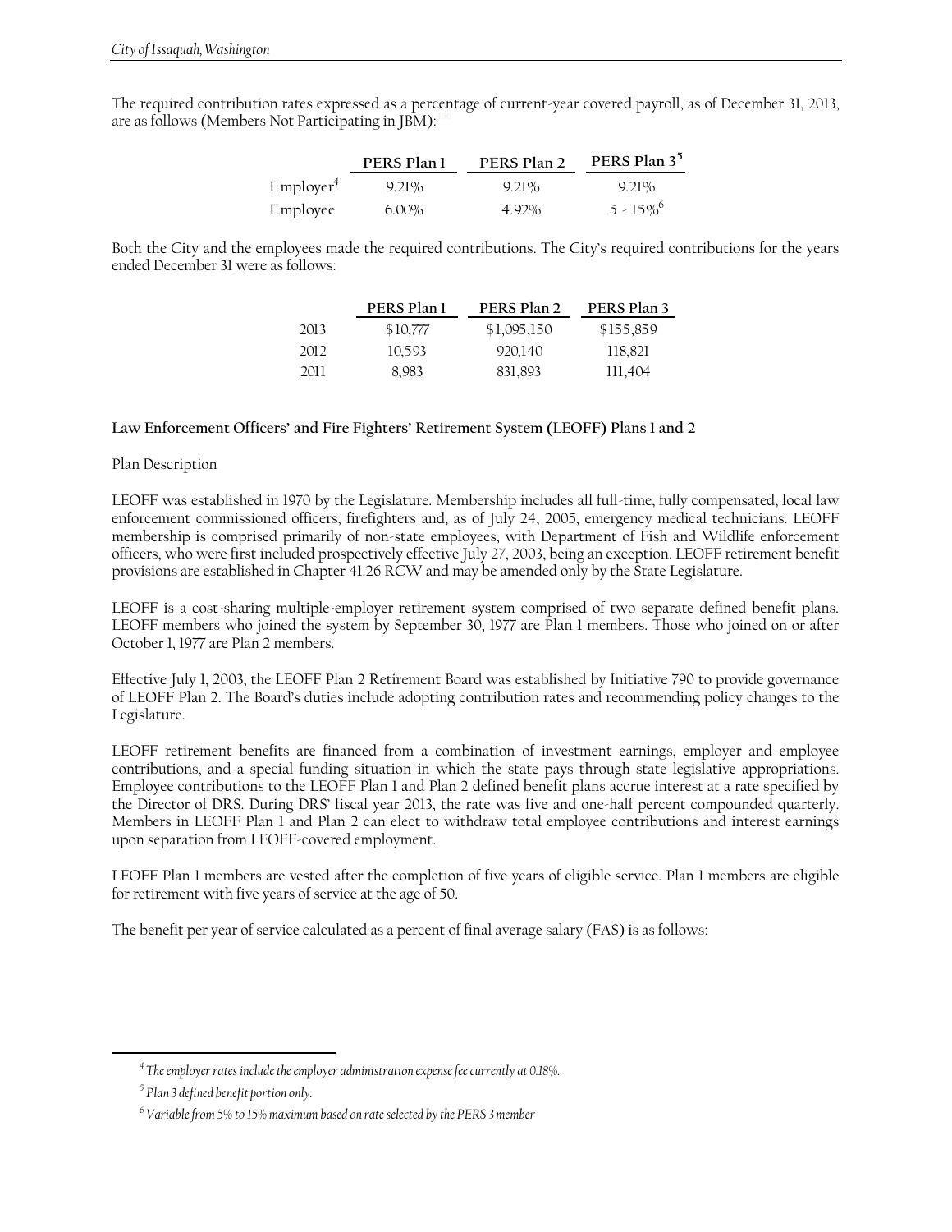The required contribution rates expressed as a percentage of current-year covered payroll, as of December 31, 2013, are as follows (Members Not Participating in JBM):

| | PERS Plan 1 | PERS Plan 2 | PERS Plan 3[5] |
|---|---|---|---|
| Employer[4] | 9.21% | 9.21% | 9.21% |
| Employee | 6.00% | 4.92% | 5 - 15%[6] |

Both the City and the employees made the required contributions. The City's required contributions for the years ended December 31 were as follows:

| | PERS Plan 1 | PERS Plan 2 | PERS Plan 3 |
|---|---|---|---|
| 2013 | $10,777 | $1,095,150 | $155,859 |
| 2012 | 10,593 | 920,140 | 118,821 |
| 2011 | 8,983 | 831,893 | 111,404 |

**Law Enforcement Officers' and Fire Fighters' Retirement System (LEOFF) Plans 1 and 2**

Plan Description

LEOFF was established in 1970 by the Legislature. Membership includes all full-time, fully compensated, local law enforcement commissioned officers, firefighters and, as of July 24, 2005, emergency medical technicians. LEOFF membership is comprised primarily of non-state employees, with Department of Fish and Wildlife enforcement officers, who were first included prospectively effective July 27, 2003, being an exception. LEOFF retirement benefit provisions are established in Chapter 41.26 RCW and may be amended only by the State Legislature.

LEOFF is a cost-sharing multiple-employer retirement system comprised of two separate defined benefit plans. LEOFF members who joined the system by September 30, 1977 are Plan 1 members. Those who joined on or after October 1, 1977 are Plan 2 members.

Effective July 1, 2003, the LEOFF Plan 2 Retirement Board was established by Initiative 790 to provide governance of LEOFF Plan 2. The Board's duties include adopting contribution rates and recommending policy changes to the Legislature.

LEOFF retirement benefits are financed from a combination of investment earnings, employer and employee contributions, and a special funding situation in which the state pays through state legislative appropriations. Employee contributions to the LEOFF Plan 1 and Plan 2 defined benefit plans accrue interest at a rate specified by the Director of DRS. During DRS' fiscal year 2013, the rate was five and one-half percent compounded quarterly. Members in LEOFF Plan 1 and Plan 2 can elect to withdraw total employee contributions and interest earnings upon separation from LEOFF-covered employment.

LEOFF Plan 1 members are vested after the completion of five years of eligible service. Plan 1 members are eligible for retirement with five years of service at the age of 50.

The benefit per year of service calculated as a percent of final average salary (FAS) is as follows:

---

*[4] The employer rates include the employer administration expense fee currently at 0.18%.*

*[5] Plan 3 defined benefit portion only.*

*[6] Variable from 5% to 15% maximum based on rate selected by the PERS 3 member*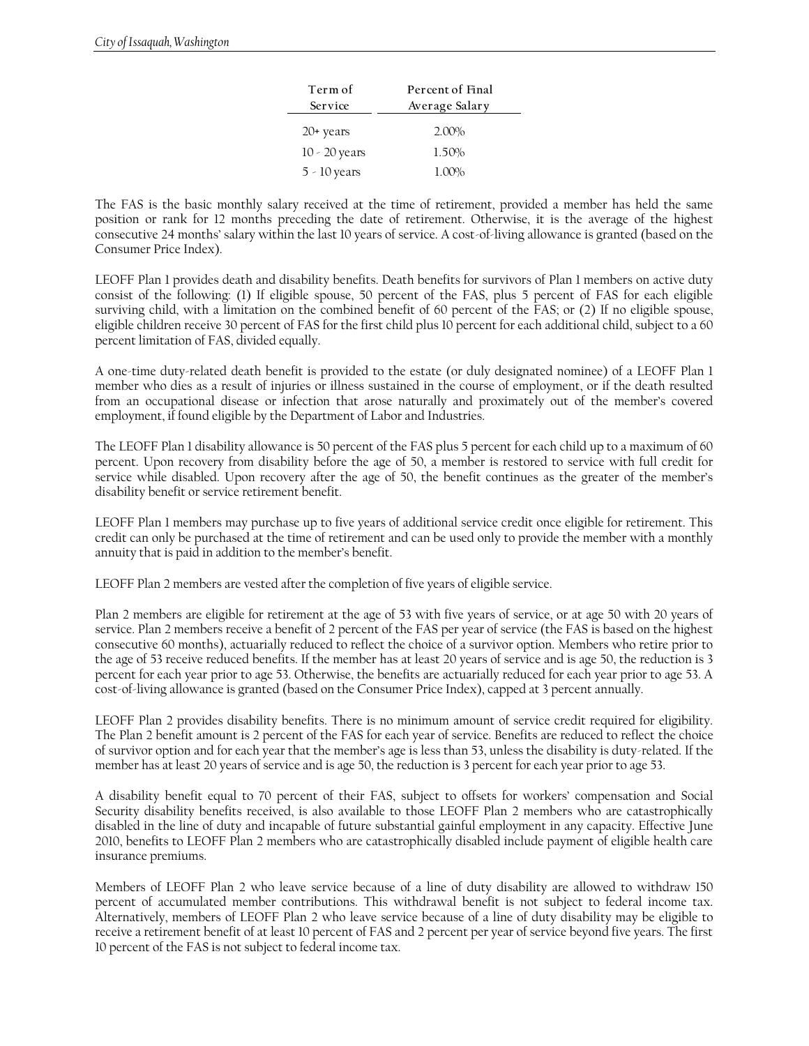| Term of Service | Percent of Final Average Salary |
|---|---|
| 20+ years | 2.00% |
| 10 - 20 years | 1.50% |
| 5 - 10 years | 1.00% |

The FAS is the basic monthly salary received at the time of retirement, provided a member has held the same position or rank for 12 months preceding the date of retirement. Otherwise, it is the average of the highest consecutive 24 months' salary within the last 10 years of service. A cost-of-living allowance is granted (based on the Consumer Price Index).

LEOFF Plan 1 provides death and disability benefits. Death benefits for survivors of Plan 1 members on active duty consist of the following: (1) If eligible spouse, 50 percent of the FAS, plus 5 percent of FAS for each eligible surviving child, with a limitation on the combined benefit of 60 percent of the FAS; or (2) If no eligible spouse, eligible children receive 30 percent of FAS for the first child plus 10 percent for each additional child, subject to a 60 percent limitation of FAS, divided equally.

A one-time duty-related death benefit is provided to the estate (or duly designated nominee) of a LEOFF Plan 1 member who dies as a result of injuries or illness sustained in the course of employment, or if the death resulted from an occupational disease or infection that arose naturally and proximately out of the member's covered employment, if found eligible by the Department of Labor and Industries.

The LEOFF Plan 1 disability allowance is 50 percent of the FAS plus 5 percent for each child up to a maximum of 60 percent. Upon recovery from disability before the age of 50, a member is restored to service with full credit for service while disabled. Upon recovery after the age of 50, the benefit continues as the greater of the member's disability benefit or service retirement benefit.

LEOFF Plan 1 members may purchase up to five years of additional service credit once eligible for retirement. This credit can only be purchased at the time of retirement and can be used only to provide the member with a monthly annuity that is paid in addition to the member's benefit.

LEOFF Plan 2 members are vested after the completion of five years of eligible service.

Plan 2 members are eligible for retirement at the age of 53 with five years of service, or at age 50 with 20 years of service. Plan 2 members receive a benefit of 2 percent of the FAS per year of service (the FAS is based on the highest consecutive 60 months), actuarially reduced to reflect the choice of a survivor option. Members who retire prior to the age of 53 receive reduced benefits. If the member has at least 20 years of service and is age 50, the reduction is 3 percent for each year prior to age 53. Otherwise, the benefits are actuarially reduced for each year prior to age 53. A cost-of-living allowance is granted (based on the Consumer Price Index), capped at 3 percent annually.

LEOFF Plan 2 provides disability benefits. There is no minimum amount of service credit required for eligibility. The Plan 2 benefit amount is 2 percent of the FAS for each year of service. Benefits are reduced to reflect the choice of survivor option and for each year that the member's age is less than 53, unless the disability is duty-related. If the member has at least 20 years of service and is age 50, the reduction is 3 percent for each year prior to age 53.

A disability benefit equal to 70 percent of their FAS, subject to offsets for workers' compensation and Social Security disability benefits received, is also available to those LEOFF Plan 2 members who are catastrophically disabled in the line of duty and incapable of future substantial gainful employment in any capacity. Effective June 2010, benefits to LEOFF Plan 2 members who are catastrophically disabled include payment of eligible health care insurance premiums.

Members of LEOFF Plan 2 who leave service because of a line of duty disability are allowed to withdraw 150 percent of accumulated member contributions. This withdrawal benefit is not subject to federal income tax. Alternatively, members of LEOFF Plan 2 who leave service because of a line of duty disability may be eligible to receive a retirement benefit of at least 10 percent of FAS and 2 percent per year of service beyond five years. The first 10 percent of the FAS is not subject to federal income tax.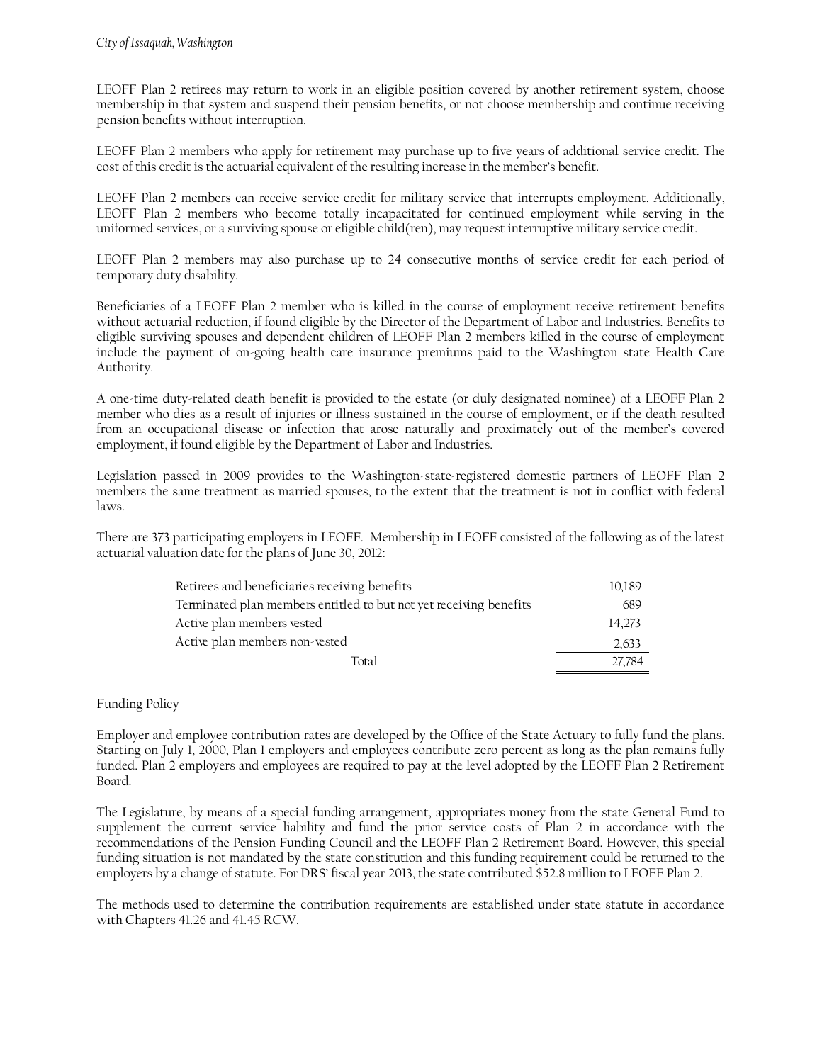LEOFF Plan 2 retirees may return to work in an eligible position covered by another retirement system, choose membership in that system and suspend their pension benefits, or not choose membership and continue receiving pension benefits without interruption.

LEOFF Plan 2 members who apply for retirement may purchase up to five years of additional service credit. The cost of this credit is the actuarial equivalent of the resulting increase in the member's benefit.

LEOFF Plan 2 members can receive service credit for military service that interrupts employment. Additionally, LEOFF Plan 2 members who become totally incapacitated for continued employment while serving in the uniformed services, or a surviving spouse or eligible child(ren), may request interruptive military service credit.

LEOFF Plan 2 members may also purchase up to 24 consecutive months of service credit for each period of temporary duty disability.

Beneficiaries of a LEOFF Plan 2 member who is killed in the course of employment receive retirement benefits without actuarial reduction, if found eligible by the Director of the Department of Labor and Industries. Benefits to eligible surviving spouses and dependent children of LEOFF Plan 2 members killed in the course of employment include the payment of on-going health care insurance premiums paid to the Washington state Health Care Authority.

A one-time duty-related death benefit is provided to the estate (or duly designated nominee) of a LEOFF Plan 2 member who dies as a result of injuries or illness sustained in the course of employment, or if the death resulted from an occupational disease or infection that arose naturally and proximately out of the member's covered employment, if found eligible by the Department of Labor and Industries.

Legislation passed in 2009 provides to the Washington-state-registered domestic partners of LEOFF Plan 2 members the same treatment as married spouses, to the extent that the treatment is not in conflict with federal laws.

There are 373 participating employers in LEOFF. Membership in LEOFF consisted of the following as of the latest actuarial valuation date for the plans of June 30, 2012:

| | |
|---|---|
| Retirees and beneficiaries receiving benefits | 10,189 |
| Terminated plan members entitled to but not yet receiving benefits | 689 |
| Active plan members vested | 14,273 |
| Active plan members non-vested | 2,633 |
| Total | 27,784 |

Funding Policy

Employer and employee contribution rates are developed by the Office of the State Actuary to fully fund the plans. Starting on July 1, 2000, Plan 1 employers and employees contribute zero percent as long as the plan remains fully funded. Plan 2 employers and employees are required to pay at the level adopted by the LEOFF Plan 2 Retirement Board.

The Legislature, by means of a special funding arrangement, appropriates money from the state General Fund to supplement the current service liability and fund the prior service costs of Plan 2 in accordance with the recommendations of the Pension Funding Council and the LEOFF Plan 2 Retirement Board. However, this special funding situation is not mandated by the state constitution and this funding requirement could be returned to the employers by a change of statute. For DRS' fiscal year 2013, the state contributed $52.8 million to LEOFF Plan 2.

The methods used to determine the contribution requirements are established under state statute in accordance with Chapters 41.26 and 41.45 RCW.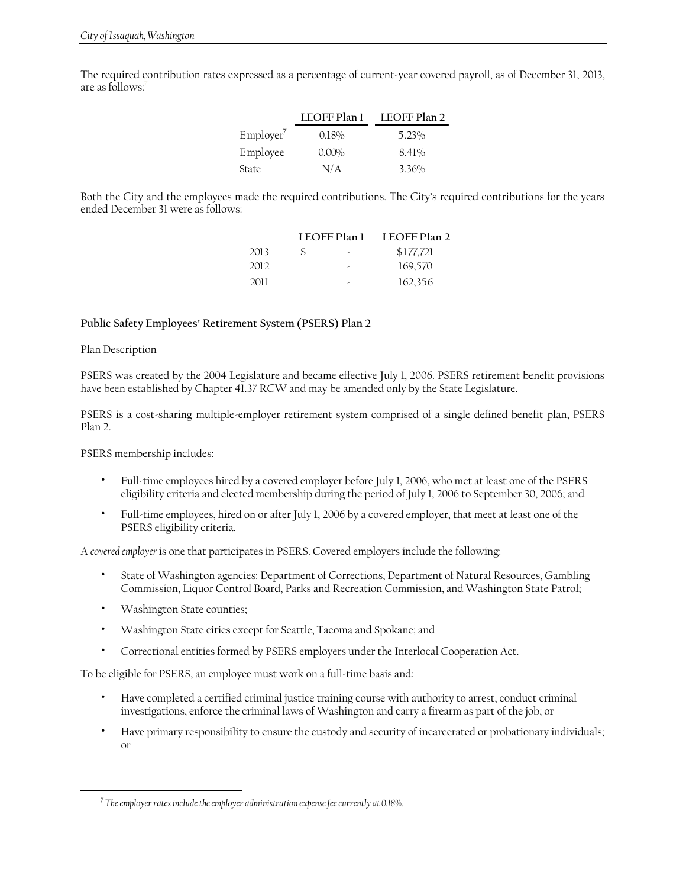The required contribution rates expressed as a percentage of current-year covered payroll, as of December 31, 2013, are as follows:

| | LEOFF Plan 1 | LEOFF Plan 2 |
|---|---|---|
| Employer[7] | 0.18% | 5.23% |
| Employee | 0.00% | 8.41% |
| State | N/A | 3.36% |

Both the City and the employees made the required contributions. The City's required contributions for the years ended December 31 were as follows:

| | LEOFF Plan 1 | LEOFF Plan 2 |
|---|---|---|
| 2013 | $ - | $177,721 |
| 2012 | - | 169,570 |
| 2011 | - | 162,356 |

**Public Safety Employees' Retirement System (PSERS) Plan 2**

Plan Description

PSERS was created by the 2004 Legislature and became effective July 1, 2006. PSERS retirement benefit provisions have been established by Chapter 41.37 RCW and may be amended only by the State Legislature.

PSERS is a cost-sharing multiple-employer retirement system comprised of a single defined benefit plan, PSERS Plan 2.

PSERS membership includes:

- Full-time employees hired by a covered employer before July 1, 2006, who met at least one of the PSERS eligibility criteria and elected membership during the period of July 1, 2006 to September 30, 2006; and
- Full-time employees, hired on or after July 1, 2006 by a covered employer, that meet at least one of the PSERS eligibility criteria.

A *covered employer* is one that participates in PSERS. Covered employers include the following:

- State of Washington agencies: Department of Corrections, Department of Natural Resources, Gambling Commission, Liquor Control Board, Parks and Recreation Commission, and Washington State Patrol;
- Washington State counties;
- Washington State cities except for Seattle, Tacoma and Spokane; and
- Correctional entities formed by PSERS employers under the Interlocal Cooperation Act.

To be eligible for PSERS, an employee must work on a full-time basis and:

- Have completed a certified criminal justice training course with authority to arrest, conduct criminal investigations, enforce the criminal laws of Washington and carry a firearm as part of the job; or
- Have primary responsibility to ensure the custody and security of incarcerated or probationary individuals; or

[7] *The employer rates include the employer administration expense fee currently at 0.18%.*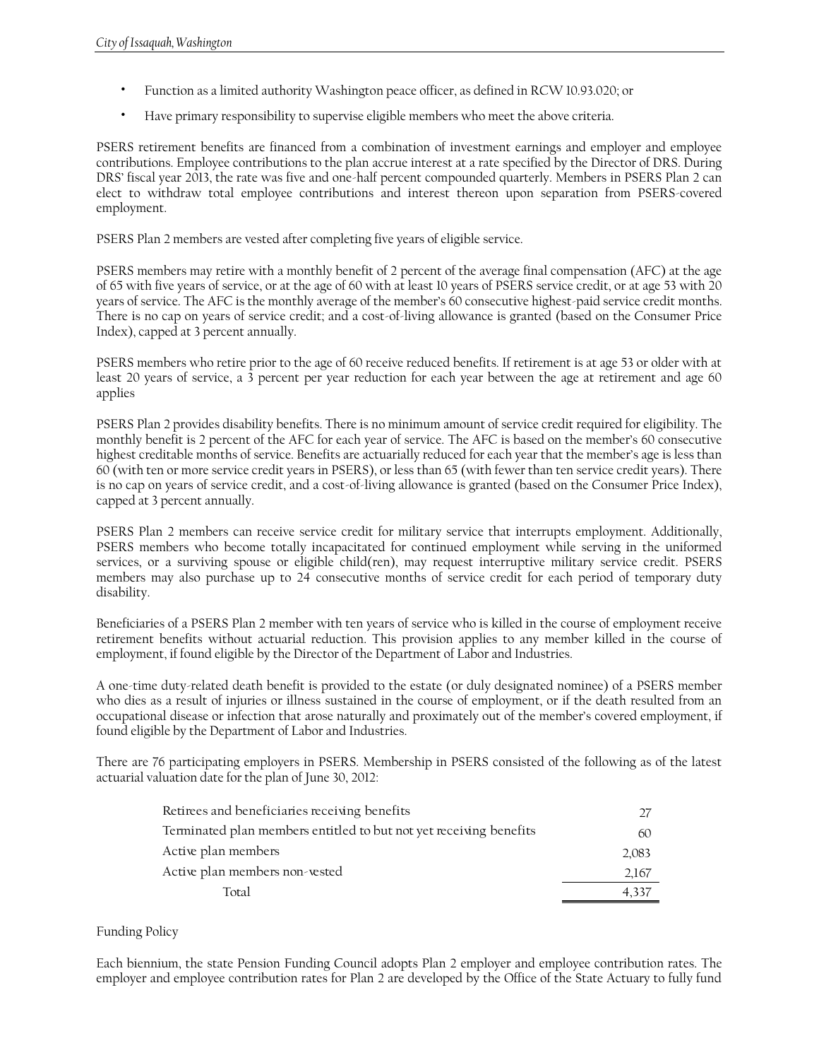- Function as a limited authority Washington peace officer, as defined in RCW 10.93.020; or
- Have primary responsibility to supervise eligible members who meet the above criteria.

PSERS retirement benefits are financed from a combination of investment earnings and employer and employee contributions. Employee contributions to the plan accrue interest at a rate specified by the Director of DRS. During DRS' fiscal year 2013, the rate was five and one-half percent compounded quarterly. Members in PSERS Plan 2 can elect to withdraw total employee contributions and interest thereon upon separation from PSERS-covered employment.

PSERS Plan 2 members are vested after completing five years of eligible service.

PSERS members may retire with a monthly benefit of 2 percent of the average final compensation (AFC) at the age of 65 with five years of service, or at the age of 60 with at least 10 years of PSERS service credit, or at age 53 with 20 years of service. The AFC is the monthly average of the member's 60 consecutive highest-paid service credit months. There is no cap on years of service credit; and a cost-of-living allowance is granted (based on the Consumer Price Index), capped at 3 percent annually.

PSERS members who retire prior to the age of 60 receive reduced benefits. If retirement is at age 53 or older with at least 20 years of service, a 3 percent per year reduction for each year between the age at retirement and age 60 applies

PSERS Plan 2 provides disability benefits. There is no minimum amount of service credit required for eligibility. The monthly benefit is 2 percent of the AFC for each year of service. The AFC is based on the member's 60 consecutive highest creditable months of service. Benefits are actuarially reduced for each year that the member's age is less than 60 (with ten or more service credit years in PSERS), or less than 65 (with fewer than ten service credit years). There is no cap on years of service credit, and a cost-of-living allowance is granted (based on the Consumer Price Index), capped at 3 percent annually.

PSERS Plan 2 members can receive service credit for military service that interrupts employment. Additionally, PSERS members who become totally incapacitated for continued employment while serving in the uniformed services, or a surviving spouse or eligible child(ren), may request interruptive military service credit. PSERS members may also purchase up to 24 consecutive months of service credit for each period of temporary duty disability.

Beneficiaries of a PSERS Plan 2 member with ten years of service who is killed in the course of employment receive retirement benefits without actuarial reduction. This provision applies to any member killed in the course of employment, if found eligible by the Director of the Department of Labor and Industries.

A one-time duty-related death benefit is provided to the estate (or duly designated nominee) of a PSERS member who dies as a result of injuries or illness sustained in the course of employment, or if the death resulted from an occupational disease or infection that arose naturally and proximately out of the member's covered employment, if found eligible by the Department of Labor and Industries.

There are 76 participating employers in PSERS. Membership in PSERS consisted of the following as of the latest actuarial valuation date for the plan of June 30, 2012:

| | |
|---|---|
| Retirees and beneficiaries receiving benefits | 27 |
| Terminated plan members entitled to but not yet receiving benefits | 60 |
| Active plan members | 2,083 |
| Active plan members non-vested | 2,167 |
| Total | 4,337 |

Funding Policy

Each biennium, the state Pension Funding Council adopts Plan 2 employer and employee contribution rates. The employer and employee contribution rates for Plan 2 are developed by the Office of the State Actuary to fully fund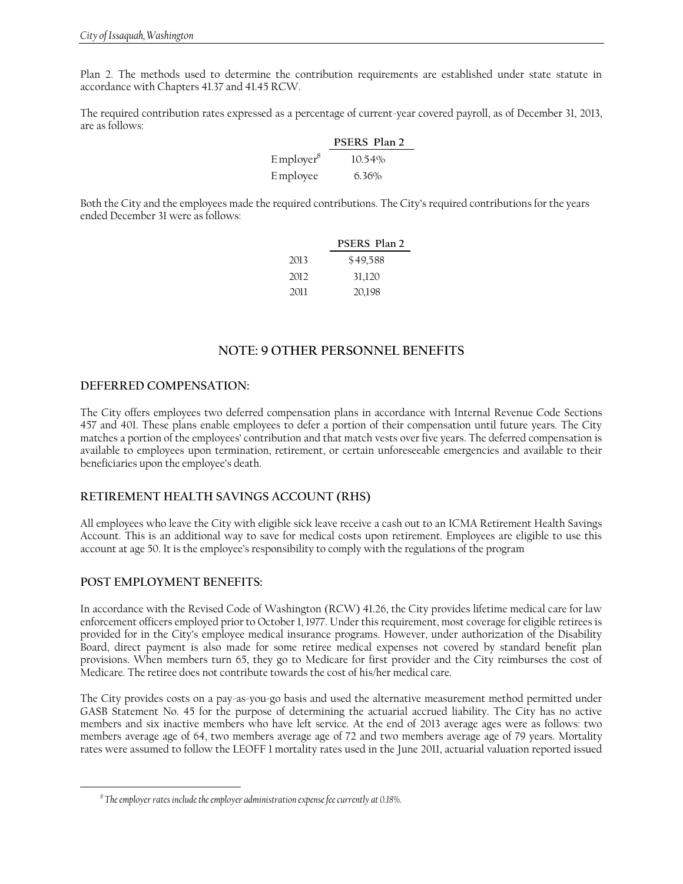Plan 2. The methods used to determine the contribution requirements are established under state statute in accordance with Chapters 41.37 and 41.45 RCW.

The required contribution rates expressed as a percentage of current-year covered payroll, as of December 31, 2013, are as follows:

| | PSERS Plan 2 |
|---|---|
| Employer[8] | 10.54% |
| Employee | 6.36% |

Both the City and the employees made the required contributions. The City's required contributions for the years ended December 31 were as follows:

| | PSERS Plan 2 |
|---|---|
| 2013 | $49,588 |
| 2012 | 31,120 |
| 2011 | 20,198 |

## NOTE: 9 OTHER PERSONNEL BENEFITS

### DEFERRED COMPENSATION:

The City offers employees two deferred compensation plans in accordance with Internal Revenue Code Sections 457 and 401. These plans enable employees to defer a portion of their compensation until future years. The City matches a portion of the employees' contribution and that match vests over five years. The deferred compensation is available to employees upon termination, retirement, or certain unforeseeable emergencies and available to their beneficiaries upon the employee's death.

### RETIREMENT HEALTH SAVINGS ACCOUNT (RHS)

All employees who leave the City with eligible sick leave receive a cash out to an ICMA Retirement Health Savings Account. This is an additional way to save for medical costs upon retirement. Employees are eligible to use this account at age 50. It is the employee's responsibility to comply with the regulations of the program

### POST EMPLOYMENT BENEFITS:

In accordance with the Revised Code of Washington (RCW) 41.26, the City provides lifetime medical care for law enforcement officers employed prior to October 1, 1977. Under this requirement, most coverage for eligible retirees is provided for in the City's employee medical insurance programs. However, under authorization of the Disability Board, direct payment is also made for some retiree medical expenses not covered by standard benefit plan provisions. When members turn 65, they go to Medicare for first provider and the City reimburses the cost of Medicare. The retiree does not contribute towards the cost of his/her medical care.

The City provides costs on a pay-as-you-go basis and used the alternative measurement method permitted under GASB Statement No. 45 for the purpose of determining the actuarial accrued liability. The City has no active members and six inactive members who have left service. At the end of 2013 average ages were as follows: two members average age of 64, two members average age of 72 and two members average age of 79 years. Mortality rates were assumed to follow the LEOFF 1 mortality rates used in the June 2011, actuarial valuation reported issued

---

[8] *The employer rates include the employer administration expense fee currently at 0.18%.*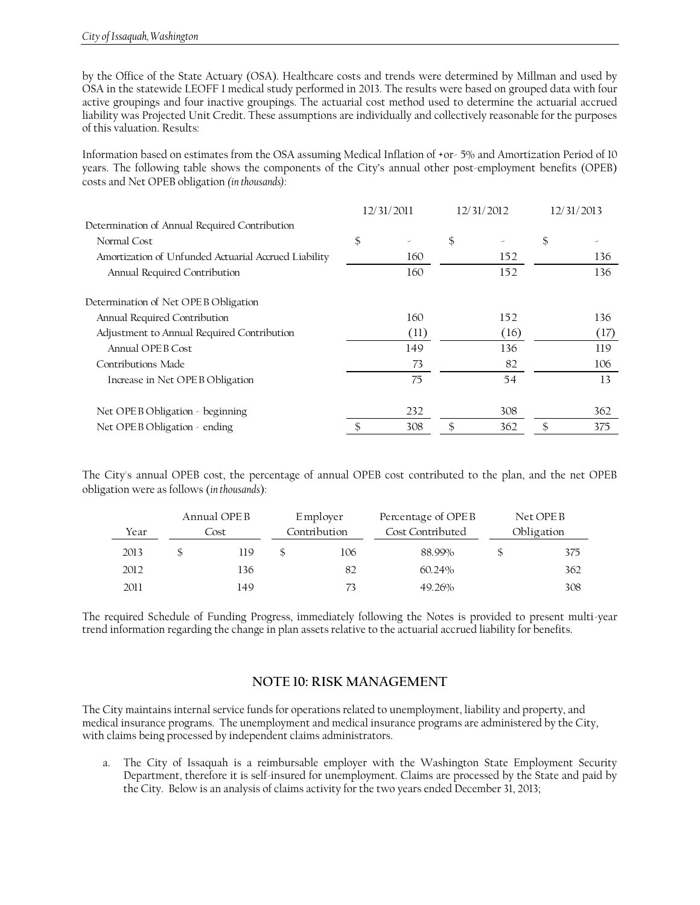by the Office of the State Actuary (OSA). Healthcare costs and trends were determined by Millman and used by OSA in the statewide LEOFF 1 medical study performed in 2013. The results were based on grouped data with four active groupings and four inactive groupings. The actuarial cost method used to determine the actuarial accrued liability was Projected Unit Credit. These assumptions are individually and collectively reasonable for the purposes of this valuation. Results:

Information based on estimates from the OSA assuming Medical Inflation of +or- 5% and Amortization Period of 10 years. The following table shows the components of the City's annual other post-employment benefits (OPEB) costs and Net OPEB obligation *(in thousands)*:

| | 12/31/2011 | 12/31/2012 | 12/31/2013 |
|---|---|---|---|
| Determination of Annual Required Contribution | | | |
| Normal Cost | $ - | $ - | $ - |
| Amortization of Unfunded Actuarial Accrued Liability | 160 | 152 | 136 |
| Annual Required Contribution | 160 | 152 | 136 |
| Determination of Net OPEB Obligation | | | |
| Annual Required Contribution | 160 | 152 | 136 |
| Adjustment to Annual Required Contribution | (11) | (16) | (17) |
| Annual OPEB Cost | 149 | 136 | 119 |
| Contributions Made | 73 | 82 | 106 |
| Increase in Net OPEB Obligation | 75 | 54 | 13 |
| Net OPEB Obligation - beginning | 232 | 308 | 362 |
| Net OPEB Obligation - ending | $ 308 | $ 362 | $ 375 |

The City's annual OPEB cost, the percentage of annual OPEB cost contributed to the plan, and the net OPEB obligation were as follows (*in thousands*):

| Year | Annual OPEB Cost | Employer Contribution | Percentage of OPEB Cost Contributed | Net OPEB Obligation |
|---|---|---|---|---|
| 2013 | $ 119 | $ 106 | 88.99% | $ 375 |
| 2012 | 136 | 82 | 60.24% | 362 |
| 2011 | 149 | 73 | 49.26% | 308 |

The required Schedule of Funding Progress, immediately following the Notes is provided to present multi-year trend information regarding the change in plan assets relative to the actuarial accrued liability for benefits.

## NOTE 10: RISK MANAGEMENT

The City maintains internal service funds for operations related to unemployment, liability and property, and medical insurance programs. The unemployment and medical insurance programs are administered by the City, with claims being processed by independent claims administrators.

a. The City of Issaquah is a reimbursable employer with the Washington State Employment Security Department, therefore it is self-insured for unemployment. Claims are processed by the State and paid by the City. Below is an analysis of claims activity for the two years ended December 31, 2013;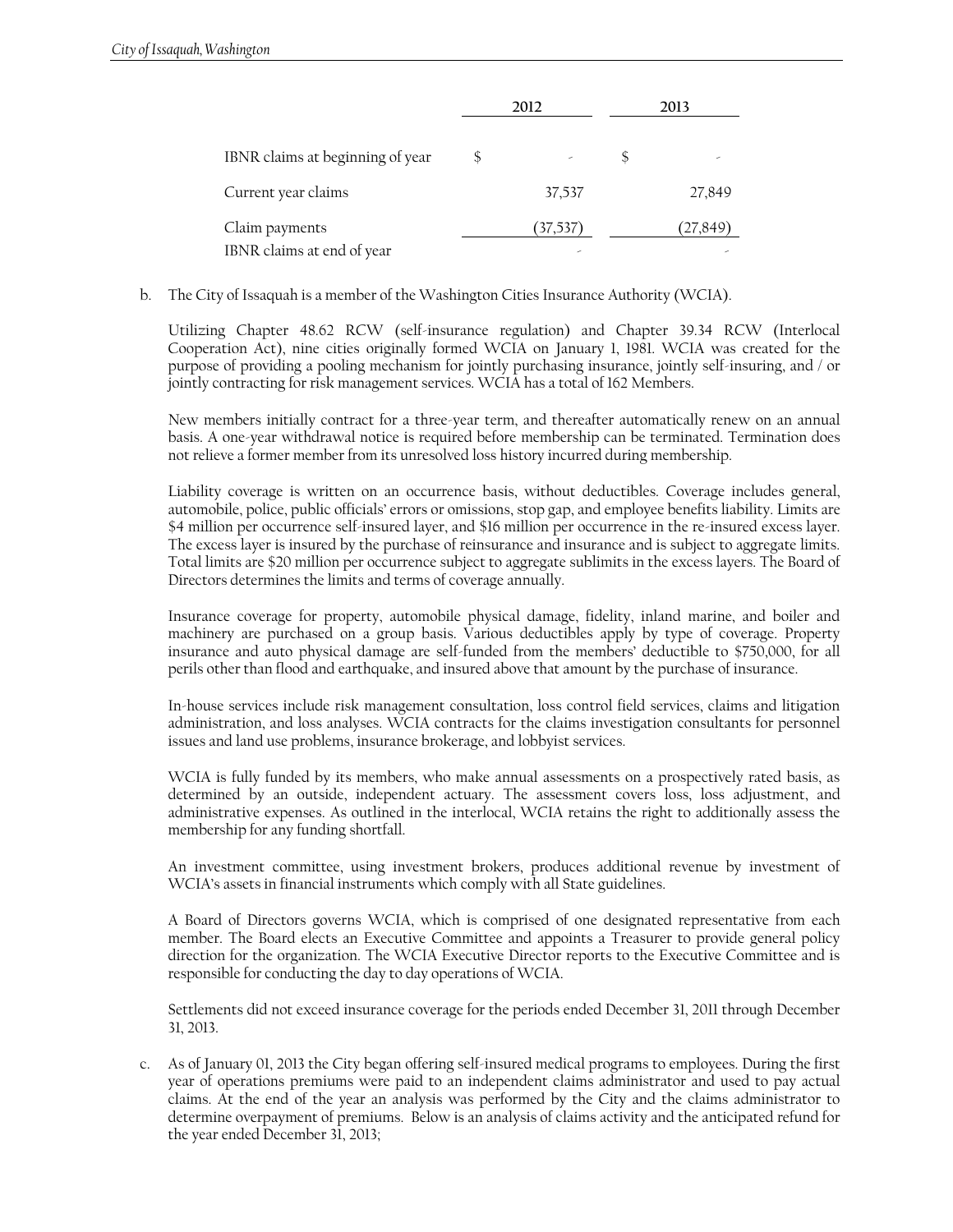| | 2012 | 2013 |
|---|---|---|
| IBNR claims at beginning of year | $ - | $ - |
| Current year claims | 37,537 | 27,849 |
| Claim payments | (37,537) | (27,849) |
| IBNR claims at end of year | - | - |

b. The City of Issaquah is a member of the Washington Cities Insurance Authority (WCIA).

Utilizing Chapter 48.62 RCW (self-insurance regulation) and Chapter 39.34 RCW (Interlocal Cooperation Act), nine cities originally formed WCIA on January 1, 1981. WCIA was created for the purpose of providing a pooling mechanism for jointly purchasing insurance, jointly self-insuring, and / or jointly contracting for risk management services. WCIA has a total of 162 Members.

New members initially contract for a three-year term, and thereafter automatically renew on an annual basis. A one-year withdrawal notice is required before membership can be terminated. Termination does not relieve a former member from its unresolved loss history incurred during membership.

Liability coverage is written on an occurrence basis, without deductibles. Coverage includes general, automobile, police, public officials' errors or omissions, stop gap, and employee benefits liability. Limits are $4 million per occurrence self-insured layer, and $16 million per occurrence in the re-insured excess layer. The excess layer is insured by the purchase of reinsurance and insurance and is subject to aggregate limits. Total limits are $20 million per occurrence subject to aggregate sublimits in the excess layers. The Board of Directors determines the limits and terms of coverage annually.

Insurance coverage for property, automobile physical damage, fidelity, inland marine, and boiler and machinery are purchased on a group basis. Various deductibles apply by type of coverage. Property insurance and auto physical damage are self-funded from the members' deductible to $750,000, for all perils other than flood and earthquake, and insured above that amount by the purchase of insurance.

In-house services include risk management consultation, loss control field services, claims and litigation administration, and loss analyses. WCIA contracts for the claims investigation consultants for personnel issues and land use problems, insurance brokerage, and lobbyist services.

WCIA is fully funded by its members, who make annual assessments on a prospectively rated basis, as determined by an outside, independent actuary. The assessment covers loss, loss adjustment, and administrative expenses. As outlined in the interlocal, WCIA retains the right to additionally assess the membership for any funding shortfall.

An investment committee, using investment brokers, produces additional revenue by investment of WCIA's assets in financial instruments which comply with all State guidelines.

A Board of Directors governs WCIA, which is comprised of one designated representative from each member. The Board elects an Executive Committee and appoints a Treasurer to provide general policy direction for the organization. The WCIA Executive Director reports to the Executive Committee and is responsible for conducting the day to day operations of WCIA.

Settlements did not exceed insurance coverage for the periods ended December 31, 2011 through December 31, 2013.

c. As of January 01, 2013 the City began offering self-insured medical programs to employees. During the first year of operations premiums were paid to an independent claims administrator and used to pay actual claims. At the end of the year an analysis was performed by the City and the claims administrator to determine overpayment of premiums. Below is an analysis of claims activity and the anticipated refund for the year ended December 31, 2013;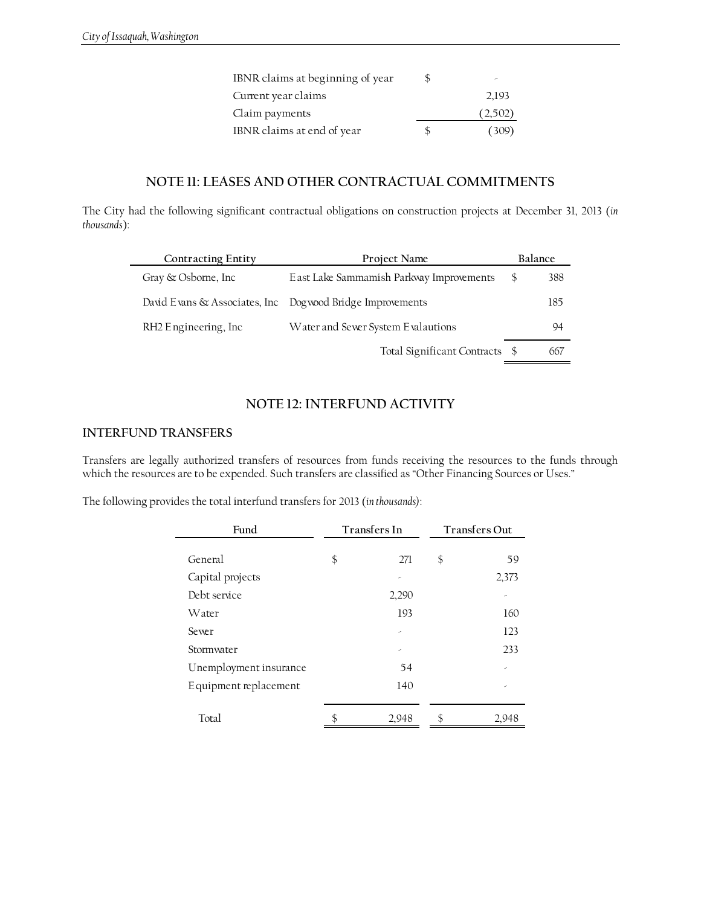| | | |
|---|---|---|
| IBNR claims at beginning of year | $ | - |
| Current year claims | | 2,193 |
| Claim payments | | (2,502) |
| IBNR claims at end of year | $ | (309) |

## NOTE 11: LEASES AND OTHER CONTRACTUAL COMMITMENTS

The City had the following significant contractual obligations on construction projects at December 31, 2013 (*in thousands*):

| Contracting Entity | Project Name | Balance | |
|---|---|---|---|
| Gray & Osborne, Inc | East Lake Sammamish Parkway Improvements | $ | 388 |
| David Evans & Associates, Inc | Dogwood Bridge Improvements | | 185 |
| RH2 Engineering, Inc | Water and Sewer System Evalautions | | 94 |
| | Total Significant Contracts | $ | 667 |

## NOTE 12: INTERFUND ACTIVITY

### INTERFUND TRANSFERS

Transfers are legally authorized transfers of resources from funds receiving the resources to the funds through which the resources are to be expended. Such transfers are classified as "Other Financing Sources or Uses."

The following provides the total interfund transfers for 2013 (*in thousands*):

| Fund | Transfers In | | Transfers Out | |
|---|---|---|---|---|
| General | $ | 271 | $ | 59 |
| Capital projects | | - | | 2,373 |
| Debt service | | 2,290 | | - |
| Water | | 193 | | 160 |
| Sewer | | - | | 123 |
| Stormwater | | - | | 233 |
| Unemployment insurance | | 54 | | - |
| Equipment replacement | | 140 | | - |
| Total | $ | 2,948 | $ | 2,948 |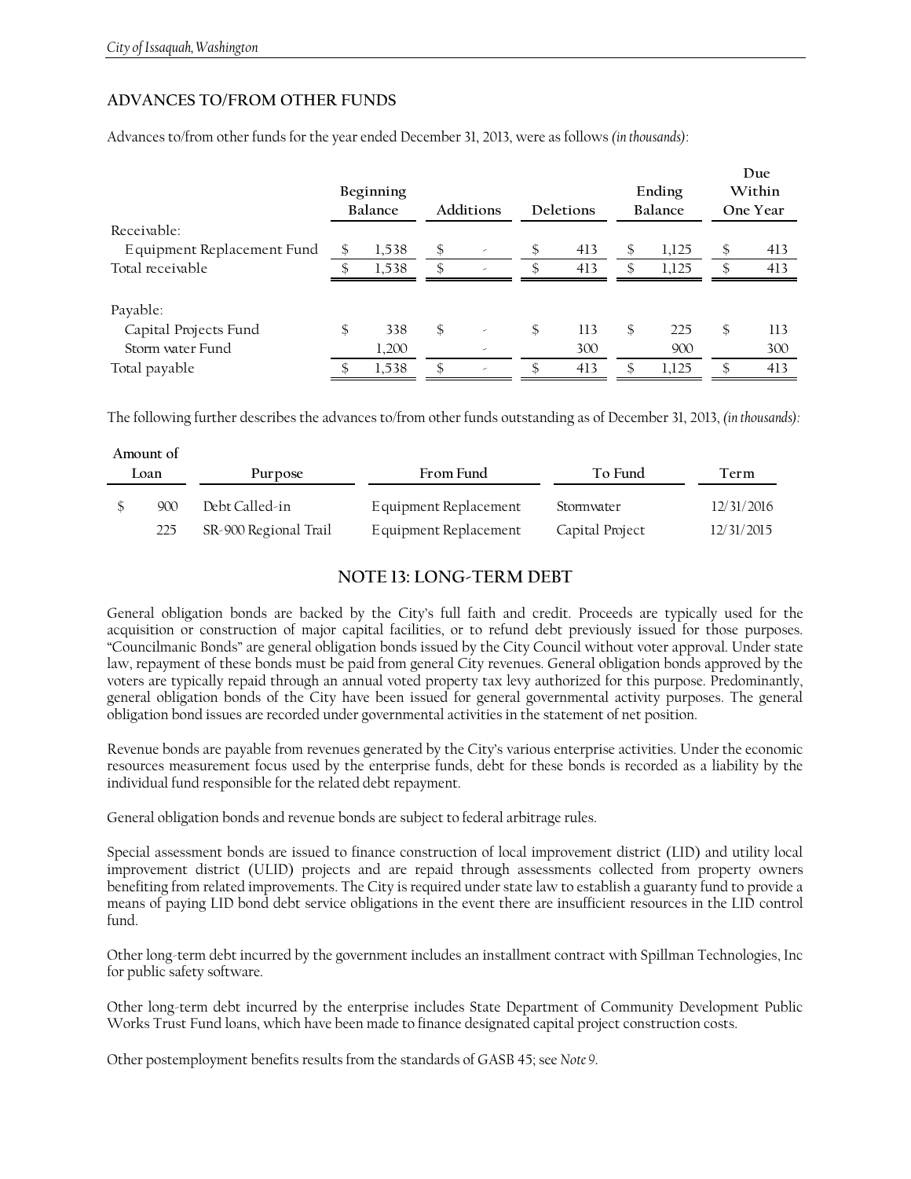## ADVANCES TO/FROM OTHER FUNDS

Advances to/from other funds for the year ended December 31, 2013, were as follows *(in thousands)*:

| | Beginning Balance | Additions | Deletions | Ending Balance | Due Within One Year |
|---|---|---|---|---|---|
| Receivable: | | | | | |
| Equipment Replacement Fund | $ 1,538 | $ - | $ 413 | $ 1,125 | $ 413 |
| Total receivable | $ 1,538 | $ - | $ 413 | $ 1,125 | $ 413 |
| | | | | | |
| Payable: | | | | | |
| Capital Projects Fund | $ 338 | $ - | $ 113 | $ 225 | $ 113 |
| Storm water Fund | 1,200 | - | 300 | 900 | 300 |
| Total payable | $ 1,538 | $ - | $ 413 | $ 1,125 | $ 413 |

The following further describes the advances to/from other funds outstanding as of December 31, 2013, *(in thousands)*:

| Amount of Loan | Purpose | From Fund | To Fund | Term |
|---|---|---|---|---|
| $ 900 | Debt Called-in | Equipment Replacement | Stormwater | 12/31/2016 |
| 225 | SR-900 Regional Trail | Equipment Replacement | Capital Project | 12/31/2015 |

## NOTE 13: LONG-TERM DEBT

General obligation bonds are backed by the City's full faith and credit. Proceeds are typically used for the acquisition or construction of major capital facilities, or to refund debt previously issued for those purposes. "Councilmanic Bonds" are general obligation bonds issued by the City Council without voter approval. Under state law, repayment of these bonds must be paid from general City revenues. General obligation bonds approved by the voters are typically repaid through an annual voted property tax levy authorized for this purpose. Predominantly, general obligation bonds of the City have been issued for general governmental activity purposes. The general obligation bond issues are recorded under governmental activities in the statement of net position.

Revenue bonds are payable from revenues generated by the City's various enterprise activities. Under the economic resources measurement focus used by the enterprise funds, debt for these bonds is recorded as a liability by the individual fund responsible for the related debt repayment.

General obligation bonds and revenue bonds are subject to federal arbitrage rules.

Special assessment bonds are issued to finance construction of local improvement district (LID) and utility local improvement district (ULID) projects and are repaid through assessments collected from property owners benefiting from related improvements. The City is required under state law to establish a guaranty fund to provide a means of paying LID bond debt service obligations in the event there are insufficient resources in the LID control fund.

Other long-term debt incurred by the government includes an installment contract with Spillman Technologies, Inc for public safety software.

Other long-term debt incurred by the enterprise includes State Department of Community Development Public Works Trust Fund loans, which have been made to finance designated capital project construction costs.

Other postemployment benefits results from the standards of GASB 45; see *Note 9*.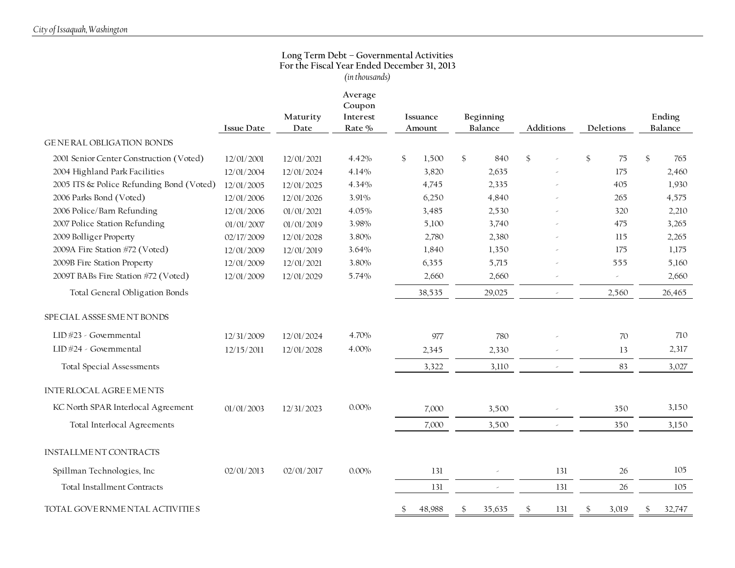### Long Term Debt – Governmental Activities
### For the Fiscal Year Ended December 31, 2013
*(in thousands)*

| | Issue Date | Maturity Date | Average Coupon Interest Rate % | Issuance Amount | Beginning Balance | Additions | Deletions | Ending Balance |
|---|---|---|---|---|---|---|---|---|
| **GENERAL OBLIGATION BONDS** | | | | | | | | |
| 2001 Senior Center Construction (Voted) | 12/01/2001 | 12/01/2021 | 4.42% | $ 1,500 | $ 840 | $ - | $ 75 | $ 765 |
| 2004 Highland Park Facilities | 12/01/2004 | 12/01/2024 | 4.14% | 3,820 | 2,635 | - | 175 | 2,460 |
| 2005 ITS & Police Refunding Bond (Voted) | 12/01/2005 | 12/01/2025 | 4.34% | 4,745 | 2,335 | - | 405 | 1,930 |
| 2006 Parks Bond (Voted) | 12/01/2006 | 12/01/2026 | 3.91% | 6,250 | 4,840 | - | 265 | 4,575 |
| 2006 Police/Barn Refunding | 12/01/2006 | 01/01/2021 | 4.05% | 3,485 | 2,530 | - | 320 | 2,210 |
| 2007 Police Station Refunding | 01/01/2007 | 01/01/2019 | 3.98% | 5,100 | 3,740 | - | 475 | 3,265 |
| 2009 Bolliger Property | 02/17/2009 | 12/01/2028 | 3.80% | 2,780 | 2,380 | - | 115 | 2,265 |
| 2009A Fire Station #72 (Voted) | 12/01/2009 | 12/01/2019 | 3.64% | 1,840 | 1,350 | - | 175 | 1,175 |
| 2009B Fire Station Property | 12/01/2009 | 12/01/2021 | 3.80% | 6,355 | 5,715 | - | 555 | 5,160 |
| 2009T BABs Fire Station #72 (Voted) | 12/01/2009 | 12/01/2029 | 5.74% | 2,660 | 2,660 | - | - | 2,660 |
| Total General Obligation Bonds | | | | 38,535 | 29,025 | - | 2,560 | 26,465 |
| **SPECIAL ASSSESSMENT BONDS** | | | | | | | | |
| LID #23 - Governmental | 12/31/2009 | 12/01/2024 | 4.70% | 977 | 780 | - | 70 | 710 |
| LID #24 - Governmental | 12/15/2011 | 12/01/2028 | 4.00% | 2,345 | 2,330 | - | 13 | 2,317 |
| Total Special Assessments | | | | 3,322 | 3,110 | - | 83 | 3,027 |
| **INTERLOCAL AGREEMENTS** | | | | | | | | |
| KC North SPAR Interlocal Agreement | 01/01/2003 | 12/31/2023 | 0.00% | 7,000 | 3,500 | - | 350 | 3,150 |
| Total Interlocal Agreements | | | | 7,000 | 3,500 | - | 350 | 3,150 |
| **INSTALLMENT CONTRACTS** | | | | | | | | |
| Spillman Technologies, Inc | 02/01/2013 | 02/01/2017 | 0.00% | 131 | - | 131 | 26 | 105 |
| Total Installment Contracts | | | | 131 | - | 131 | 26 | 105 |
| **TOTAL GOVERNMENTAL ACTIVITIES** | | | | $ 48,988 | $ 35,635 | $ 131 | $ 3,019 | $ 32,747 |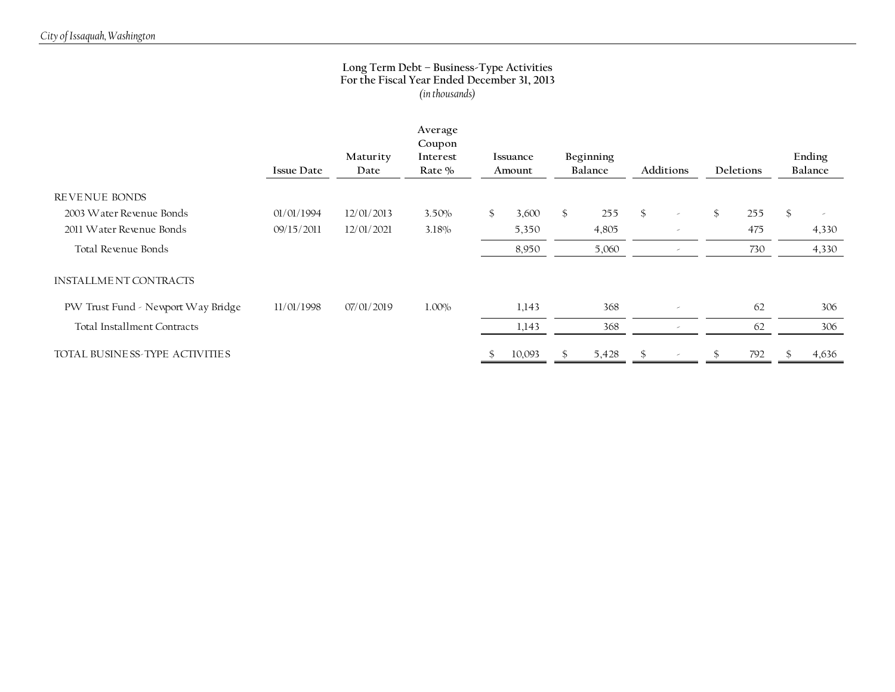## Long Term Debt – Business-Type Activities
## For the Fiscal Year Ended December 31, 2013
*(in thousands)*

| | Issue Date | Maturity Date | Average Coupon Interest Rate % | Issuance Amount | Beginning Balance | Additions | Deletions | Ending Balance |
|---|---|---|---|---|---|---|---|---|
| REVENUE BONDS | | | | | | | | |
| 2003 Water Revenue Bonds | 01/01/1994 | 12/01/2013 | 3.50% | $ 3,600 | $ 255 | $ - | $ 255 | $ - |
| 2011 Water Revenue Bonds | 09/15/2011 | 12/01/2021 | 3.18% | 5,350 | 4,805 | - | 475 | 4,330 |
| Total Revenue Bonds | | | | 8,950 | 5,060 | - | 730 | 4,330 |
| INSTALLMENT CONTRACTS | | | | | | | | |
| PW Trust Fund - Newport Way Bridge | 11/01/1998 | 07/01/2019 | 1.00% | 1,143 | 368 | - | 62 | 306 |
| Total Installment Contracts | | | | 1,143 | 368 | - | 62 | 306 |
| TOTAL BUSINESS-TYPE ACTIVITIES | | | | $ 10,093 | $ 5,428 | $ - | $ 792 | $ 4,636 |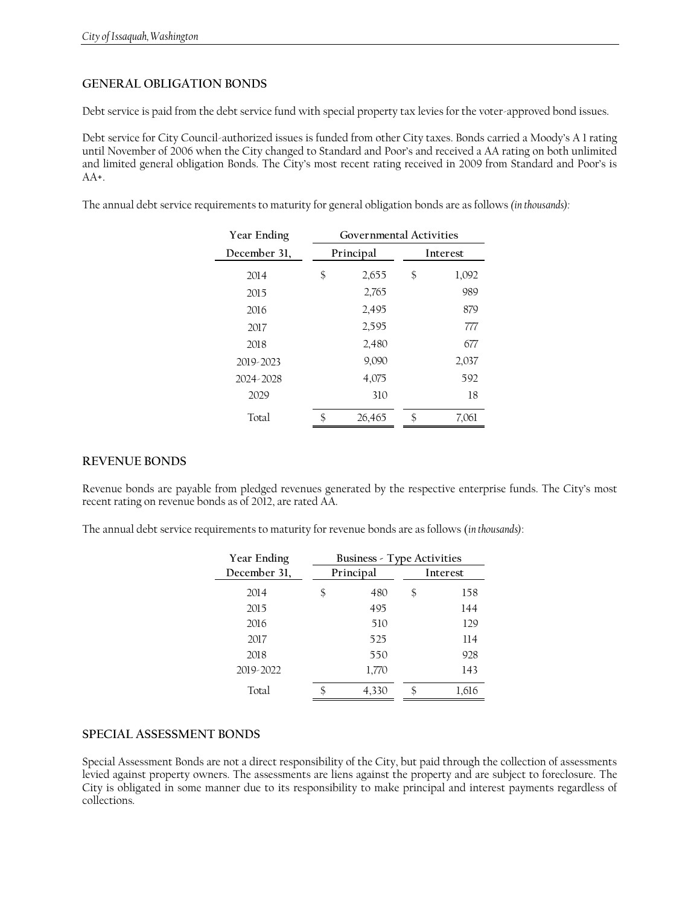## GENERAL OBLIGATION BONDS

Debt service is paid from the debt service fund with special property tax levies for the voter-approved bond issues.

Debt service for City Council-authorized issues is funded from other City taxes. Bonds carried a Moody's A 1 rating until November of 2006 when the City changed to Standard and Poor's and received a AA rating on both unlimited and limited general obligation Bonds. The City's most recent rating received in 2009 from Standard and Poor's is AA+.

The annual debt service requirements to maturity for general obligation bonds are as follows *(in thousands):*

| Year Ending | Governmental Activities | |
|---|---|---|
| December 31, | Principal | Interest |
| 2014 | $ 2,655 | $ 1,092 |
| 2015 | 2,765 | 989 |
| 2016 | 2,495 | 879 |
| 2017 | 2,595 | 777 |
| 2018 | 2,480 | 677 |
| 2019-2023 | 9,090 | 2,037 |
| 2024-2028 | 4,075 | 592 |
| 2029 | 310 | 18 |
| Total | $ 26,465 | $ 7,061 |

## REVENUE BONDS

Revenue bonds are payable from pledged revenues generated by the respective enterprise funds. The City's most recent rating on revenue bonds as of 2012, are rated AA.

The annual debt service requirements to maturity for revenue bonds are as follows (*in thousands*):

| Year Ending | Business - Type Activities | |
|---|---|---|
| December 31, | Principal | Interest |
| 2014 | $ 480 | $ 158 |
| 2015 | 495 | 144 |
| 2016 | 510 | 129 |
| 2017 | 525 | 114 |
| 2018 | 550 | 928 |
| 2019-2022 | 1,770 | 143 |
| Total | $ 4,330 | $ 1,616 |

## SPECIAL ASSESSMENT BONDS

Special Assessment Bonds are not a direct responsibility of the City, but paid through the collection of assessments levied against property owners. The assessments are liens against the property and are subject to foreclosure. The City is obligated in some manner due to its responsibility to make principal and interest payments regardless of collections.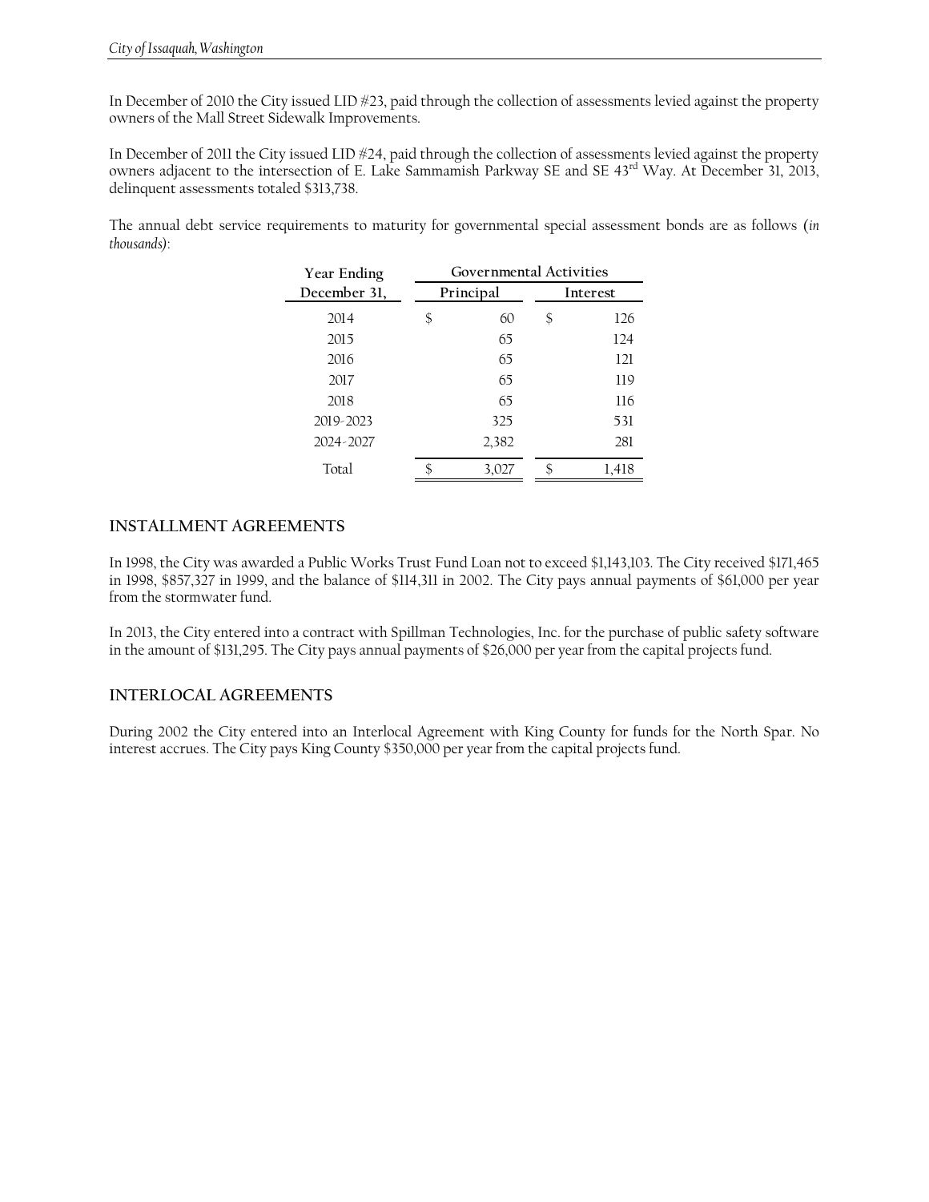In December of 2010 the City issued LID #23, paid through the collection of assessments levied against the property owners of the Mall Street Sidewalk Improvements.

In December of 2011 the City issued LID #24, paid through the collection of assessments levied against the property owners adjacent to the intersection of E. Lake Sammamish Parkway SE and SE 43rd Way. At December 31, 2013, delinquent assessments totaled $313,738.

The annual debt service requirements to maturity for governmental special assessment bonds are as follows (*in thousands*):

| Year Ending | Governmental Activities | |
|---|---|---|
| December 31, | Principal | Interest |
| 2014 | $ 60 | $ 126 |
| 2015 | 65 | 124 |
| 2016 | 65 | 121 |
| 2017 | 65 | 119 |
| 2018 | 65 | 116 |
| 2019-2023 | 325 | 531 |
| 2024-2027 | 2,382 | 281 |
| Total | $ 3,027 | $ 1,418 |

## INSTALLMENT AGREEMENTS

In 1998, the City was awarded a Public Works Trust Fund Loan not to exceed $1,143,103. The City received $171,465 in 1998, $857,327 in 1999, and the balance of $114,311 in 2002. The City pays annual payments of $61,000 per year from the stormwater fund.

In 2013, the City entered into a contract with Spillman Technologies, Inc. for the purchase of public safety software in the amount of $131,295. The City pays annual payments of $26,000 per year from the capital projects fund.

## INTERLOCAL AGREEMENTS

During 2002 the City entered into an Interlocal Agreement with King County for funds for the North Spar. No interest accrues. The City pays King County $350,000 per year from the capital projects fund.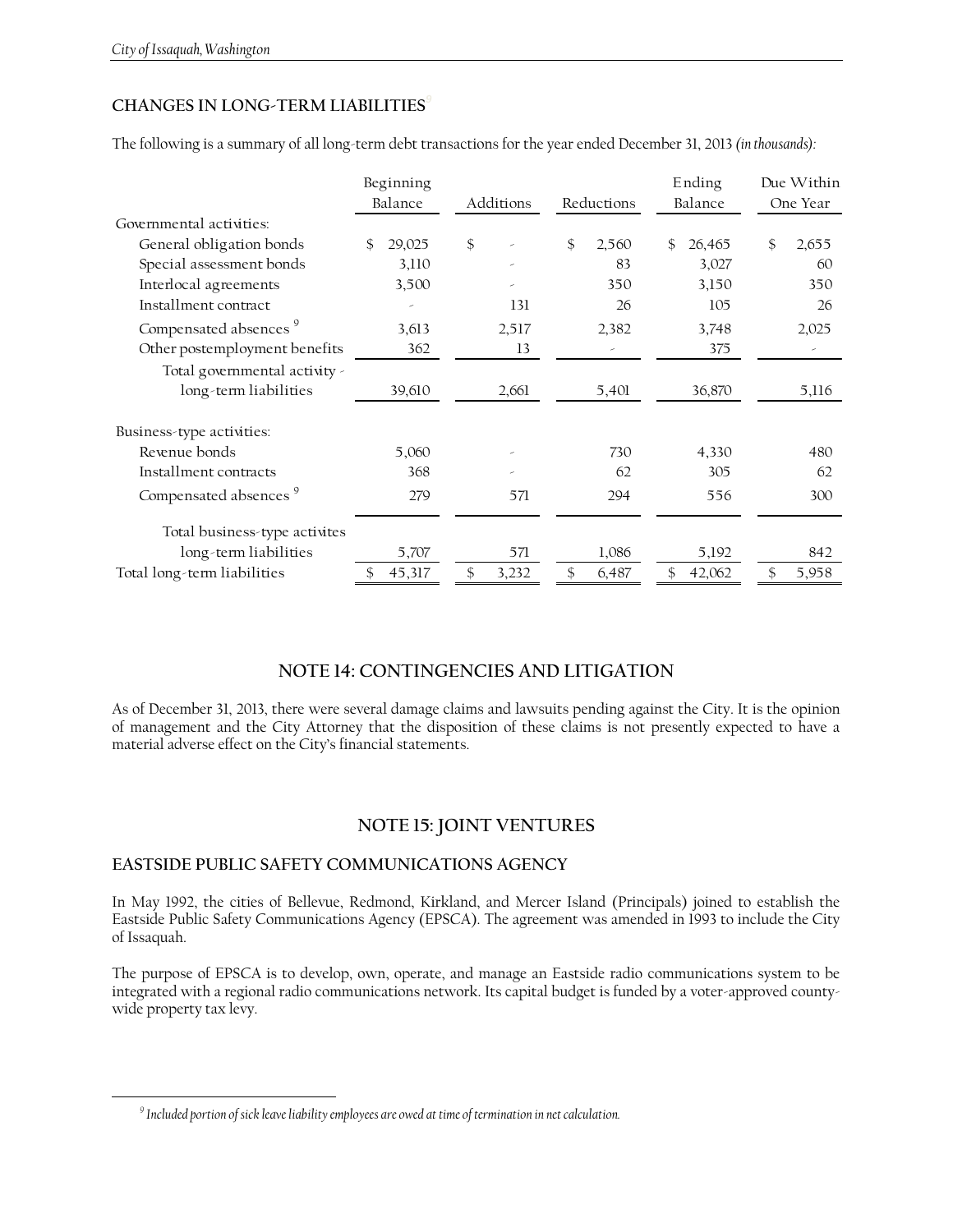### CHANGES IN LONG-TERM LIABILITIES[9]

The following is a summary of all long-term debt transactions for the year ended December 31, 2013 *(in thousands)*:

| | Beginning Balance | Additions | Reductions | Ending Balance | Due Within One Year |
|---|---|---|---|---|---|
| Governmental activities: | | | | | |
| General obligation bonds | $ 29,025 | $ - | $ 2,560 | $ 26,465 | $ 2,655 |
| Special assessment bonds | 3,110 | - | 83 | 3,027 | 60 |
| Interlocal agreements | 3,500 | - | 350 | 3,150 | 350 |
| Installment contract | - | 131 | 26 | 105 | 26 |
| Compensated absences [9] | 3,613 | 2,517 | 2,382 | 3,748 | 2,025 |
| Other postemployment benefits | 362 | 13 | - | 375 | - |
| Total governmental activity - long-term liabilities | 39,610 | 2,661 | 5,401 | 36,870 | 5,116 |
| Business-type activities: | | | | | |
| Revenue bonds | 5,060 | - | 730 | 4,330 | 480 |
| Installment contracts | 368 | - | 62 | 305 | 62 |
| Compensated absences [9] | 279 | 571 | 294 | 556 | 300 |
| Total business-type activites long-term liabilities | 5,707 | 571 | 1,086 | 5,192 | 842 |
| Total long-term liabilities | $ 45,317 | $ 3,232 | $ 6,487 | $ 42,062 | $ 5,958 |

## NOTE 14: CONTINGENCIES AND LITIGATION

As of December 31, 2013, there were several damage claims and lawsuits pending against the City. It is the opinion of management and the City Attorney that the disposition of these claims is not presently expected to have a material adverse effect on the City's financial statements.

## NOTE 15: JOINT VENTURES

### EASTSIDE PUBLIC SAFETY COMMUNICATIONS AGENCY

In May 1992, the cities of Bellevue, Redmond, Kirkland, and Mercer Island (Principals) joined to establish the Eastside Public Safety Communications Agency (EPSCA). The agreement was amended in 1993 to include the City of Issaquah.

The purpose of EPSCA is to develop, own, operate, and manage an Eastside radio communications system to be integrated with a regional radio communications network. Its capital budget is funded by a voter-approved county-wide property tax levy.

---

[9] *Included portion of sick leave liability employees are owed at time of termination in net calculation.*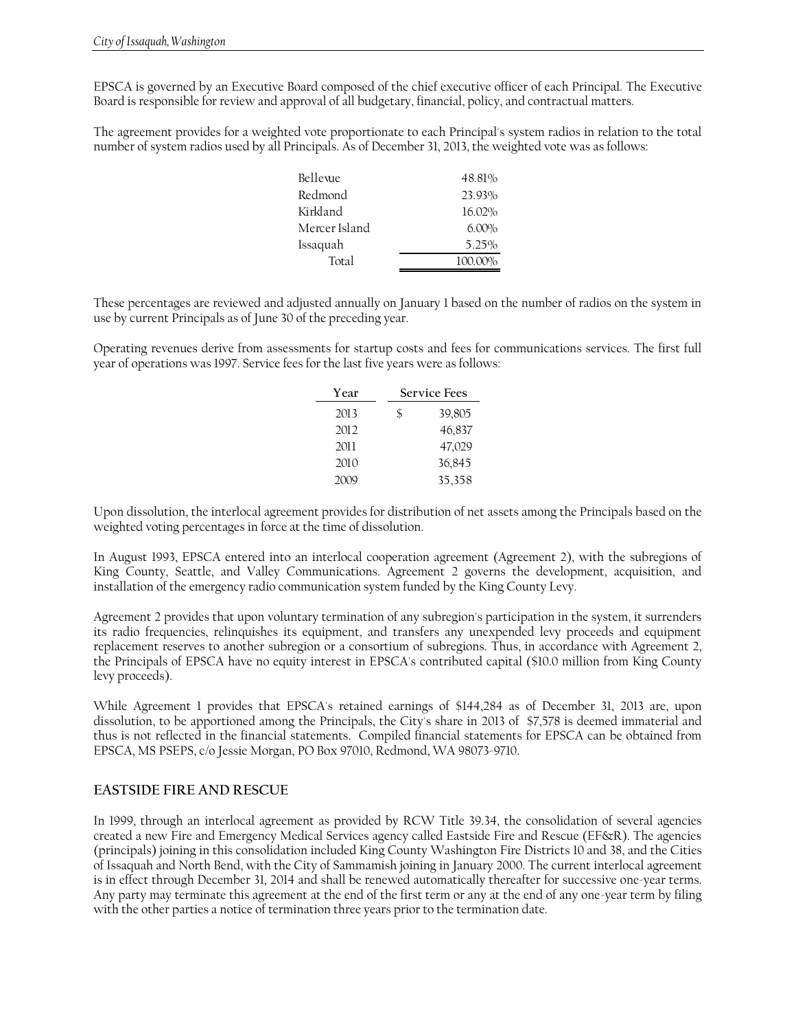EPSCA is governed by an Executive Board composed of the chief executive officer of each Principal. The Executive Board is responsible for review and approval of all budgetary, financial, policy, and contractual matters.

The agreement provides for a weighted vote proportionate to each Principal's system radios in relation to the total number of system radios used by all Principals. As of December 31, 2013, the weighted vote was as follows:

| | |
|---|---|
| Bellevue | 48.81% |
| Redmond | 23.93% |
| Kirkland | 16.02% |
| Mercer Island | 6.00% |
| Issaquah | 5.25% |
| Total | 100.00% |

These percentages are reviewed and adjusted annually on January 1 based on the number of radios on the system in use by current Principals as of June 30 of the preceding year.

Operating revenues derive from assessments for startup costs and fees for communications services. The first full year of operations was 1997. Service fees for the last five years were as follows:

| Year | Service Fees |
|---|---|
| 2013 | $ 39,805 |
| 2012 | 46,837 |
| 2011 | 47,029 |
| 2010 | 36,845 |
| 2009 | 35,358 |

Upon dissolution, the interlocal agreement provides for distribution of net assets among the Principals based on the weighted voting percentages in force at the time of dissolution.

In August 1993, EPSCA entered into an interlocal cooperation agreement (Agreement 2), with the subregions of King County, Seattle, and Valley Communications. Agreement 2 governs the development, acquisition, and installation of the emergency radio communication system funded by the King County Levy.

Agreement 2 provides that upon voluntary termination of any subregion's participation in the system, it surrenders its radio frequencies, relinquishes its equipment, and transfers any unexpended levy proceeds and equipment replacement reserves to another subregion or a consortium of subregions. Thus, in accordance with Agreement 2, the Principals of EPSCA have no equity interest in EPSCA's contributed capital ($10.0 million from King County levy proceeds).

While Agreement 1 provides that EPSCA's retained earnings of $144,284 as of December 31, 2013 are, upon dissolution, to be apportioned among the Principals, the City's share in 2013 of $7,578 is deemed immaterial and thus is not reflected in the financial statements. Compiled financial statements for EPSCA can be obtained from EPSCA, MS PSEPS, c/o Jessie Morgan, PO Box 97010, Redmond, WA 98073-9710.

## EASTSIDE FIRE AND RESCUE

In 1999, through an interlocal agreement as provided by RCW Title 39.34, the consolidation of several agencies created a new Fire and Emergency Medical Services agency called Eastside Fire and Rescue (EF&R). The agencies (principals) joining in this consolidation included King County Washington Fire Districts 10 and 38, and the Cities of Issaquah and North Bend, with the City of Sammamish joining in January 2000. The current interlocal agreement is in effect through December 31, 2014 and shall be renewed automatically thereafter for successive one-year terms. Any party may terminate this agreement at the end of the first term or any at the end of any one-year term by filing with the other parties a notice of termination three years prior to the termination date.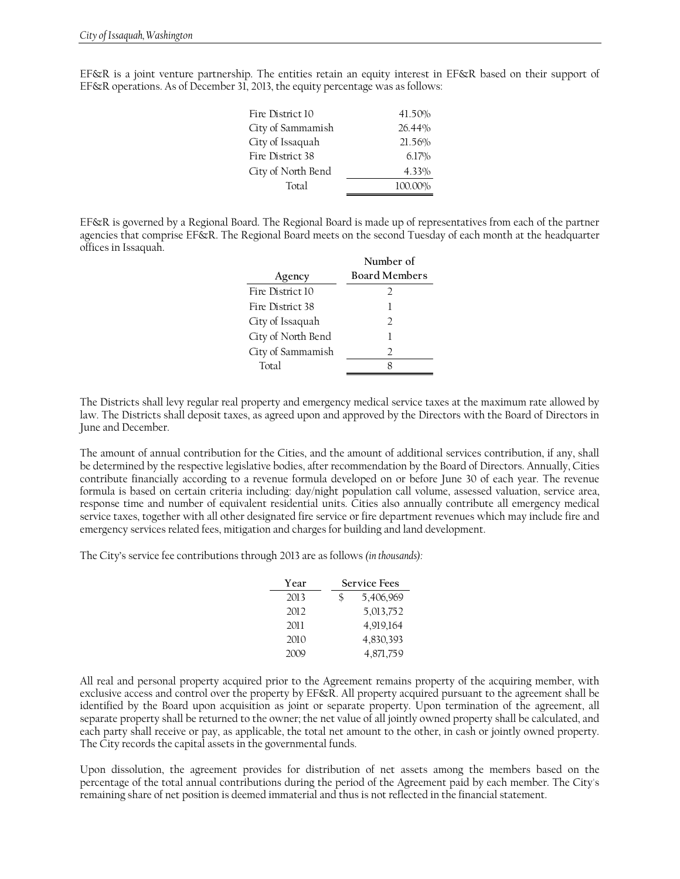EF&R is a joint venture partnership. The entities retain an equity interest in EF&R based on their support of EF&R operations. As of December 31, 2013, the equity percentage was as follows:

| | |
|---|---|
| Fire District 10 | 41.50% |
| City of Sammamish | 26.44% |
| City of Issaquah | 21.56% |
| Fire District 38 | 6.17% |
| City of North Bend | 4.33% |
| Total | 100.00% |

EF&R is governed by a Regional Board. The Regional Board is made up of representatives from each of the partner agencies that comprise EF&R. The Regional Board meets on the second Tuesday of each month at the headquarter offices in Issaquah.

| Agency | Number of Board Members |
|---|---|
| Fire District 10 | 2 |
| Fire District 38 | 1 |
| City of Issaquah | 2 |
| City of North Bend | 1 |
| City of Sammamish | 2 |
| Total | 8 |

The Districts shall levy regular real property and emergency medical service taxes at the maximum rate allowed by law. The Districts shall deposit taxes, as agreed upon and approved by the Directors with the Board of Directors in June and December.

The amount of annual contribution for the Cities, and the amount of additional services contribution, if any, shall be determined by the respective legislative bodies, after recommendation by the Board of Directors. Annually, Cities contribute financially according to a revenue formula developed on or before June 30 of each year. The revenue formula is based on certain criteria including: day/night population call volume, assessed valuation, service area, response time and number of equivalent residential units. Cities also annually contribute all emergency medical service taxes, together with all other designated fire service or fire department revenues which may include fire and emergency services related fees, mitigation and charges for building and land development.

The City's service fee contributions through 2013 are as follows *(in thousands)*:

| Year | Service Fees |
|---|---|
| 2013 | $ 5,406,969 |
| 2012 | 5,013,752 |
| 2011 | 4,919,164 |
| 2010 | 4,830,393 |
| 2009 | 4,871,759 |

All real and personal property acquired prior to the Agreement remains property of the acquiring member, with exclusive access and control over the property by EF&R. All property acquired pursuant to the agreement shall be identified by the Board upon acquisition as joint or separate property. Upon termination of the agreement, all separate property shall be returned to the owner; the net value of all jointly owned property shall be calculated, and each party shall receive or pay, as applicable, the total net amount to the other, in cash or jointly owned property. The City records the capital assets in the governmental funds.

Upon dissolution, the agreement provides for distribution of net assets among the members based on the percentage of the total annual contributions during the period of the Agreement paid by each member. The City's remaining share of net position is deemed immaterial and thus is not reflected in the financial statement.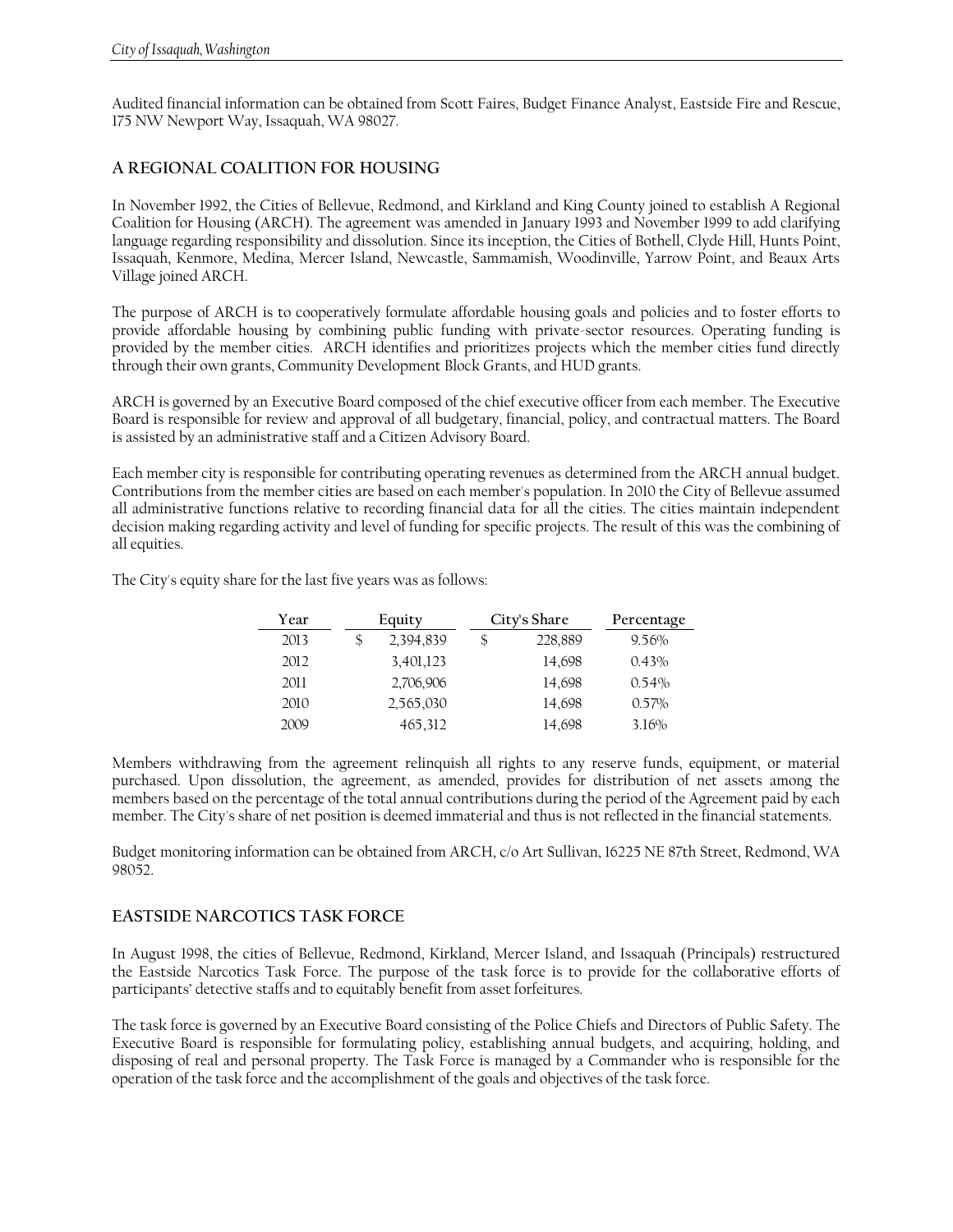Audited financial information can be obtained from Scott Faires, Budget Finance Analyst, Eastside Fire and Rescue, 175 NW Newport Way, Issaquah, WA 98027.

## A REGIONAL COALITION FOR HOUSING

In November 1992, the Cities of Bellevue, Redmond, and Kirkland and King County joined to establish A Regional Coalition for Housing (ARCH). The agreement was amended in January 1993 and November 1999 to add clarifying language regarding responsibility and dissolution. Since its inception, the Cities of Bothell, Clyde Hill, Hunts Point, Issaquah, Kenmore, Medina, Mercer Island, Newcastle, Sammamish, Woodinville, Yarrow Point, and Beaux Arts Village joined ARCH.

The purpose of ARCH is to cooperatively formulate affordable housing goals and policies and to foster efforts to provide affordable housing by combining public funding with private-sector resources. Operating funding is provided by the member cities. ARCH identifies and prioritizes projects which the member cities fund directly through their own grants, Community Development Block Grants, and HUD grants.

ARCH is governed by an Executive Board composed of the chief executive officer from each member. The Executive Board is responsible for review and approval of all budgetary, financial, policy, and contractual matters. The Board is assisted by an administrative staff and a Citizen Advisory Board.

Each member city is responsible for contributing operating revenues as determined from the ARCH annual budget. Contributions from the member cities are based on each member's population. In 2010 the City of Bellevue assumed all administrative functions relative to recording financial data for all the cities. The cities maintain independent decision making regarding activity and level of funding for specific projects. The result of this was the combining of all equities.

The City's equity share for the last five years was as follows:

| Year | Equity | City's Share | Percentage |
|---|---|---|---|
| 2013 | $ 2,394,839 | $ 228,889 | 9.56% |
| 2012 | 3,401,123 | 14,698 | 0.43% |
| 2011 | 2,706,906 | 14,698 | 0.54% |
| 2010 | 2,565,030 | 14,698 | 0.57% |
| 2009 | 465,312 | 14,698 | 3.16% |

Members withdrawing from the agreement relinquish all rights to any reserve funds, equipment, or material purchased. Upon dissolution, the agreement, as amended, provides for distribution of net assets among the members based on the percentage of the total annual contributions during the period of the Agreement paid by each member. The City's share of net position is deemed immaterial and thus is not reflected in the financial statements.

Budget monitoring information can be obtained from ARCH, c/o Art Sullivan, 16225 NE 87th Street, Redmond, WA 98052.

## EASTSIDE NARCOTICS TASK FORCE

In August 1998, the cities of Bellevue, Redmond, Kirkland, Mercer Island, and Issaquah (Principals) restructured the Eastside Narcotics Task Force. The purpose of the task force is to provide for the collaborative efforts of participants' detective staffs and to equitably benefit from asset forfeitures.

The task force is governed by an Executive Board consisting of the Police Chiefs and Directors of Public Safety. The Executive Board is responsible for formulating policy, establishing annual budgets, and acquiring, holding, and disposing of real and personal property. The Task Force is managed by a Commander who is responsible for the operation of the task force and the accomplishment of the goals and objectives of the task force.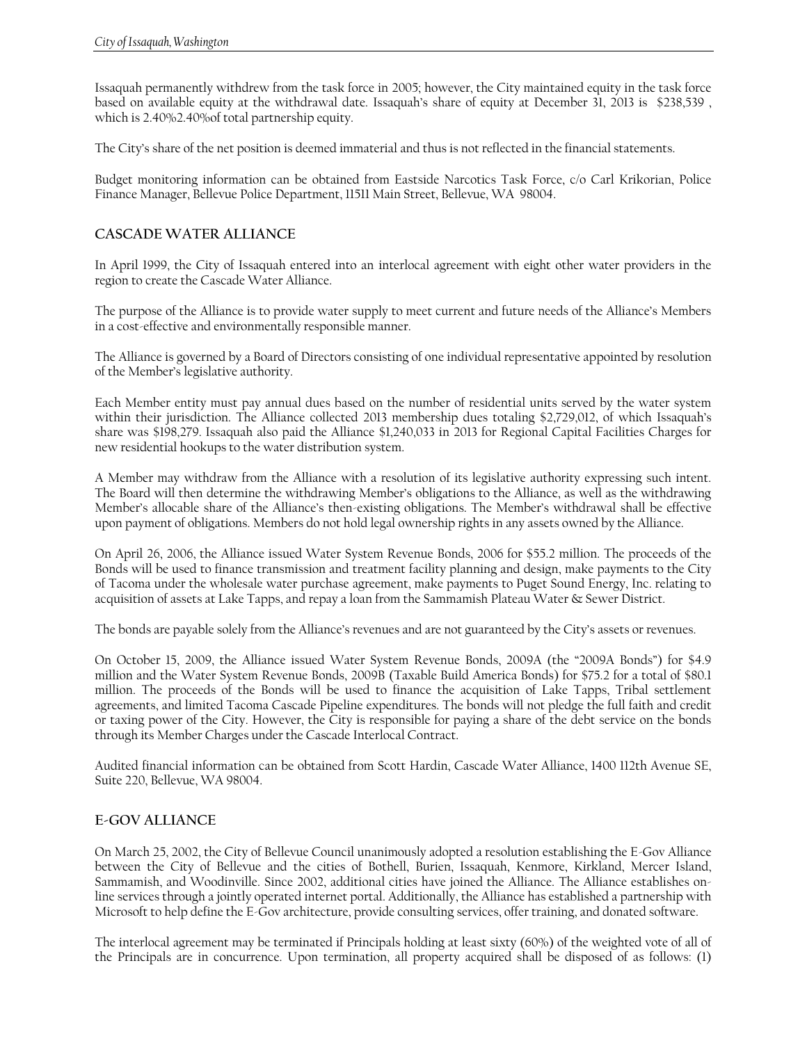Issaquah permanently withdrew from the task force in 2005; however, the City maintained equity in the task force based on available equity at the withdrawal date. Issaquah's share of equity at December 31, 2013 is $238,539 , which is 2.40%2.40%of total partnership equity.

The City's share of the net position is deemed immaterial and thus is not reflected in the financial statements.

Budget monitoring information can be obtained from Eastside Narcotics Task Force, c/o Carl Krikorian, Police Finance Manager, Bellevue Police Department, 11511 Main Street, Bellevue, WA 98004.

## CASCADE WATER ALLIANCE

In April 1999, the City of Issaquah entered into an interlocal agreement with eight other water providers in the region to create the Cascade Water Alliance.

The purpose of the Alliance is to provide water supply to meet current and future needs of the Alliance's Members in a cost-effective and environmentally responsible manner.

The Alliance is governed by a Board of Directors consisting of one individual representative appointed by resolution of the Member's legislative authority.

Each Member entity must pay annual dues based on the number of residential units served by the water system within their jurisdiction. The Alliance collected 2013 membership dues totaling $2,729,012, of which Issaquah's share was $198,279. Issaquah also paid the Alliance $1,240,033 in 2013 for Regional Capital Facilities Charges for new residential hookups to the water distribution system.

A Member may withdraw from the Alliance with a resolution of its legislative authority expressing such intent. The Board will then determine the withdrawing Member's obligations to the Alliance, as well as the withdrawing Member's allocable share of the Alliance's then-existing obligations. The Member's withdrawal shall be effective upon payment of obligations. Members do not hold legal ownership rights in any assets owned by the Alliance.

On April 26, 2006, the Alliance issued Water System Revenue Bonds, 2006 for $55.2 million. The proceeds of the Bonds will be used to finance transmission and treatment facility planning and design, make payments to the City of Tacoma under the wholesale water purchase agreement, make payments to Puget Sound Energy, Inc. relating to acquisition of assets at Lake Tapps, and repay a loan from the Sammamish Plateau Water & Sewer District.

The bonds are payable solely from the Alliance's revenues and are not guaranteed by the City's assets or revenues.

On October 15, 2009, the Alliance issued Water System Revenue Bonds, 2009A (the "2009A Bonds") for $4.9 million and the Water System Revenue Bonds, 2009B (Taxable Build America Bonds) for $75.2 for a total of $80.1 million. The proceeds of the Bonds will be used to finance the acquisition of Lake Tapps, Tribal settlement agreements, and limited Tacoma Cascade Pipeline expenditures. The bonds will not pledge the full faith and credit or taxing power of the City. However, the City is responsible for paying a share of the debt service on the bonds through its Member Charges under the Cascade Interlocal Contract.

Audited financial information can be obtained from Scott Hardin, Cascade Water Alliance, 1400 112th Avenue SE, Suite 220, Bellevue, WA 98004.

## E-GOV ALLIANCE

On March 25, 2002, the City of Bellevue Council unanimously adopted a resolution establishing the E-Gov Alliance between the City of Bellevue and the cities of Bothell, Burien, Issaquah, Kenmore, Kirkland, Mercer Island, Sammamish, and Woodinville. Since 2002, additional cities have joined the Alliance. The Alliance establishes on-line services through a jointly operated internet portal. Additionally, the Alliance has established a partnership with Microsoft to help define the E-Gov architecture, provide consulting services, offer training, and donated software.

The interlocal agreement may be terminated if Principals holding at least sixty (60%) of the weighted vote of all of the Principals are in concurrence. Upon termination, all property acquired shall be disposed of as follows: (1)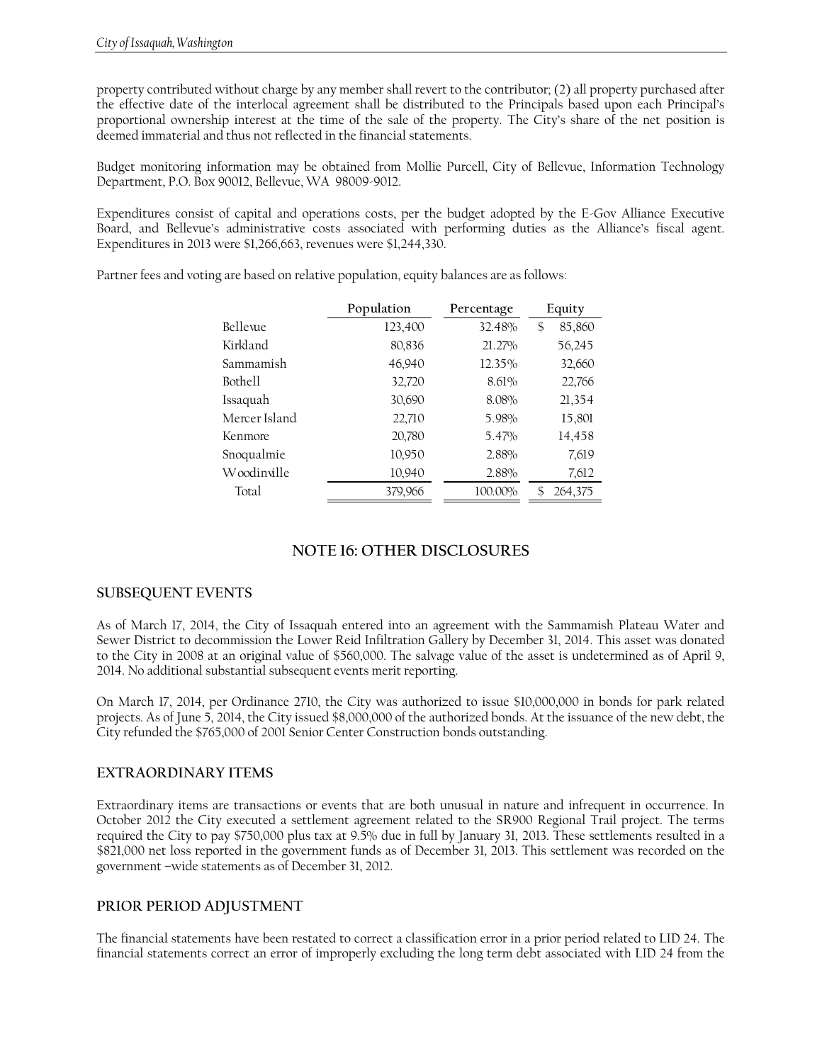property contributed without charge by any member shall revert to the contributor; (2) all property purchased after the effective date of the interlocal agreement shall be distributed to the Principals based upon each Principal's proportional ownership interest at the time of the sale of the property. The City's share of the net position is deemed immaterial and thus not reflected in the financial statements.

Budget monitoring information may be obtained from Mollie Purcell, City of Bellevue, Information Technology Department, P.O. Box 90012, Bellevue, WA 98009-9012.

Expenditures consist of capital and operations costs, per the budget adopted by the E-Gov Alliance Executive Board, and Bellevue's administrative costs associated with performing duties as the Alliance's fiscal agent. Expenditures in 2013 were $1,266,663, revenues were $1,244,330.

Partner fees and voting are based on relative population, equity balances are as follows:

| | Population | Percentage | Equity |
|---|---|---|---|
| Bellevue | 123,400 | 32.48% | $ 85,860 |
| Kirkland | 80,836 | 21.27% | 56,245 |
| Sammamish | 46,940 | 12.35% | 32,660 |
| Bothell | 32,720 | 8.61% | 22,766 |
| Issaquah | 30,690 | 8.08% | 21,354 |
| Mercer Island | 22,710 | 5.98% | 15,801 |
| Kenmore | 20,780 | 5.47% | 14,458 |
| Snoqualmie | 10,950 | 2.88% | 7,619 |
| Woodinville | 10,940 | 2.88% | 7,612 |
| Total | 379,966 | 100.00% | $ 264,375 |

## NOTE 16: OTHER DISCLOSURES

### SUBSEQUENT EVENTS

As of March 17, 2014, the City of Issaquah entered into an agreement with the Sammamish Plateau Water and Sewer District to decommission the Lower Reid Infiltration Gallery by December 31, 2014. This asset was donated to the City in 2008 at an original value of $560,000. The salvage value of the asset is undetermined as of April 9, 2014. No additional substantial subsequent events merit reporting.

On March 17, 2014, per Ordinance 2710, the City was authorized to issue $10,000,000 in bonds for park related projects. As of June 5, 2014, the City issued $8,000,000 of the authorized bonds. At the issuance of the new debt, the City refunded the $765,000 of 2001 Senior Center Construction bonds outstanding.

### EXTRAORDINARY ITEMS

Extraordinary items are transactions or events that are both unusual in nature and infrequent in occurrence. In October 2012 the City executed a settlement agreement related to the SR900 Regional Trail project. The terms required the City to pay $750,000 plus tax at 9.5% due in full by January 31, 2013. These settlements resulted in a $821,000 net loss reported in the government funds as of December 31, 2013. This settlement was recorded on the government –wide statements as of December 31, 2012.

### PRIOR PERIOD ADJUSTMENT

The financial statements have been restated to correct a classification error in a prior period related to LID 24. The financial statements correct an error of improperly excluding the long term debt associated with LID 24 from the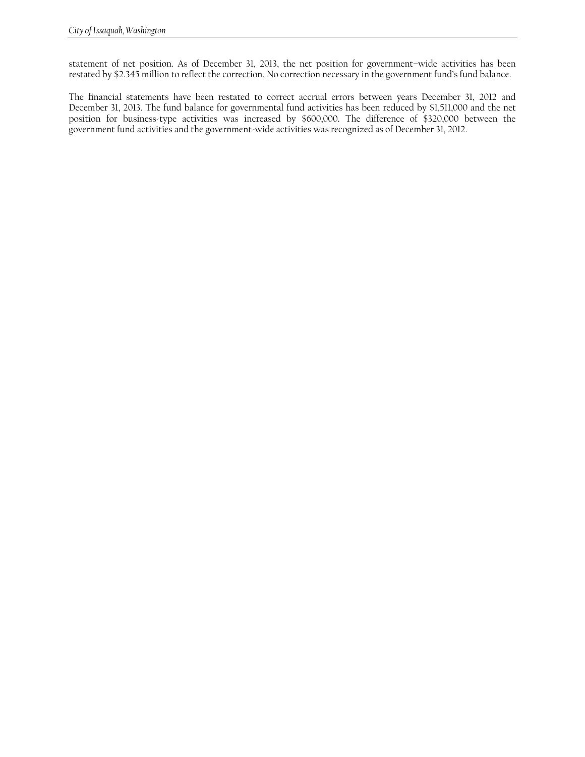statement of net position. As of December 31, 2013, the net position for government–wide activities has been restated by $2.345 million to reflect the correction. No correction necessary in the government fund's fund balance.

The financial statements have been restated to correct accrual errors between years December 31, 2012 and December 31, 2013. The fund balance for governmental fund activities has been reduced by $1,511,000 and the net position for business-type activities was increased by $600,000. The difference of $320,000 between the government fund activities and the government-wide activities was recognized as of December 31, 2012.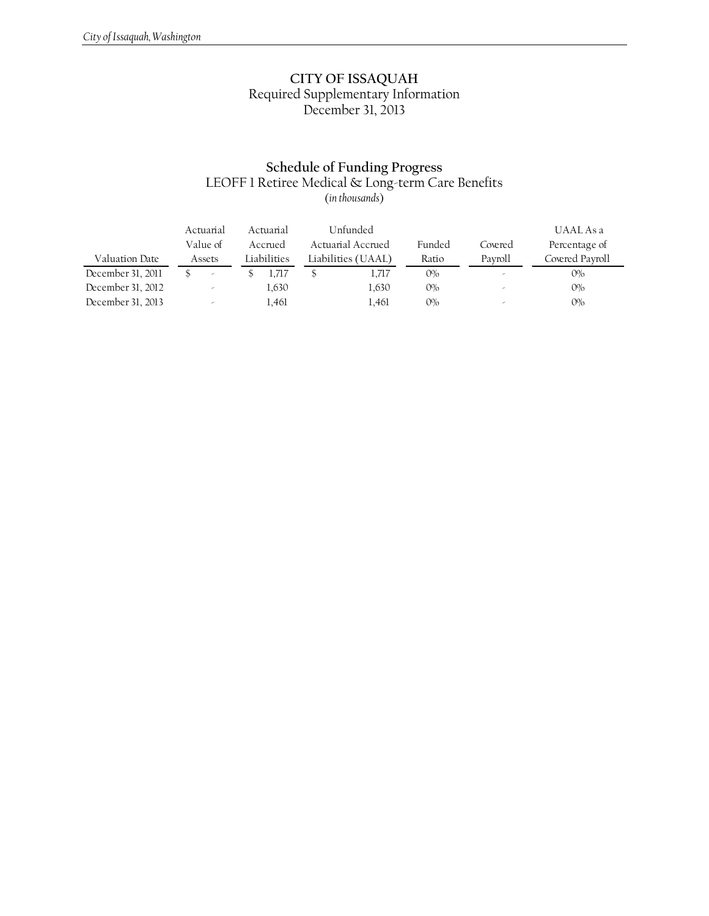# CITY OF ISSAQUAH

Required Supplementary Information
December 31, 2013

## Schedule of Funding Progress

LEOFF 1 Retiree Medical & Long-term Care Benefits
*(in thousands)*

| Valuation Date | Actuarial Value of Assets | Actuarial Accrued Liabilities | Unfunded Actuarial Accrued Liabilities (UAAL) | Funded Ratio | Covered Payroll | UAAL As a Percentage of Covered Payroll |
|---|---|---|---|---|---|---|
| December 31, 2011 | $ - | $ 1,717 | $ 1,717 | 0% | - | 0% |
| December 31, 2012 | - | 1,630 | 1,630 | 0% | - | 0% |
| December 31, 2013 | - | 1,461 | 1,461 | 0% | - | 0% |